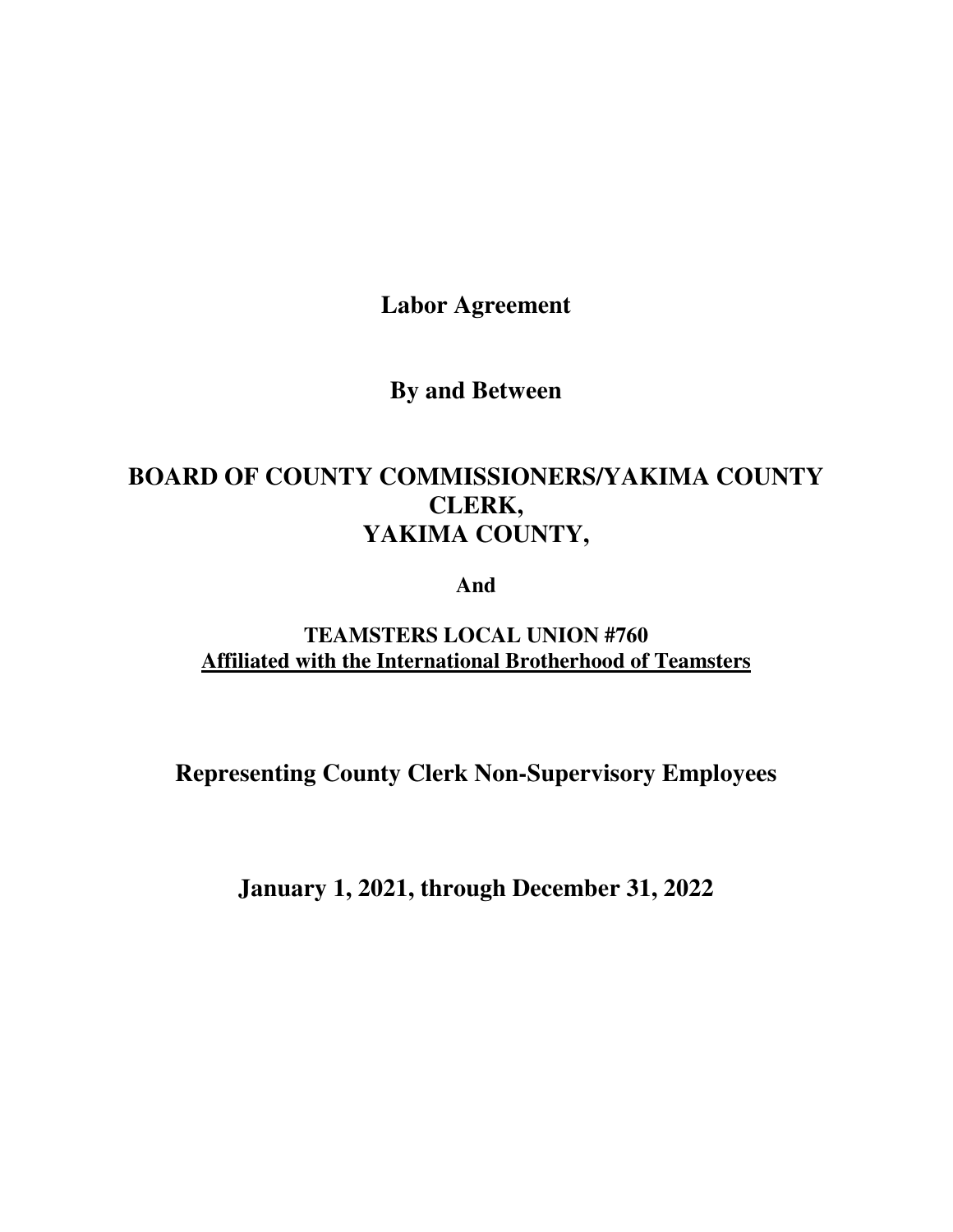# Labor Agreement

## By and Between

## BOARD OF COUNTY COMMISSIONERS/YAKIMA COUNTY CLERK, YAKIMA COUNTY,

**And**

**TEAMSTERS LOCAL UNION #760**
**Affiliated with the International Brotherhood of Teamsters**

## Representing County Clerk Non-Supervisory Employees

## January 1, 2021, through December 31, 2022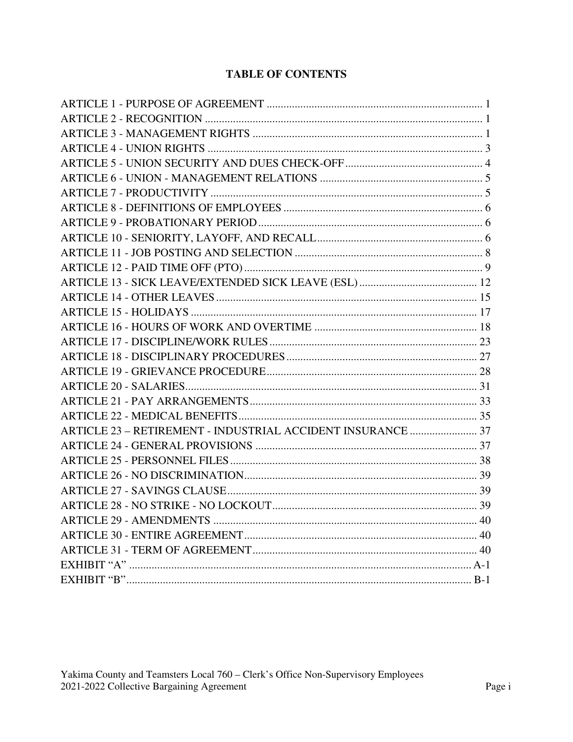# TABLE OF CONTENTS

| | |
|---|---|
| ARTICLE 1 - PURPOSE OF AGREEMENT | 1 |
| ARTICLE 2 - RECOGNITION | 1 |
| ARTICLE 3 - MANAGEMENT RIGHTS | 1 |
| ARTICLE 4 - UNION RIGHTS | 3 |
| ARTICLE 5 - UNION SECURITY AND DUES CHECK-OFF | 4 |
| ARTICLE 6 - UNION - MANAGEMENT RELATIONS | 5 |
| ARTICLE 7 - PRODUCTIVITY | 5 |
| ARTICLE 8 - DEFINITIONS OF EMPLOYEES | 6 |
| ARTICLE 9 - PROBATIONARY PERIOD | 6 |
| ARTICLE 10 - SENIORITY, LAYOFF, AND RECALL | 6 |
| ARTICLE 11 - JOB POSTING AND SELECTION | 8 |
| ARTICLE 12 - PAID TIME OFF (PTO) | 9 |
| ARTICLE 13 - SICK LEAVE/EXTENDED SICK LEAVE (ESL) | 12 |
| ARTICLE 14 - OTHER LEAVES | 15 |
| ARTICLE 15 - HOLIDAYS | 17 |
| ARTICLE 16 - HOURS OF WORK AND OVERTIME | 18 |
| ARTICLE 17 - DISCIPLINE/WORK RULES | 23 |
| ARTICLE 18 - DISCIPLINARY PROCEDURES | 27 |
| ARTICLE 19 - GRIEVANCE PROCEDURE | 28 |
| ARTICLE 20 - SALARIES | 31 |
| ARTICLE 21 - PAY ARRANGEMENTS | 33 |
| ARTICLE 22 - MEDICAL BENEFITS | 35 |
| ARTICLE 23 – RETIREMENT - INDUSTRIAL ACCIDENT INSURANCE | 37 |
| ARTICLE 24 - GENERAL PROVISIONS | 37 |
| ARTICLE 25 - PERSONNEL FILES | 38 |
| ARTICLE 26 - NO DISCRIMINATION | 39 |
| ARTICLE 27 - SAVINGS CLAUSE | 39 |
| ARTICLE 28 - NO STRIKE - NO LOCKOUT | 39 |
| ARTICLE 29 - AMENDMENTS | 40 |
| ARTICLE 30 - ENTIRE AGREEMENT | 40 |
| ARTICLE 31 - TERM OF AGREEMENT | 40 |
| EXHIBIT "A" | A-1 |
| EXHIBIT "B" | B-1 |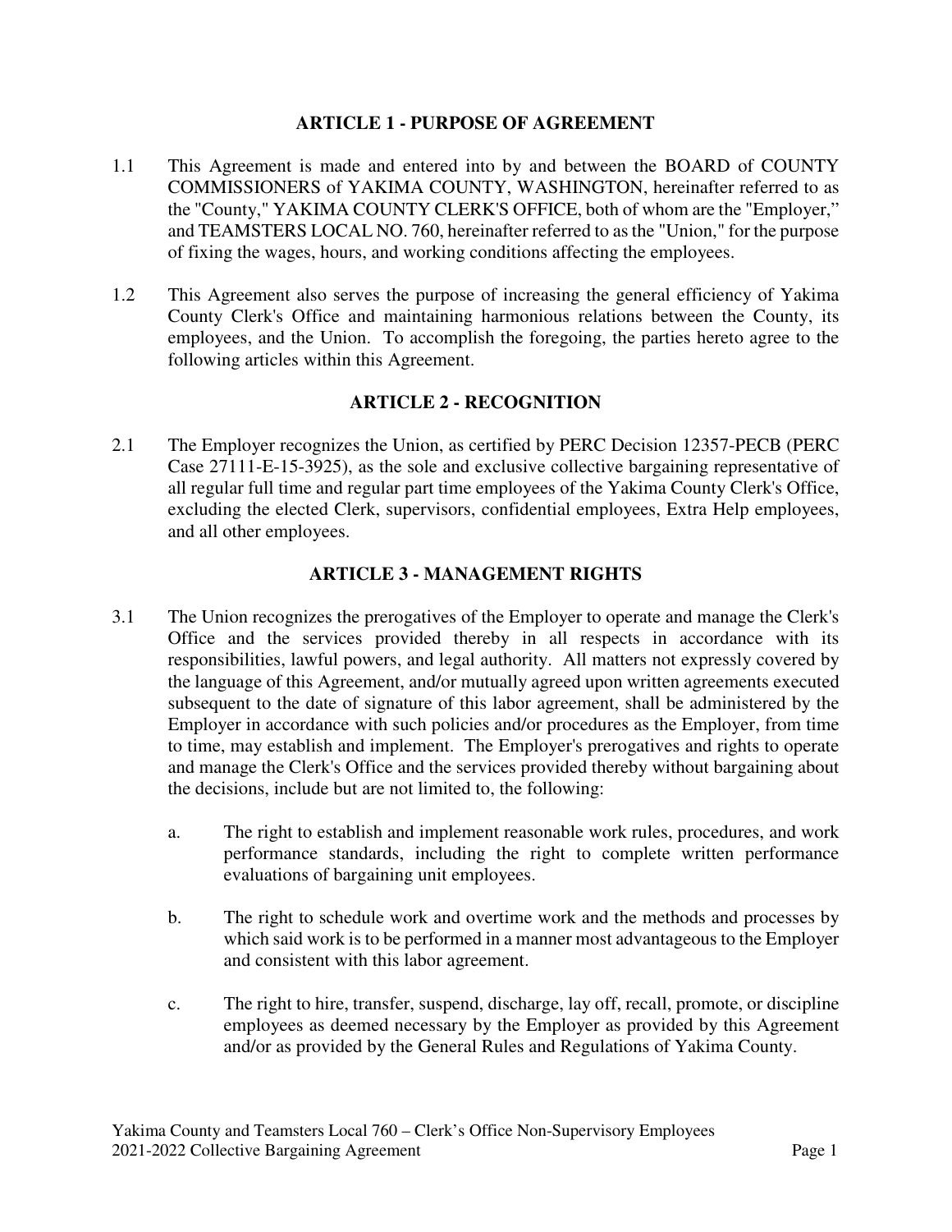## ARTICLE 1 - PURPOSE OF AGREEMENT

1.1 This Agreement is made and entered into by and between the BOARD of COUNTY COMMISSIONERS of YAKIMA COUNTY, WASHINGTON, hereinafter referred to as the "County," YAKIMA COUNTY CLERK'S OFFICE, both of whom are the "Employer," and TEAMSTERS LOCAL NO. 760, hereinafter referred to as the "Union," for the purpose of fixing the wages, hours, and working conditions affecting the employees.

1.2 This Agreement also serves the purpose of increasing the general efficiency of Yakima County Clerk's Office and maintaining harmonious relations between the County, its employees, and the Union. To accomplish the foregoing, the parties hereto agree to the following articles within this Agreement.

## ARTICLE 2 - RECOGNITION

2.1 The Employer recognizes the Union, as certified by PERC Decision 12357-PECB (PERC Case 27111-E-15-3925), as the sole and exclusive collective bargaining representative of all regular full time and regular part time employees of the Yakima County Clerk's Office, excluding the elected Clerk, supervisors, confidential employees, Extra Help employees, and all other employees.

## ARTICLE 3 - MANAGEMENT RIGHTS

3.1 The Union recognizes the prerogatives of the Employer to operate and manage the Clerk's Office and the services provided thereby in all respects in accordance with its responsibilities, lawful powers, and legal authority. All matters not expressly covered by the language of this Agreement, and/or mutually agreed upon written agreements executed subsequent to the date of signature of this labor agreement, shall be administered by the Employer in accordance with such policies and/or procedures as the Employer, from time to time, may establish and implement. The Employer's prerogatives and rights to operate and manage the Clerk's Office and the services provided thereby without bargaining about the decisions, include but are not limited to, the following:

a. The right to establish and implement reasonable work rules, procedures, and work performance standards, including the right to complete written performance evaluations of bargaining unit employees.

b. The right to schedule work and overtime work and the methods and processes by which said work is to be performed in a manner most advantageous to the Employer and consistent with this labor agreement.

c. The right to hire, transfer, suspend, discharge, lay off, recall, promote, or discipline employees as deemed necessary by the Employer as provided by this Agreement and/or as provided by the General Rules and Regulations of Yakima County.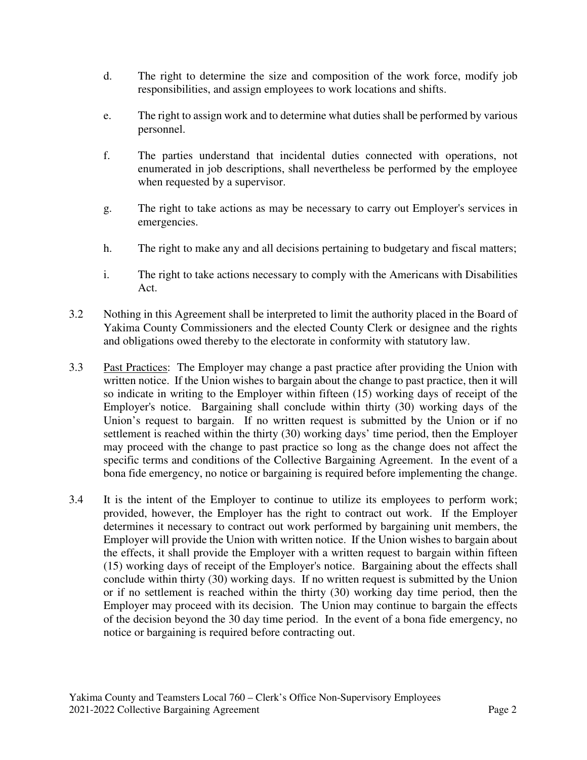d. The right to determine the size and composition of the work force, modify job responsibilities, and assign employees to work locations and shifts.

e. The right to assign work and to determine what duties shall be performed by various personnel.

f. The parties understand that incidental duties connected with operations, not enumerated in job descriptions, shall nevertheless be performed by the employee when requested by a supervisor.

g. The right to take actions as may be necessary to carry out Employer's services in emergencies.

h. The right to make any and all decisions pertaining to budgetary and fiscal matters;

i. The right to take actions necessary to comply with the Americans with Disabilities Act.

3.2 Nothing in this Agreement shall be interpreted to limit the authority placed in the Board of Yakima County Commissioners and the elected County Clerk or designee and the rights and obligations owed thereby to the electorate in conformity with statutory law.

3.3 Past Practices: The Employer may change a past practice after providing the Union with written notice. If the Union wishes to bargain about the change to past practice, then it will so indicate in writing to the Employer within fifteen (15) working days of receipt of the Employer's notice. Bargaining shall conclude within thirty (30) working days of the Union's request to bargain. If no written request is submitted by the Union or if no settlement is reached within the thirty (30) working days' time period, then the Employer may proceed with the change to past practice so long as the change does not affect the specific terms and conditions of the Collective Bargaining Agreement. In the event of a bona fide emergency, no notice or bargaining is required before implementing the change.

3.4 It is the intent of the Employer to continue to utilize its employees to perform work; provided, however, the Employer has the right to contract out work. If the Employer determines it necessary to contract out work performed by bargaining unit members, the Employer will provide the Union with written notice. If the Union wishes to bargain about the effects, it shall provide the Employer with a written request to bargain within fifteen (15) working days of receipt of the Employer's notice. Bargaining about the effects shall conclude within thirty (30) working days. If no written request is submitted by the Union or if no settlement is reached within the thirty (30) working day time period, then the Employer may proceed with its decision. The Union may continue to bargain the effects of the decision beyond the 30 day time period. In the event of a bona fide emergency, no notice or bargaining is required before contracting out.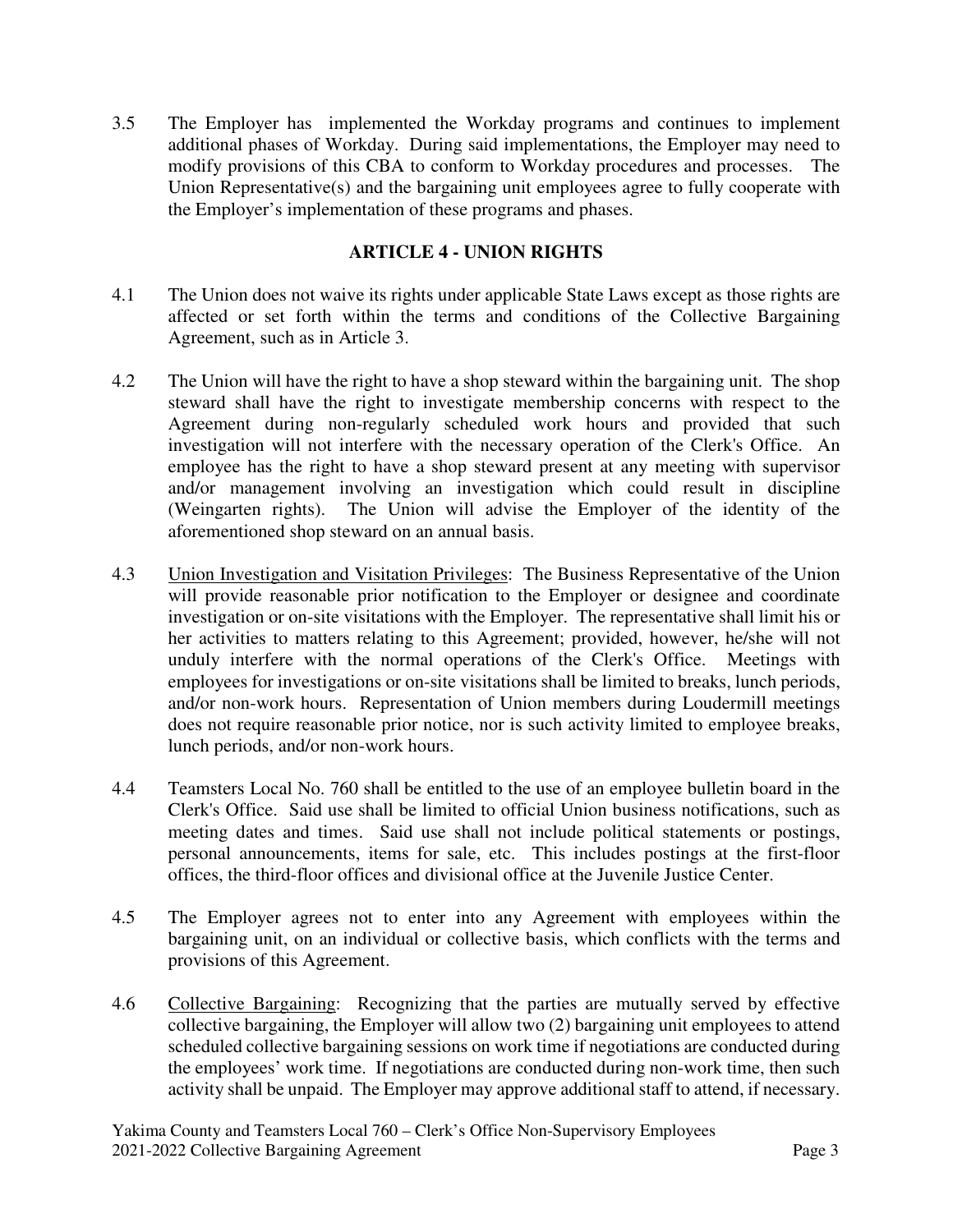3.5 The Employer has implemented the Workday programs and continues to implement additional phases of Workday. During said implementations, the Employer may need to modify provisions of this CBA to conform to Workday procedures and processes. The Union Representative(s) and the bargaining unit employees agree to fully cooperate with the Employer's implementation of these programs and phases.

## ARTICLE 4 - UNION RIGHTS

4.1 The Union does not waive its rights under applicable State Laws except as those rights are affected or set forth within the terms and conditions of the Collective Bargaining Agreement, such as in Article 3.

4.2 The Union will have the right to have a shop steward within the bargaining unit. The shop steward shall have the right to investigate membership concerns with respect to the Agreement during non-regularly scheduled work hours and provided that such investigation will not interfere with the necessary operation of the Clerk's Office. An employee has the right to have a shop steward present at any meeting with supervisor and/or management involving an investigation which could result in discipline (Weingarten rights). The Union will advise the Employer of the identity of the aforementioned shop steward on an annual basis.

4.3 Union Investigation and Visitation Privileges: The Business Representative of the Union will provide reasonable prior notification to the Employer or designee and coordinate investigation or on-site visitations with the Employer. The representative shall limit his or her activities to matters relating to this Agreement; provided, however, he/she will not unduly interfere with the normal operations of the Clerk's Office. Meetings with employees for investigations or on-site visitations shall be limited to breaks, lunch periods, and/or non-work hours. Representation of Union members during Loudermill meetings does not require reasonable prior notice, nor is such activity limited to employee breaks, lunch periods, and/or non-work hours.

4.4 Teamsters Local No. 760 shall be entitled to the use of an employee bulletin board in the Clerk's Office. Said use shall be limited to official Union business notifications, such as meeting dates and times. Said use shall not include political statements or postings, personal announcements, items for sale, etc. This includes postings at the first-floor offices, the third-floor offices and divisional office at the Juvenile Justice Center.

4.5 The Employer agrees not to enter into any Agreement with employees within the bargaining unit, on an individual or collective basis, which conflicts with the terms and provisions of this Agreement.

4.6 Collective Bargaining: Recognizing that the parties are mutually served by effective collective bargaining, the Employer will allow two (2) bargaining unit employees to attend scheduled collective bargaining sessions on work time if negotiations are conducted during the employees' work time. If negotiations are conducted during non-work time, then such activity shall be unpaid. The Employer may approve additional staff to attend, if necessary.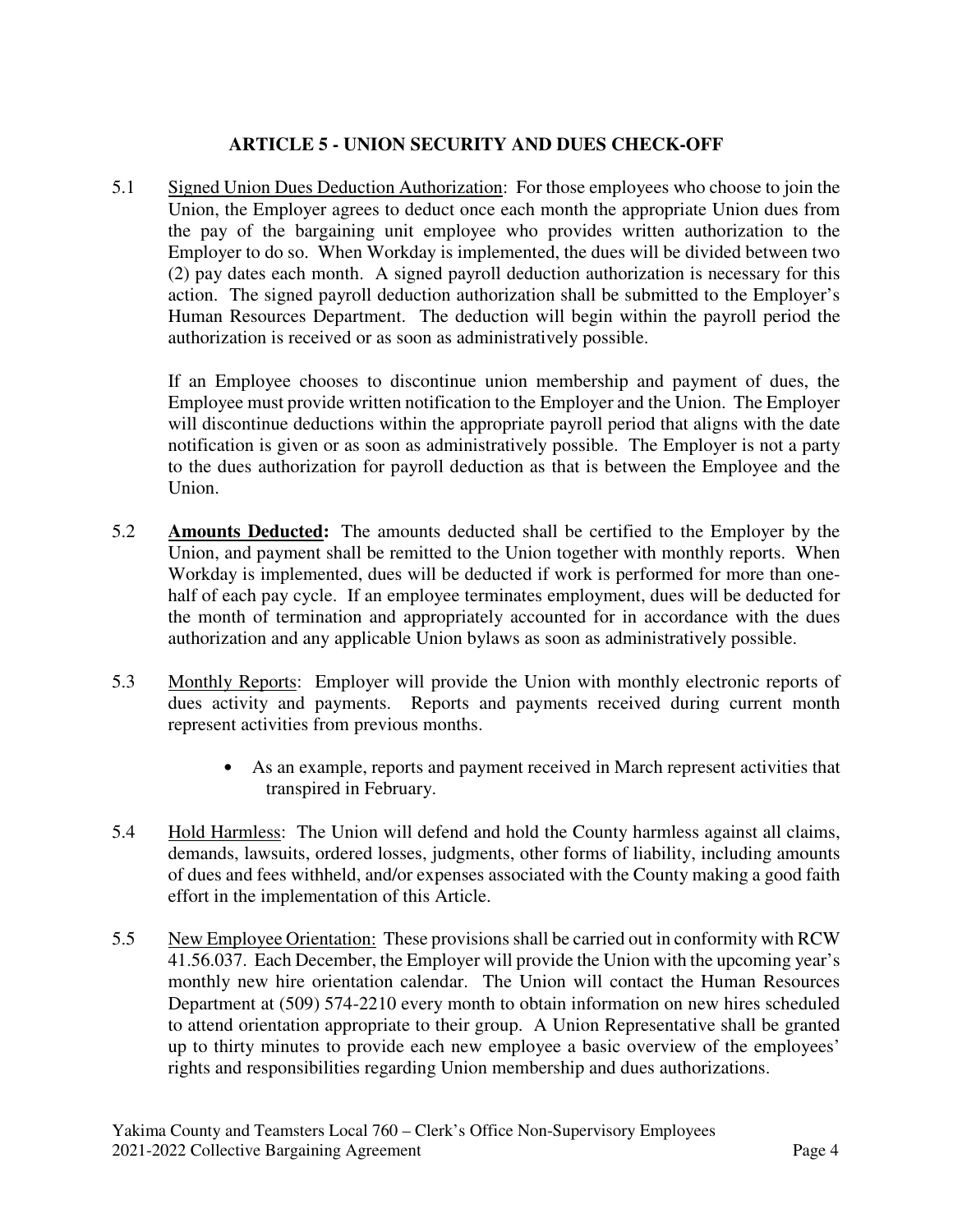## ARTICLE 5 - UNION SECURITY AND DUES CHECK-OFF

5.1 Signed Union Dues Deduction Authorization: For those employees who choose to join the Union, the Employer agrees to deduct once each month the appropriate Union dues from the pay of the bargaining unit employee who provides written authorization to the Employer to do so. When Workday is implemented, the dues will be divided between two (2) pay dates each month. A signed payroll deduction authorization is necessary for this action. The signed payroll deduction authorization shall be submitted to the Employer's Human Resources Department. The deduction will begin within the payroll period the authorization is received or as soon as administratively possible.

If an Employee chooses to discontinue union membership and payment of dues, the Employee must provide written notification to the Employer and the Union. The Employer will discontinue deductions within the appropriate payroll period that aligns with the date notification is given or as soon as administratively possible. The Employer is not a party to the dues authorization for payroll deduction as that is between the Employee and the Union.

5.2 **Amounts Deducted:** The amounts deducted shall be certified to the Employer by the Union, and payment shall be remitted to the Union together with monthly reports. When Workday is implemented, dues will be deducted if work is performed for more than one-half of each pay cycle. If an employee terminates employment, dues will be deducted for the month of termination and appropriately accounted for in accordance with the dues authorization and any applicable Union bylaws as soon as administratively possible.

5.3 Monthly Reports: Employer will provide the Union with monthly electronic reports of dues activity and payments. Reports and payments received during current month represent activities from previous months.

- As an example, reports and payment received in March represent activities that transpired in February.

5.4 Hold Harmless: The Union will defend and hold the County harmless against all claims, demands, lawsuits, ordered losses, judgments, other forms of liability, including amounts of dues and fees withheld, and/or expenses associated with the County making a good faith effort in the implementation of this Article.

5.5 New Employee Orientation: These provisions shall be carried out in conformity with RCW 41.56.037. Each December, the Employer will provide the Union with the upcoming year's monthly new hire orientation calendar. The Union will contact the Human Resources Department at (509) 574-2210 every month to obtain information on new hires scheduled to attend orientation appropriate to their group. A Union Representative shall be granted up to thirty minutes to provide each new employee a basic overview of the employees' rights and responsibilities regarding Union membership and dues authorizations.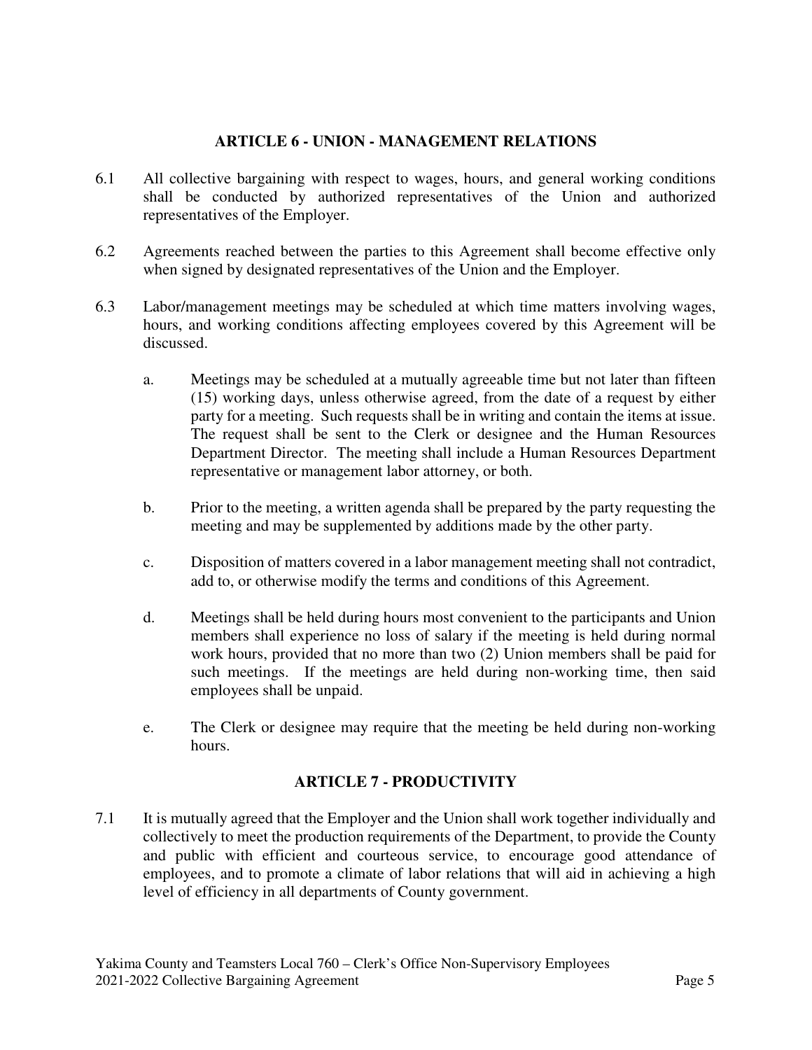## ARTICLE 6 - UNION - MANAGEMENT RELATIONS

6.1 All collective bargaining with respect to wages, hours, and general working conditions shall be conducted by authorized representatives of the Union and authorized representatives of the Employer.

6.2 Agreements reached between the parties to this Agreement shall become effective only when signed by designated representatives of the Union and the Employer.

6.3 Labor/management meetings may be scheduled at which time matters involving wages, hours, and working conditions affecting employees covered by this Agreement will be discussed.

a. Meetings may be scheduled at a mutually agreeable time but not later than fifteen (15) working days, unless otherwise agreed, from the date of a request by either party for a meeting. Such requests shall be in writing and contain the items at issue. The request shall be sent to the Clerk or designee and the Human Resources Department Director. The meeting shall include a Human Resources Department representative or management labor attorney, or both.

b. Prior to the meeting, a written agenda shall be prepared by the party requesting the meeting and may be supplemented by additions made by the other party.

c. Disposition of matters covered in a labor management meeting shall not contradict, add to, or otherwise modify the terms and conditions of this Agreement.

d. Meetings shall be held during hours most convenient to the participants and Union members shall experience no loss of salary if the meeting is held during normal work hours, provided that no more than two (2) Union members shall be paid for such meetings. If the meetings are held during non-working time, then said employees shall be unpaid.

e. The Clerk or designee may require that the meeting be held during non-working hours.

## ARTICLE 7 - PRODUCTIVITY

7.1 It is mutually agreed that the Employer and the Union shall work together individually and collectively to meet the production requirements of the Department, to provide the County and public with efficient and courteous service, to encourage good attendance of employees, and to promote a climate of labor relations that will aid in achieving a high level of efficiency in all departments of County government.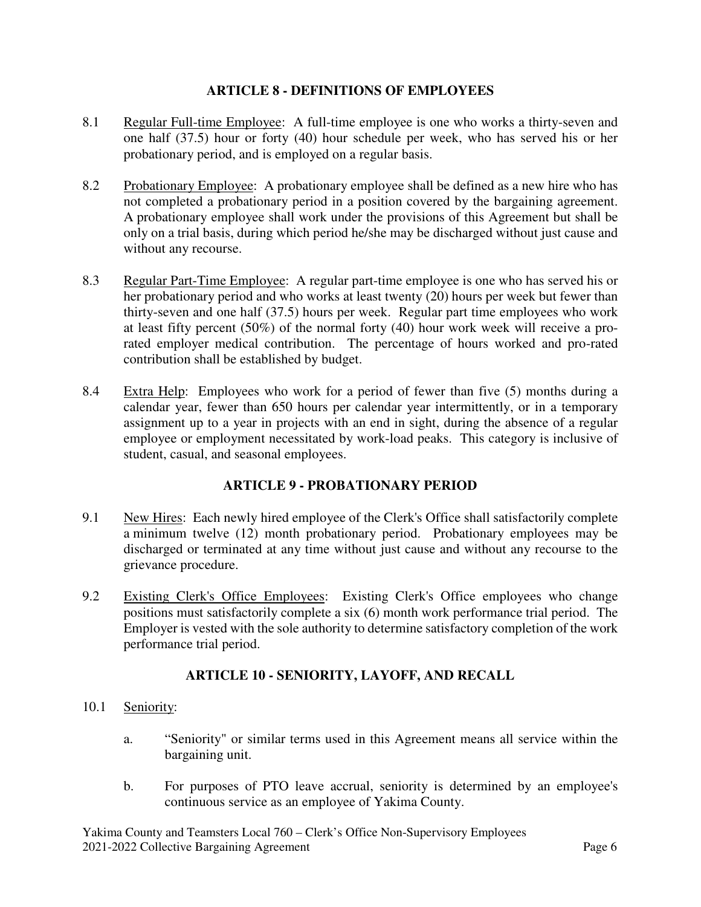## ARTICLE 8 - DEFINITIONS OF EMPLOYEES

8.1 Regular Full-time Employee: A full-time employee is one who works a thirty-seven and one half (37.5) hour or forty (40) hour schedule per week, who has served his or her probationary period, and is employed on a regular basis.

8.2 Probationary Employee: A probationary employee shall be defined as a new hire who has not completed a probationary period in a position covered by the bargaining agreement. A probationary employee shall work under the provisions of this Agreement but shall be only on a trial basis, during which period he/she may be discharged without just cause and without any recourse.

8.3 Regular Part-Time Employee: A regular part-time employee is one who has served his or her probationary period and who works at least twenty (20) hours per week but fewer than thirty-seven and one half (37.5) hours per week. Regular part time employees who work at least fifty percent (50%) of the normal forty (40) hour work week will receive a pro-rated employer medical contribution. The percentage of hours worked and pro-rated contribution shall be established by budget.

8.4 Extra Help: Employees who work for a period of fewer than five (5) months during a calendar year, fewer than 650 hours per calendar year intermittently, or in a temporary assignment up to a year in projects with an end in sight, during the absence of a regular employee or employment necessitated by work-load peaks. This category is inclusive of student, casual, and seasonal employees.

## ARTICLE 9 - PROBATIONARY PERIOD

9.1 New Hires: Each newly hired employee of the Clerk's Office shall satisfactorily complete a minimum twelve (12) month probationary period. Probationary employees may be discharged or terminated at any time without just cause and without any recourse to the grievance procedure.

9.2 Existing Clerk's Office Employees: Existing Clerk's Office employees who change positions must satisfactorily complete a six (6) month work performance trial period. The Employer is vested with the sole authority to determine satisfactory completion of the work performance trial period.

## ARTICLE 10 - SENIORITY, LAYOFF, AND RECALL

10.1 Seniority:

a. "Seniority" or similar terms used in this Agreement means all service within the bargaining unit.

b. For purposes of PTO leave accrual, seniority is determined by an employee's continuous service as an employee of Yakima County.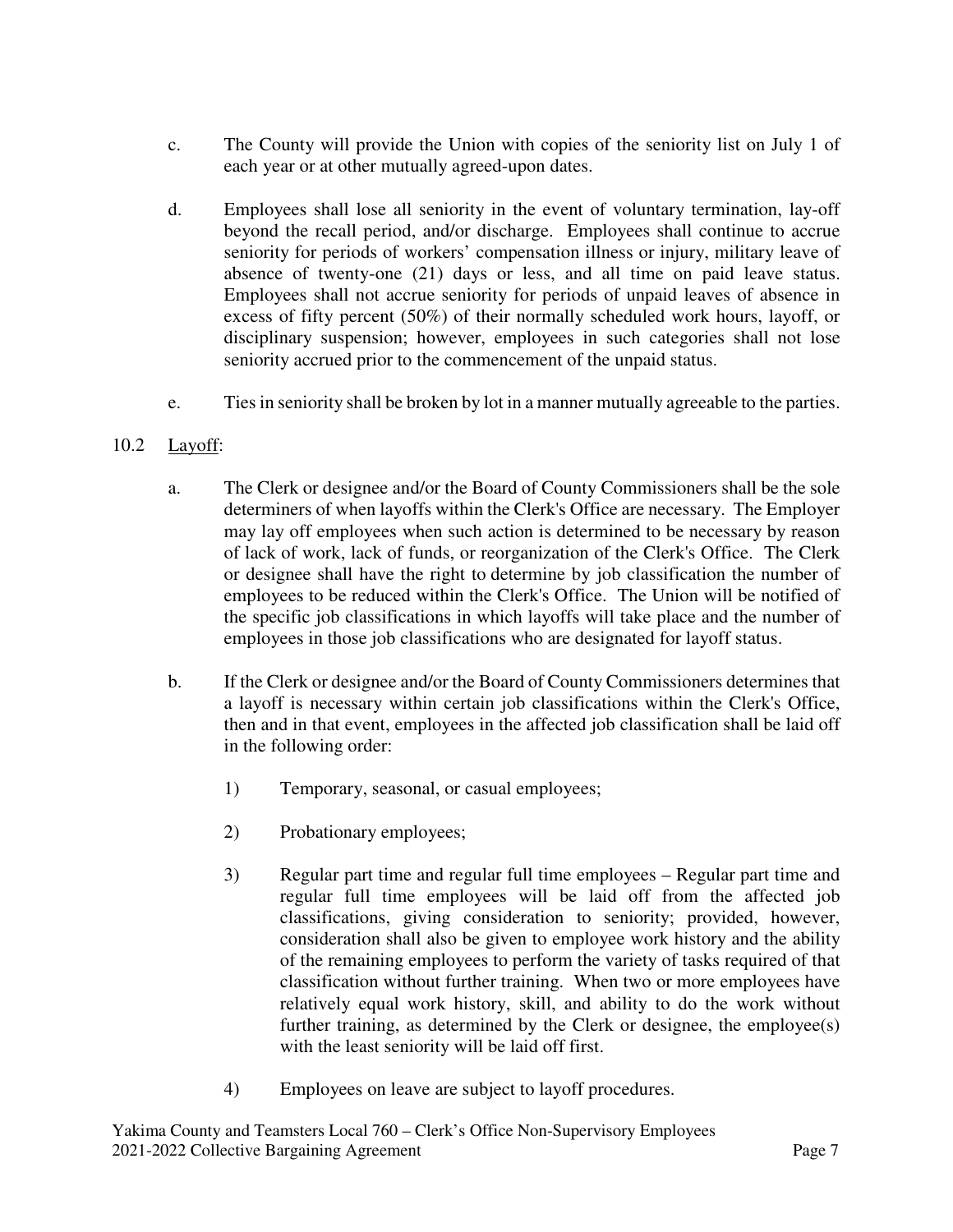c. The County will provide the Union with copies of the seniority list on July 1 of each year or at other mutually agreed-upon dates.

d. Employees shall lose all seniority in the event of voluntary termination, lay-off beyond the recall period, and/or discharge. Employees shall continue to accrue seniority for periods of workers' compensation illness or injury, military leave of absence of twenty-one (21) days or less, and all time on paid leave status. Employees shall not accrue seniority for periods of unpaid leaves of absence in excess of fifty percent (50%) of their normally scheduled work hours, layoff, or disciplinary suspension; however, employees in such categories shall not lose seniority accrued prior to the commencement of the unpaid status.

e. Ties in seniority shall be broken by lot in a manner mutually agreeable to the parties.

10.2 Layoff:

a. The Clerk or designee and/or the Board of County Commissioners shall be the sole determiners of when layoffs within the Clerk's Office are necessary. The Employer may lay off employees when such action is determined to be necessary by reason of lack of work, lack of funds, or reorganization of the Clerk's Office. The Clerk or designee shall have the right to determine by job classification the number of employees to be reduced within the Clerk's Office. The Union will be notified of the specific job classifications in which layoffs will take place and the number of employees in those job classifications who are designated for layoff status.

b. If the Clerk or designee and/or the Board of County Commissioners determines that a layoff is necessary within certain job classifications within the Clerk's Office, then and in that event, employees in the affected job classification shall be laid off in the following order:

1) Temporary, seasonal, or casual employees;

2) Probationary employees;

3) Regular part time and regular full time employees – Regular part time and regular full time employees will be laid off from the affected job classifications, giving consideration to seniority; provided, however, consideration shall also be given to employee work history and the ability of the remaining employees to perform the variety of tasks required of that classification without further training. When two or more employees have relatively equal work history, skill, and ability to do the work without further training, as determined by the Clerk or designee, the employee(s) with the least seniority will be laid off first.

4) Employees on leave are subject to layoff procedures.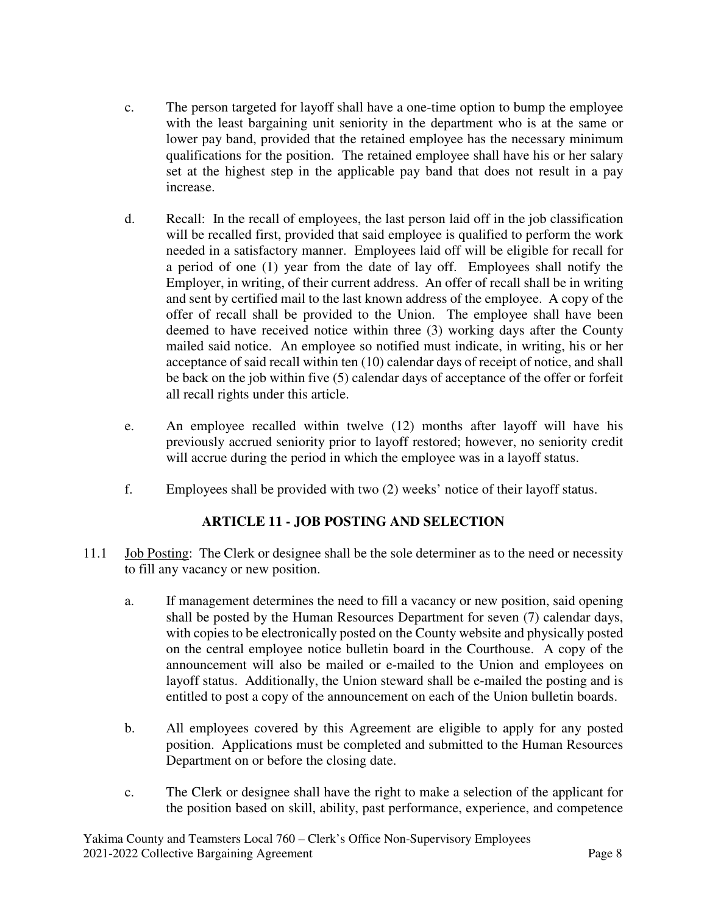c. The person targeted for layoff shall have a one-time option to bump the employee with the least bargaining unit seniority in the department who is at the same or lower pay band, provided that the retained employee has the necessary minimum qualifications for the position. The retained employee shall have his or her salary set at the highest step in the applicable pay band that does not result in a pay increase.

d. Recall: In the recall of employees, the last person laid off in the job classification will be recalled first, provided that said employee is qualified to perform the work needed in a satisfactory manner. Employees laid off will be eligible for recall for a period of one (1) year from the date of lay off. Employees shall notify the Employer, in writing, of their current address. An offer of recall shall be in writing and sent by certified mail to the last known address of the employee. A copy of the offer of recall shall be provided to the Union. The employee shall have been deemed to have received notice within three (3) working days after the County mailed said notice. An employee so notified must indicate, in writing, his or her acceptance of said recall within ten (10) calendar days of receipt of notice, and shall be back on the job within five (5) calendar days of acceptance of the offer or forfeit all recall rights under this article.

e. An employee recalled within twelve (12) months after layoff will have his previously accrued seniority prior to layoff restored; however, no seniority credit will accrue during the period in which the employee was in a layoff status.

f. Employees shall be provided with two (2) weeks' notice of their layoff status.

## ARTICLE 11 - JOB POSTING AND SELECTION

11.1 Job Posting: The Clerk or designee shall be the sole determiner as to the need or necessity to fill any vacancy or new position.

a. If management determines the need to fill a vacancy or new position, said opening shall be posted by the Human Resources Department for seven (7) calendar days, with copies to be electronically posted on the County website and physically posted on the central employee notice bulletin board in the Courthouse. A copy of the announcement will also be mailed or e-mailed to the Union and employees on layoff status. Additionally, the Union steward shall be e-mailed the posting and is entitled to post a copy of the announcement on each of the Union bulletin boards.

b. All employees covered by this Agreement are eligible to apply for any posted position. Applications must be completed and submitted to the Human Resources Department on or before the closing date.

c. The Clerk or designee shall have the right to make a selection of the applicant for the position based on skill, ability, past performance, experience, and competence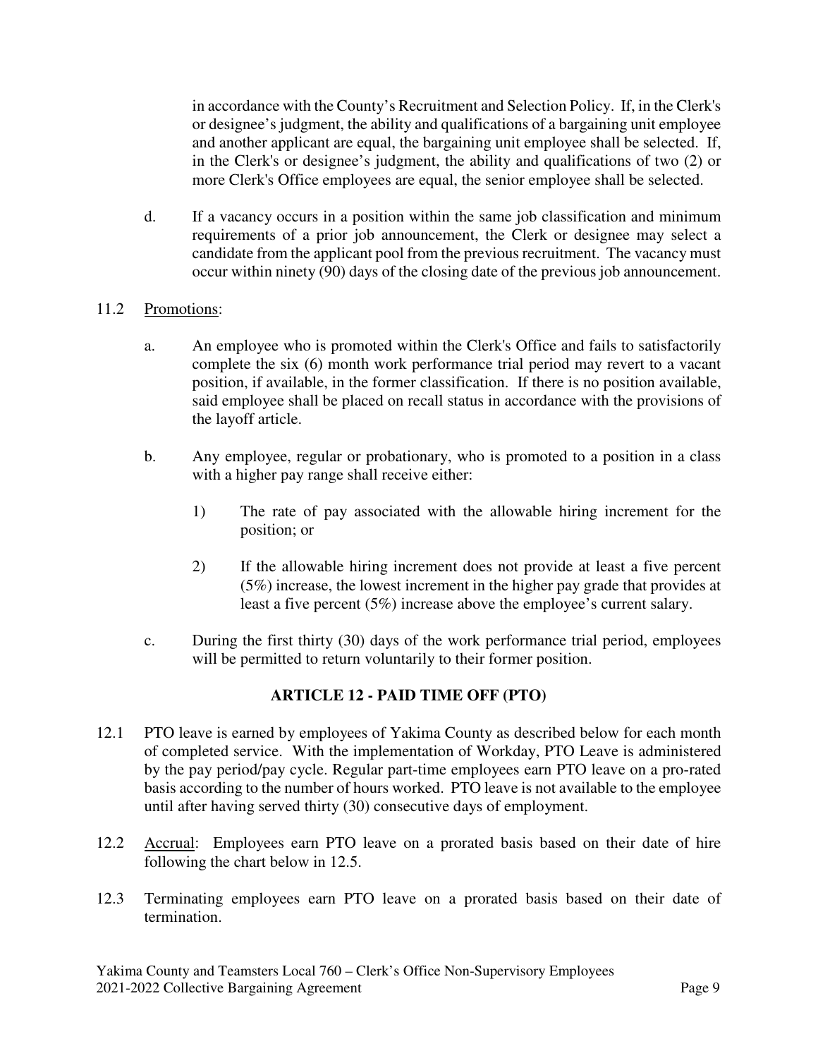in accordance with the County's Recruitment and Selection Policy. If, in the Clerk's or designee's judgment, the ability and qualifications of a bargaining unit employee and another applicant are equal, the bargaining unit employee shall be selected. If, in the Clerk's or designee's judgment, the ability and qualifications of two (2) or more Clerk's Office employees are equal, the senior employee shall be selected.

d. If a vacancy occurs in a position within the same job classification and minimum requirements of a prior job announcement, the Clerk or designee may select a candidate from the applicant pool from the previous recruitment. The vacancy must occur within ninety (90) days of the closing date of the previous job announcement.

11.2 Promotions:

a. An employee who is promoted within the Clerk's Office and fails to satisfactorily complete the six (6) month work performance trial period may revert to a vacant position, if available, in the former classification. If there is no position available, said employee shall be placed on recall status in accordance with the provisions of the layoff article.

b. Any employee, regular or probationary, who is promoted to a position in a class with a higher pay range shall receive either:

1) The rate of pay associated with the allowable hiring increment for the position; or

2) If the allowable hiring increment does not provide at least a five percent (5%) increase, the lowest increment in the higher pay grade that provides at least a five percent (5%) increase above the employee's current salary.

c. During the first thirty (30) days of the work performance trial period, employees will be permitted to return voluntarily to their former position.

## ARTICLE 12 - PAID TIME OFF (PTO)

12.1 PTO leave is earned by employees of Yakima County as described below for each month of completed service. With the implementation of Workday, PTO Leave is administered by the pay period/pay cycle. Regular part-time employees earn PTO leave on a pro-rated basis according to the number of hours worked. PTO leave is not available to the employee until after having served thirty (30) consecutive days of employment.

12.2 Accrual: Employees earn PTO leave on a prorated basis based on their date of hire following the chart below in 12.5.

12.3 Terminating employees earn PTO leave on a prorated basis based on their date of termination.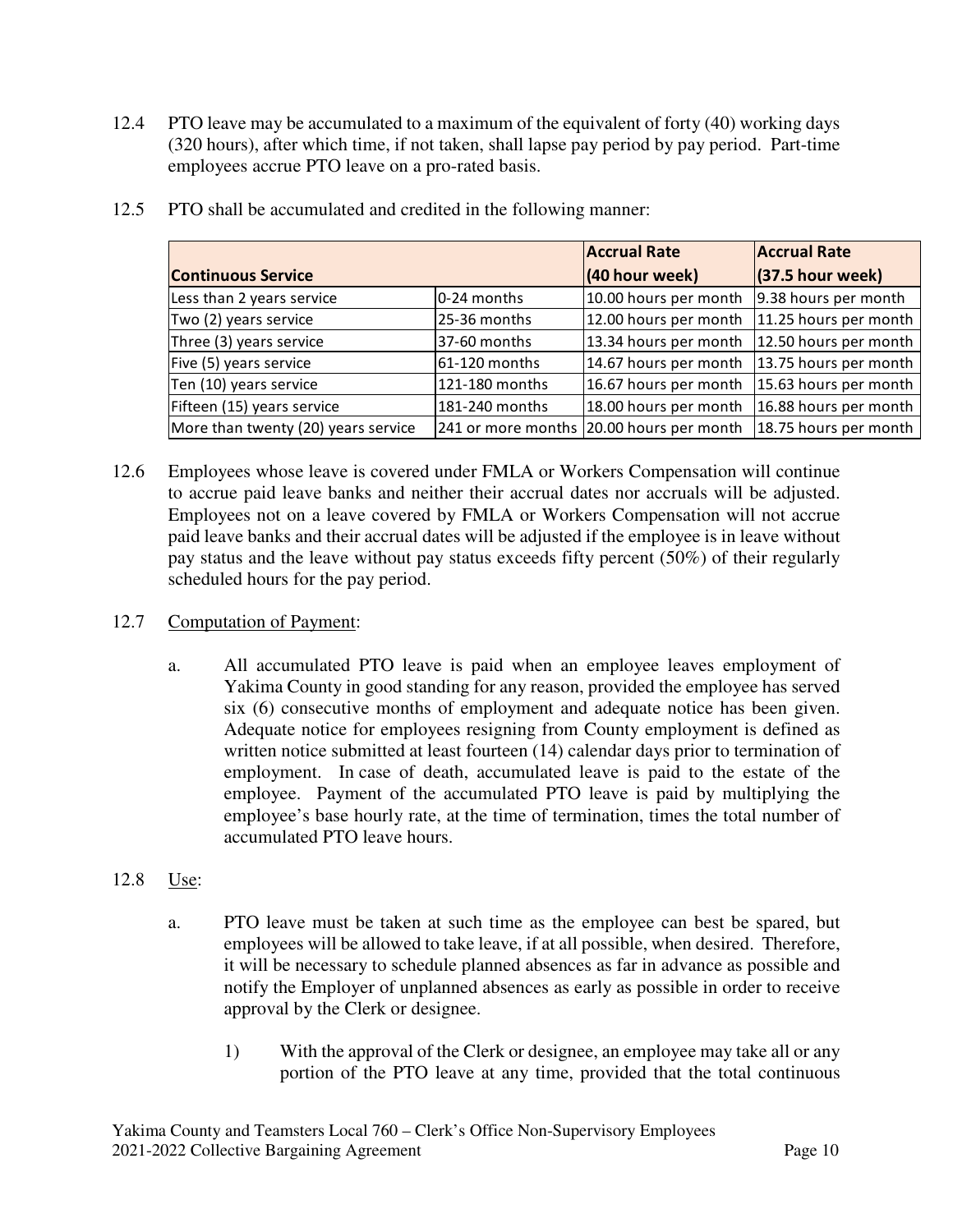12.4 PTO leave may be accumulated to a maximum of the equivalent of forty (40) working days (320 hours), after which time, if not taken, shall lapse pay period by pay period. Part-time employees accrue PTO leave on a pro-rated basis.

12.5 PTO shall be accumulated and credited in the following manner:

| **Continuous Service** | | **Accrual Rate (40 hour week)** | **Accrual Rate (37.5 hour week)** |
|---|---|---|---|
| Less than 2 years service | 0-24 months | 10.00 hours per month | 9.38 hours per month |
| Two (2) years service | 25-36 months | 12.00 hours per month | 11.25 hours per month |
| Three (3) years service | 37-60 months | 13.34 hours per month | 12.50 hours per month |
| Five (5) years service | 61-120 months | 14.67 hours per month | 13.75 hours per month |
| Ten (10) years service | 121-180 months | 16.67 hours per month | 15.63 hours per month |
| Fifteen (15) years service | 181-240 months | 18.00 hours per month | 16.88 hours per month |
| More than twenty (20) years service | 241 or more months | 20.00 hours per month | 18.75 hours per month |

12.6 Employees whose leave is covered under FMLA or Workers Compensation will continue to accrue paid leave banks and neither their accrual dates nor accruals will be adjusted. Employees not on a leave covered by FMLA or Workers Compensation will not accrue paid leave banks and their accrual dates will be adjusted if the employee is in leave without pay status and the leave without pay status exceeds fifty percent (50%) of their regularly scheduled hours for the pay period.

12.7 Computation of Payment:

a. All accumulated PTO leave is paid when an employee leaves employment of Yakima County in good standing for any reason, provided the employee has served six (6) consecutive months of employment and adequate notice has been given. Adequate notice for employees resigning from County employment is defined as written notice submitted at least fourteen (14) calendar days prior to termination of employment. In case of death, accumulated leave is paid to the estate of the employee. Payment of the accumulated PTO leave is paid by multiplying the employee's base hourly rate, at the time of termination, times the total number of accumulated PTO leave hours.

12.8 Use:

a. PTO leave must be taken at such time as the employee can best be spared, but employees will be allowed to take leave, if at all possible, when desired. Therefore, it will be necessary to schedule planned absences as far in advance as possible and notify the Employer of unplanned absences as early as possible in order to receive approval by the Clerk or designee.

1) With the approval of the Clerk or designee, an employee may take all or any portion of the PTO leave at any time, provided that the total continuous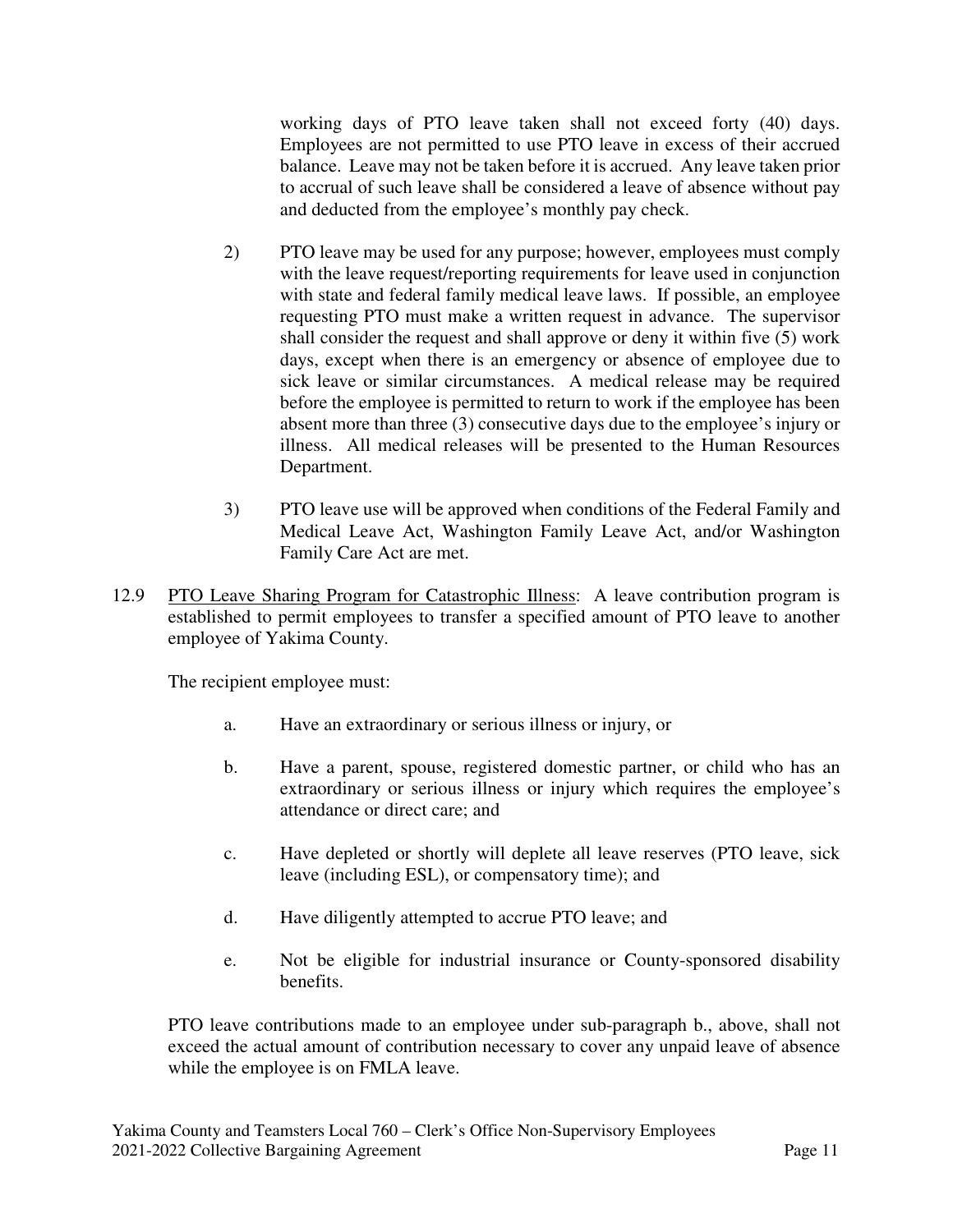working days of PTO leave taken shall not exceed forty (40) days. Employees are not permitted to use PTO leave in excess of their accrued balance. Leave may not be taken before it is accrued. Any leave taken prior to accrual of such leave shall be considered a leave of absence without pay and deducted from the employee's monthly pay check.

2) PTO leave may be used for any purpose; however, employees must comply with the leave request/reporting requirements for leave used in conjunction with state and federal family medical leave laws. If possible, an employee requesting PTO must make a written request in advance. The supervisor shall consider the request and shall approve or deny it within five (5) work days, except when there is an emergency or absence of employee due to sick leave or similar circumstances. A medical release may be required before the employee is permitted to return to work if the employee has been absent more than three (3) consecutive days due to the employee's injury or illness. All medical releases will be presented to the Human Resources Department.

3) PTO leave use will be approved when conditions of the Federal Family and Medical Leave Act, Washington Family Leave Act, and/or Washington Family Care Act are met.

12.9 PTO Leave Sharing Program for Catastrophic Illness: A leave contribution program is established to permit employees to transfer a specified amount of PTO leave to another employee of Yakima County.

The recipient employee must:

a. Have an extraordinary or serious illness or injury, or

b. Have a parent, spouse, registered domestic partner, or child who has an extraordinary or serious illness or injury which requires the employee's attendance or direct care; and

c. Have depleted or shortly will deplete all leave reserves (PTO leave, sick leave (including ESL), or compensatory time); and

d. Have diligently attempted to accrue PTO leave; and

e. Not be eligible for industrial insurance or County-sponsored disability benefits.

PTO leave contributions made to an employee under sub-paragraph b., above, shall not exceed the actual amount of contribution necessary to cover any unpaid leave of absence while the employee is on FMLA leave.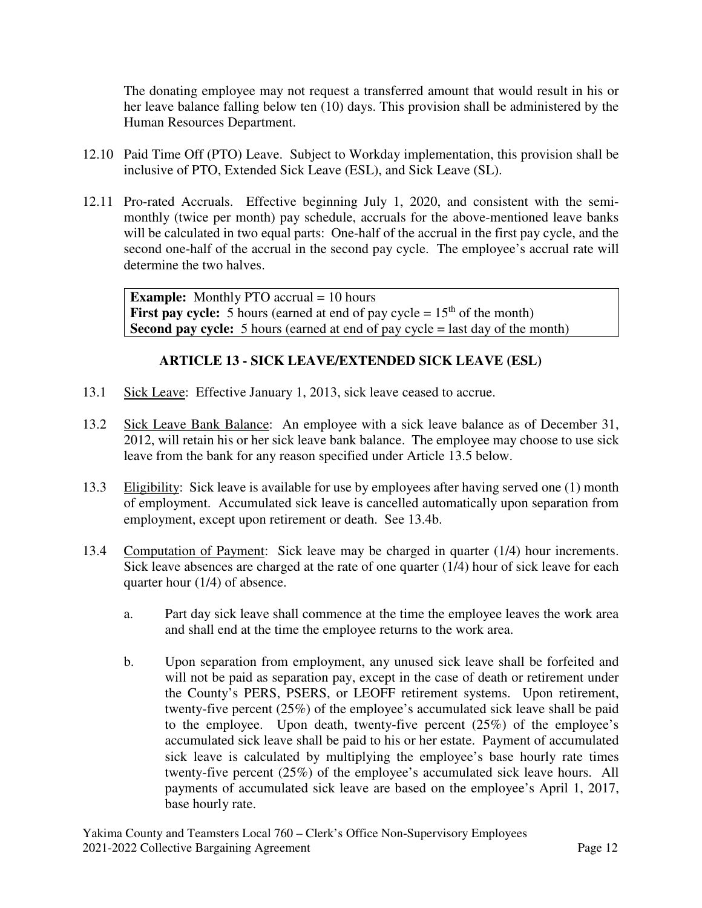The donating employee may not request a transferred amount that would result in his or her leave balance falling below ten (10) days. This provision shall be administered by the Human Resources Department.

12.10 Paid Time Off (PTO) Leave. Subject to Workday implementation, this provision shall be inclusive of PTO, Extended Sick Leave (ESL), and Sick Leave (SL).

12.11 Pro-rated Accruals. Effective beginning July 1, 2020, and consistent with the semi-monthly (twice per month) pay schedule, accruals for the above-mentioned leave banks will be calculated in two equal parts: One-half of the accrual in the first pay cycle, and the second one-half of the accrual in the second pay cycle. The employee's accrual rate will determine the two halves.

> **Example:** Monthly PTO accrual = 10 hours
> **First pay cycle:** 5 hours (earned at end of pay cycle = 15th of the month)
> **Second pay cycle:** 5 hours (earned at end of pay cycle = last day of the month)

## ARTICLE 13 - SICK LEAVE/EXTENDED SICK LEAVE (ESL)

13.1 Sick Leave: Effective January 1, 2013, sick leave ceased to accrue.

13.2 Sick Leave Bank Balance: An employee with a sick leave balance as of December 31, 2012, will retain his or her sick leave bank balance. The employee may choose to use sick leave from the bank for any reason specified under Article 13.5 below.

13.3 Eligibility: Sick leave is available for use by employees after having served one (1) month of employment. Accumulated sick leave is cancelled automatically upon separation from employment, except upon retirement or death. See 13.4b.

13.4 Computation of Payment: Sick leave may be charged in quarter (1/4) hour increments. Sick leave absences are charged at the rate of one quarter (1/4) hour of sick leave for each quarter hour (1/4) of absence.

a. Part day sick leave shall commence at the time the employee leaves the work area and shall end at the time the employee returns to the work area.

b. Upon separation from employment, any unused sick leave shall be forfeited and will not be paid as separation pay, except in the case of death or retirement under the County's PERS, PSERS, or LEOFF retirement systems. Upon retirement, twenty-five percent (25%) of the employee's accumulated sick leave shall be paid to the employee. Upon death, twenty-five percent (25%) of the employee's accumulated sick leave shall be paid to his or her estate. Payment of accumulated sick leave is calculated by multiplying the employee's base hourly rate times twenty-five percent (25%) of the employee's accumulated sick leave hours. All payments of accumulated sick leave are based on the employee's April 1, 2017, base hourly rate.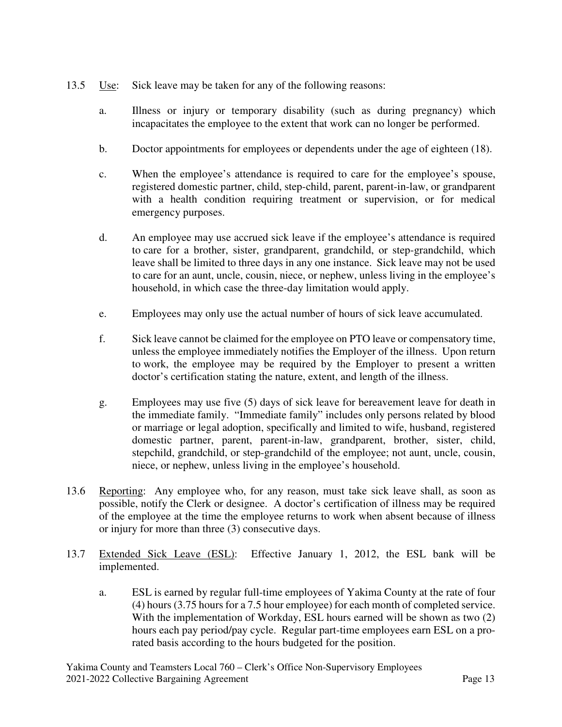13.5 Use: Sick leave may be taken for any of the following reasons:

a. Illness or injury or temporary disability (such as during pregnancy) which incapacitates the employee to the extent that work can no longer be performed.

b. Doctor appointments for employees or dependents under the age of eighteen (18).

c. When the employee's attendance is required to care for the employee's spouse, registered domestic partner, child, step-child, parent, parent-in-law, or grandparent with a health condition requiring treatment or supervision, or for medical emergency purposes.

d. An employee may use accrued sick leave if the employee's attendance is required to care for a brother, sister, grandparent, grandchild, or step-grandchild, which leave shall be limited to three days in any one instance. Sick leave may not be used to care for an aunt, uncle, cousin, niece, or nephew, unless living in the employee's household, in which case the three-day limitation would apply.

e. Employees may only use the actual number of hours of sick leave accumulated.

f. Sick leave cannot be claimed for the employee on PTO leave or compensatory time, unless the employee immediately notifies the Employer of the illness. Upon return to work, the employee may be required by the Employer to present a written doctor's certification stating the nature, extent, and length of the illness.

g. Employees may use five (5) days of sick leave for bereavement leave for death in the immediate family. "Immediate family" includes only persons related by blood or marriage or legal adoption, specifically and limited to wife, husband, registered domestic partner, parent, parent-in-law, grandparent, brother, sister, child, stepchild, grandchild, or step-grandchild of the employee; not aunt, uncle, cousin, niece, or nephew, unless living in the employee's household.

13.6 Reporting: Any employee who, for any reason, must take sick leave shall, as soon as possible, notify the Clerk or designee. A doctor's certification of illness may be required of the employee at the time the employee returns to work when absent because of illness or injury for more than three (3) consecutive days.

13.7 Extended Sick Leave (ESL): Effective January 1, 2012, the ESL bank will be implemented.

a. ESL is earned by regular full-time employees of Yakima County at the rate of four (4) hours (3.75 hours for a 7.5 hour employee) for each month of completed service. With the implementation of Workday, ESL hours earned will be shown as two (2) hours each pay period/pay cycle. Regular part-time employees earn ESL on a pro-rated basis according to the hours budgeted for the position.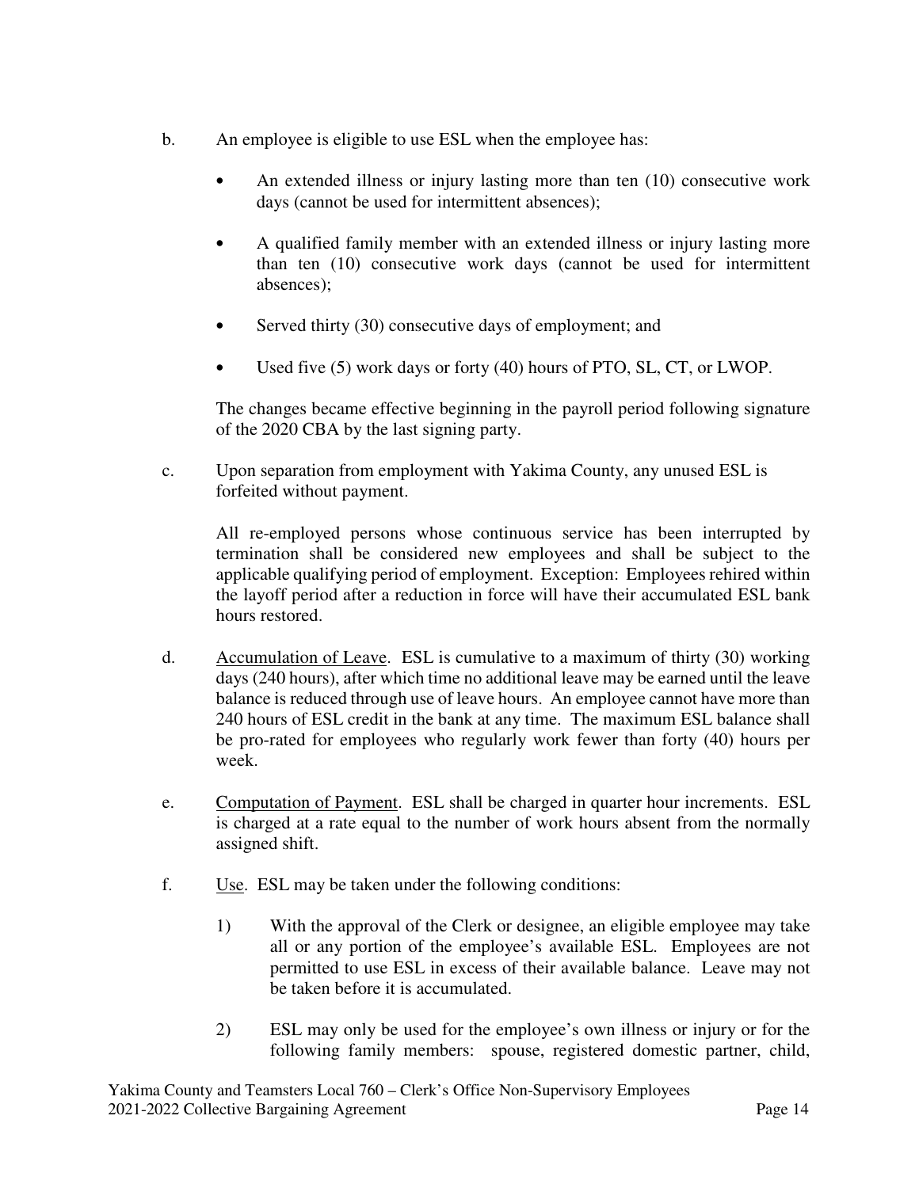b. An employee is eligible to use ESL when the employee has:

- An extended illness or injury lasting more than ten (10) consecutive work days (cannot be used for intermittent absences);
- A qualified family member with an extended illness or injury lasting more than ten (10) consecutive work days (cannot be used for intermittent absences);
- Served thirty (30) consecutive days of employment; and
- Used five (5) work days or forty (40) hours of PTO, SL, CT, or LWOP.

The changes became effective beginning in the payroll period following signature of the 2020 CBA by the last signing party.

c. Upon separation from employment with Yakima County, any unused ESL is forfeited without payment.

All re-employed persons whose continuous service has been interrupted by termination shall be considered new employees and shall be subject to the applicable qualifying period of employment. Exception: Employees rehired within the layoff period after a reduction in force will have their accumulated ESL bank hours restored.

d. Accumulation of Leave. ESL is cumulative to a maximum of thirty (30) working days (240 hours), after which time no additional leave may be earned until the leave balance is reduced through use of leave hours. An employee cannot have more than 240 hours of ESL credit in the bank at any time. The maximum ESL balance shall be pro-rated for employees who regularly work fewer than forty (40) hours per week.

e. Computation of Payment. ESL shall be charged in quarter hour increments. ESL is charged at a rate equal to the number of work hours absent from the normally assigned shift.

f. Use. ESL may be taken under the following conditions:

1) With the approval of the Clerk or designee, an eligible employee may take all or any portion of the employee's available ESL. Employees are not permitted to use ESL in excess of their available balance. Leave may not be taken before it is accumulated.

2) ESL may only be used for the employee's own illness or injury or for the following family members: spouse, registered domestic partner, child,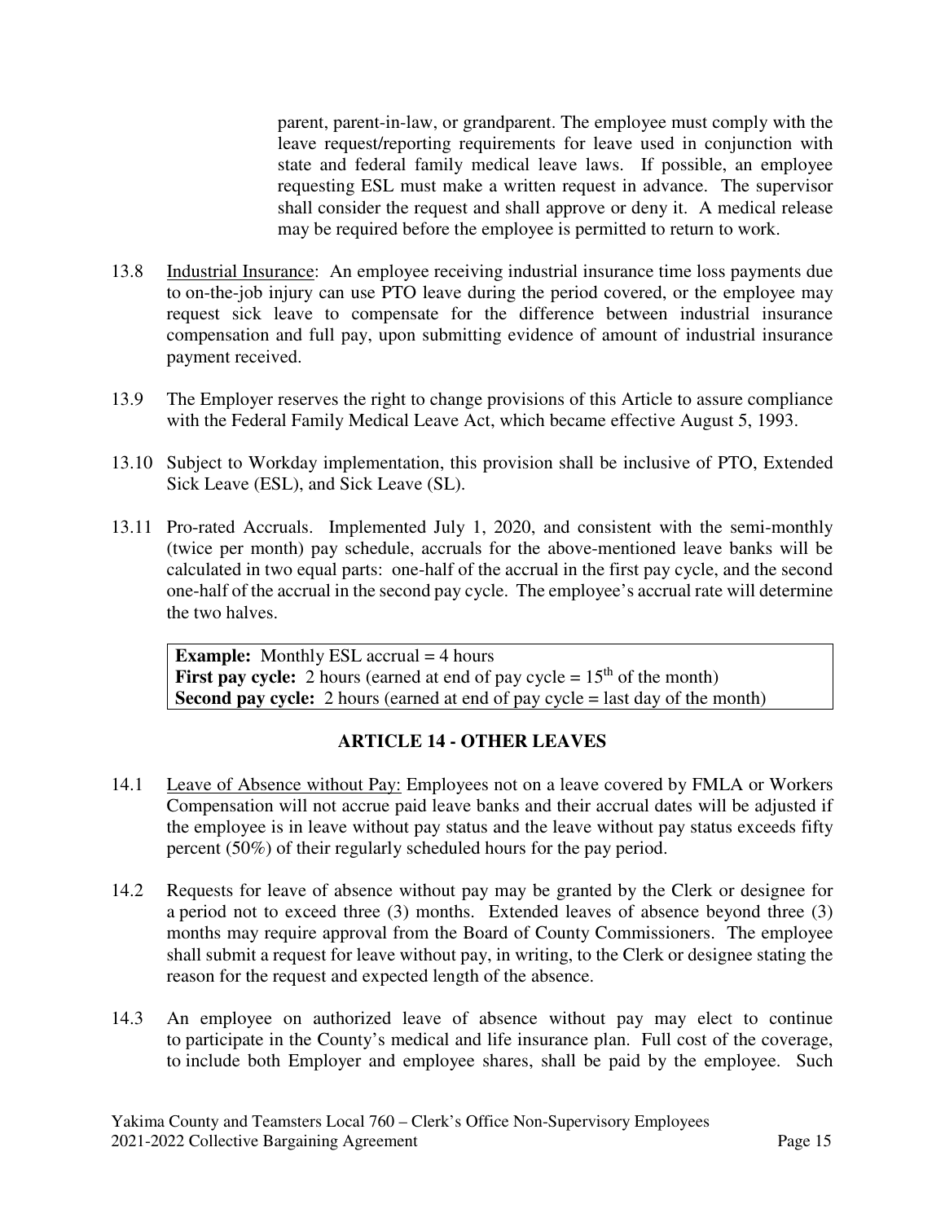parent, parent-in-law, or grandparent. The employee must comply with the leave request/reporting requirements for leave used in conjunction with state and federal family medical leave laws. If possible, an employee requesting ESL must make a written request in advance. The supervisor shall consider the request and shall approve or deny it. A medical release may be required before the employee is permitted to return to work.

13.8 Industrial Insurance: An employee receiving industrial insurance time loss payments due to on-the-job injury can use PTO leave during the period covered, or the employee may request sick leave to compensate for the difference between industrial insurance compensation and full pay, upon submitting evidence of amount of industrial insurance payment received.

13.9 The Employer reserves the right to change provisions of this Article to assure compliance with the Federal Family Medical Leave Act, which became effective August 5, 1993.

13.10 Subject to Workday implementation, this provision shall be inclusive of PTO, Extended Sick Leave (ESL), and Sick Leave (SL).

13.11 Pro-rated Accruals. Implemented July 1, 2020, and consistent with the semi-monthly (twice per month) pay schedule, accruals for the above-mentioned leave banks will be calculated in two equal parts: one-half of the accrual in the first pay cycle, and the second one-half of the accrual in the second pay cycle. The employee's accrual rate will determine the two halves.

> **Example:** Monthly ESL accrual = 4 hours
> **First pay cycle:** 2 hours (earned at end of pay cycle = 15th of the month)
> **Second pay cycle:** 2 hours (earned at end of pay cycle = last day of the month)

## ARTICLE 14 - OTHER LEAVES

14.1 Leave of Absence without Pay: Employees not on a leave covered by FMLA or Workers Compensation will not accrue paid leave banks and their accrual dates will be adjusted if the employee is in leave without pay status and the leave without pay status exceeds fifty percent (50%) of their regularly scheduled hours for the pay period.

14.2 Requests for leave of absence without pay may be granted by the Clerk or designee for a period not to exceed three (3) months. Extended leaves of absence beyond three (3) months may require approval from the Board of County Commissioners. The employee shall submit a request for leave without pay, in writing, to the Clerk or designee stating the reason for the request and expected length of the absence.

14.3 An employee on authorized leave of absence without pay may elect to continue to participate in the County's medical and life insurance plan. Full cost of the coverage, to include both Employer and employee shares, shall be paid by the employee. Such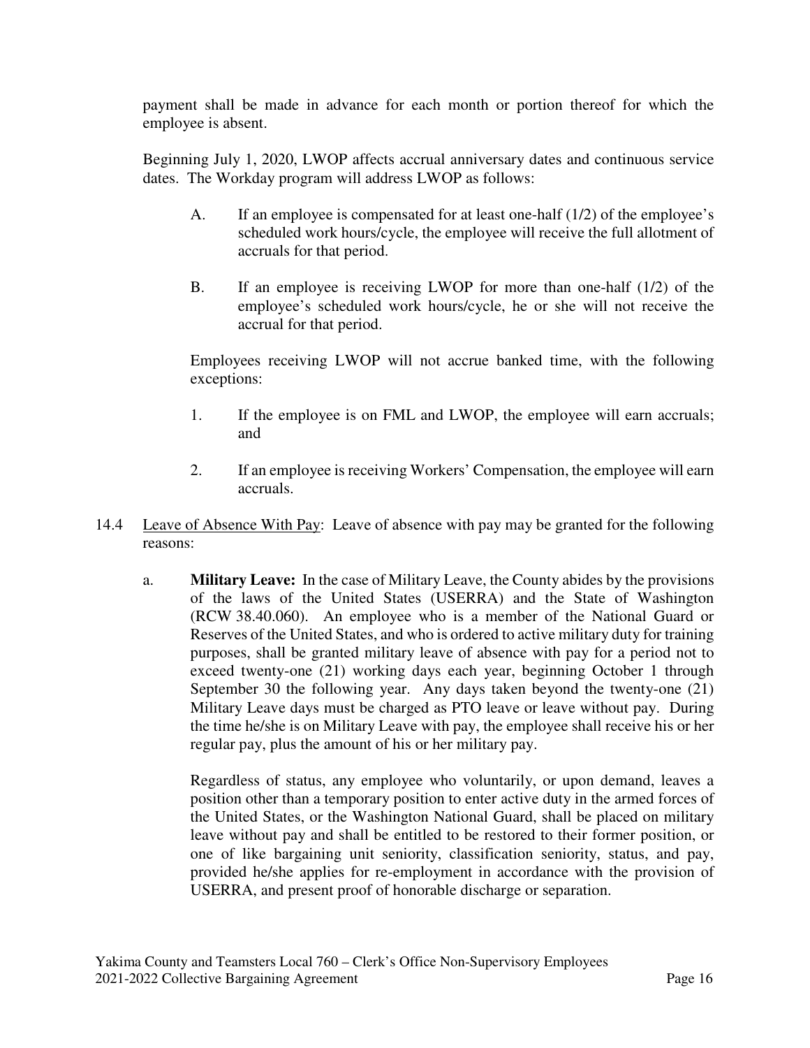payment shall be made in advance for each month or portion thereof for which the employee is absent.

Beginning July 1, 2020, LWOP affects accrual anniversary dates and continuous service dates. The Workday program will address LWOP as follows:

A. If an employee is compensated for at least one-half (1/2) of the employee's scheduled work hours/cycle, the employee will receive the full allotment of accruals for that period.

B. If an employee is receiving LWOP for more than one-half (1/2) of the employee's scheduled work hours/cycle, he or she will not receive the accrual for that period.

Employees receiving LWOP will not accrue banked time, with the following exceptions:

1. If the employee is on FML and LWOP, the employee will earn accruals; and

2. If an employee is receiving Workers' Compensation, the employee will earn accruals.

14.4 Leave of Absence With Pay: Leave of absence with pay may be granted for the following reasons:

a. **Military Leave:** In the case of Military Leave, the County abides by the provisions of the laws of the United States (USERRA) and the State of Washington (RCW 38.40.060). An employee who is a member of the National Guard or Reserves of the United States, and who is ordered to active military duty for training purposes, shall be granted military leave of absence with pay for a period not to exceed twenty-one (21) working days each year, beginning October 1 through September 30 the following year. Any days taken beyond the twenty-one (21) Military Leave days must be charged as PTO leave or leave without pay. During the time he/she is on Military Leave with pay, the employee shall receive his or her regular pay, plus the amount of his or her military pay.

Regardless of status, any employee who voluntarily, or upon demand, leaves a position other than a temporary position to enter active duty in the armed forces of the United States, or the Washington National Guard, shall be placed on military leave without pay and shall be entitled to be restored to their former position, or one of like bargaining unit seniority, classification seniority, status, and pay, provided he/she applies for re-employment in accordance with the provision of USERRA, and present proof of honorable discharge or separation.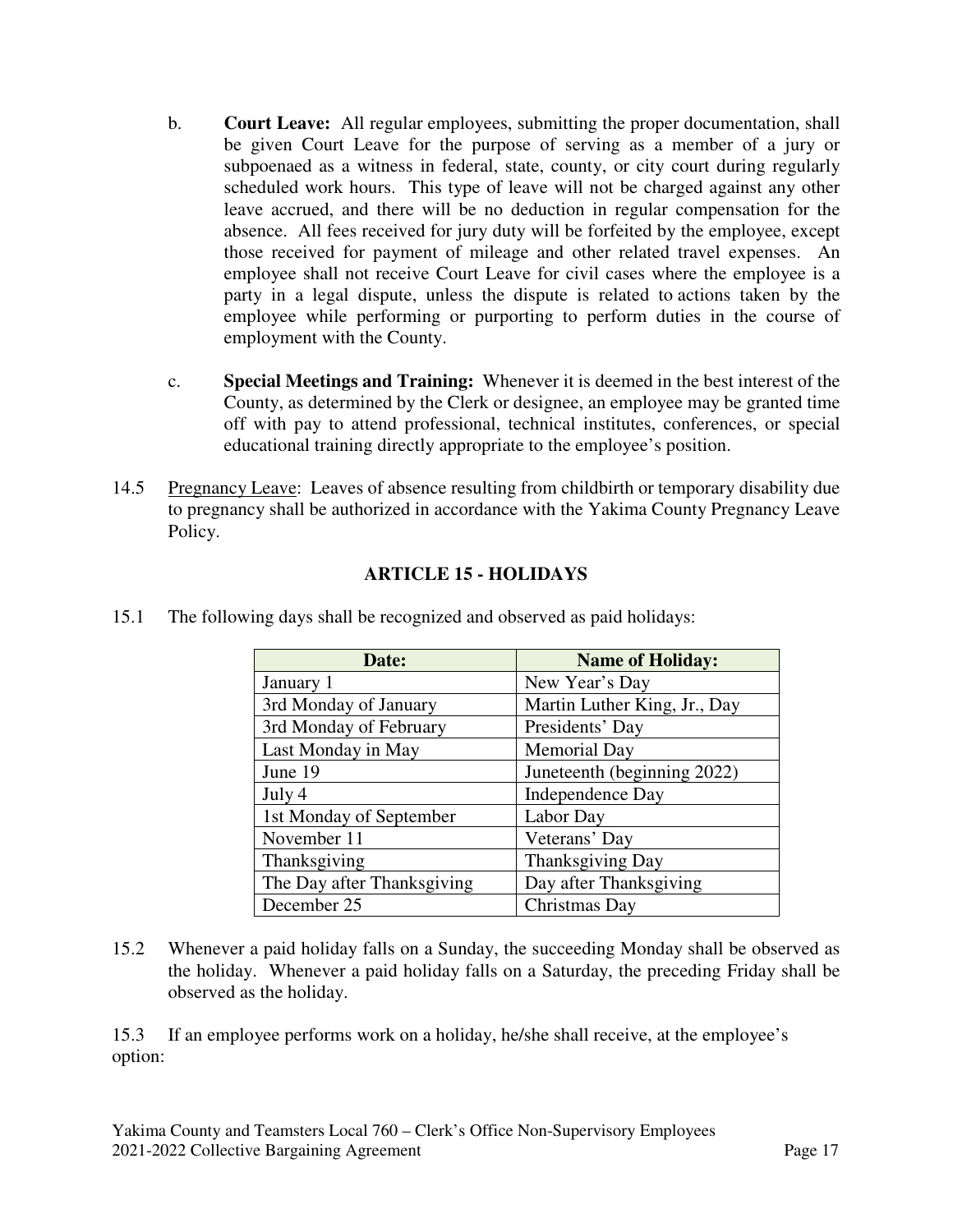b. **Court Leave:** All regular employees, submitting the proper documentation, shall be given Court Leave for the purpose of serving as a member of a jury or subpoenaed as a witness in federal, state, county, or city court during regularly scheduled work hours. This type of leave will not be charged against any other leave accrued, and there will be no deduction in regular compensation for the absence. All fees received for jury duty will be forfeited by the employee, except those received for payment of mileage and other related travel expenses. An employee shall not receive Court Leave for civil cases where the employee is a party in a legal dispute, unless the dispute is related to actions taken by the employee while performing or purporting to perform duties in the course of employment with the County.

c. **Special Meetings and Training:** Whenever it is deemed in the best interest of the County, as determined by the Clerk or designee, an employee may be granted time off with pay to attend professional, technical institutes, conferences, or special educational training directly appropriate to the employee's position.

14.5 Pregnancy Leave: Leaves of absence resulting from childbirth or temporary disability due to pregnancy shall be authorized in accordance with the Yakima County Pregnancy Leave Policy.

## ARTICLE 15 - HOLIDAYS

15.1 The following days shall be recognized and observed as paid holidays:

| Date: | Name of Holiday: |
|---|---|
| January 1 | New Year's Day |
| 3rd Monday of January | Martin Luther King, Jr., Day |
| 3rd Monday of February | Presidents' Day |
| Last Monday in May | Memorial Day |
| June 19 | Juneteenth (beginning 2022) |
| July 4 | Independence Day |
| 1st Monday of September | Labor Day |
| November 11 | Veterans' Day |
| Thanksgiving | Thanksgiving Day |
| The Day after Thanksgiving | Day after Thanksgiving |
| December 25 | Christmas Day |

15.2 Whenever a paid holiday falls on a Sunday, the succeeding Monday shall be observed as the holiday. Whenever a paid holiday falls on a Saturday, the preceding Friday shall be observed as the holiday.

15.3 If an employee performs work on a holiday, he/she shall receive, at the employee's option: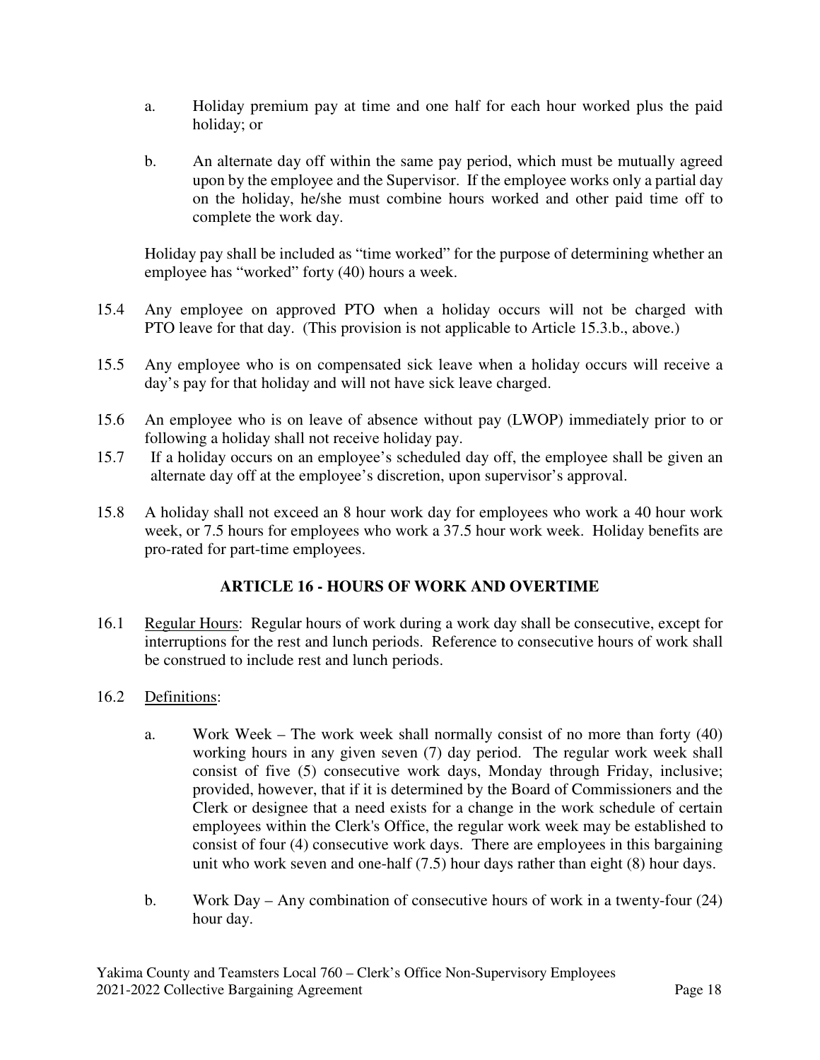a. Holiday premium pay at time and one half for each hour worked plus the paid holiday; or

b. An alternate day off within the same pay period, which must be mutually agreed upon by the employee and the Supervisor. If the employee works only a partial day on the holiday, he/she must combine hours worked and other paid time off to complete the work day.

Holiday pay shall be included as "time worked" for the purpose of determining whether an employee has "worked" forty (40) hours a week.

15.4 Any employee on approved PTO when a holiday occurs will not be charged with PTO leave for that day. (This provision is not applicable to Article 15.3.b., above.)

15.5 Any employee who is on compensated sick leave when a holiday occurs will receive a day's pay for that holiday and will not have sick leave charged.

15.6 An employee who is on leave of absence without pay (LWOP) immediately prior to or following a holiday shall not receive holiday pay.

15.7 If a holiday occurs on an employee's scheduled day off, the employee shall be given an alternate day off at the employee's discretion, upon supervisor's approval.

15.8 A holiday shall not exceed an 8 hour work day for employees who work a 40 hour work week, or 7.5 hours for employees who work a 37.5 hour work week. Holiday benefits are pro-rated for part-time employees.

## ARTICLE 16 - HOURS OF WORK AND OVERTIME

16.1 Regular Hours: Regular hours of work during a work day shall be consecutive, except for interruptions for the rest and lunch periods. Reference to consecutive hours of work shall be construed to include rest and lunch periods.

16.2 Definitions:

a. Work Week – The work week shall normally consist of no more than forty (40) working hours in any given seven (7) day period. The regular work week shall consist of five (5) consecutive work days, Monday through Friday, inclusive; provided, however, that if it is determined by the Board of Commissioners and the Clerk or designee that a need exists for a change in the work schedule of certain employees within the Clerk's Office, the regular work week may be established to consist of four (4) consecutive work days. There are employees in this bargaining unit who work seven and one-half (7.5) hour days rather than eight (8) hour days.

b. Work Day – Any combination of consecutive hours of work in a twenty-four (24) hour day.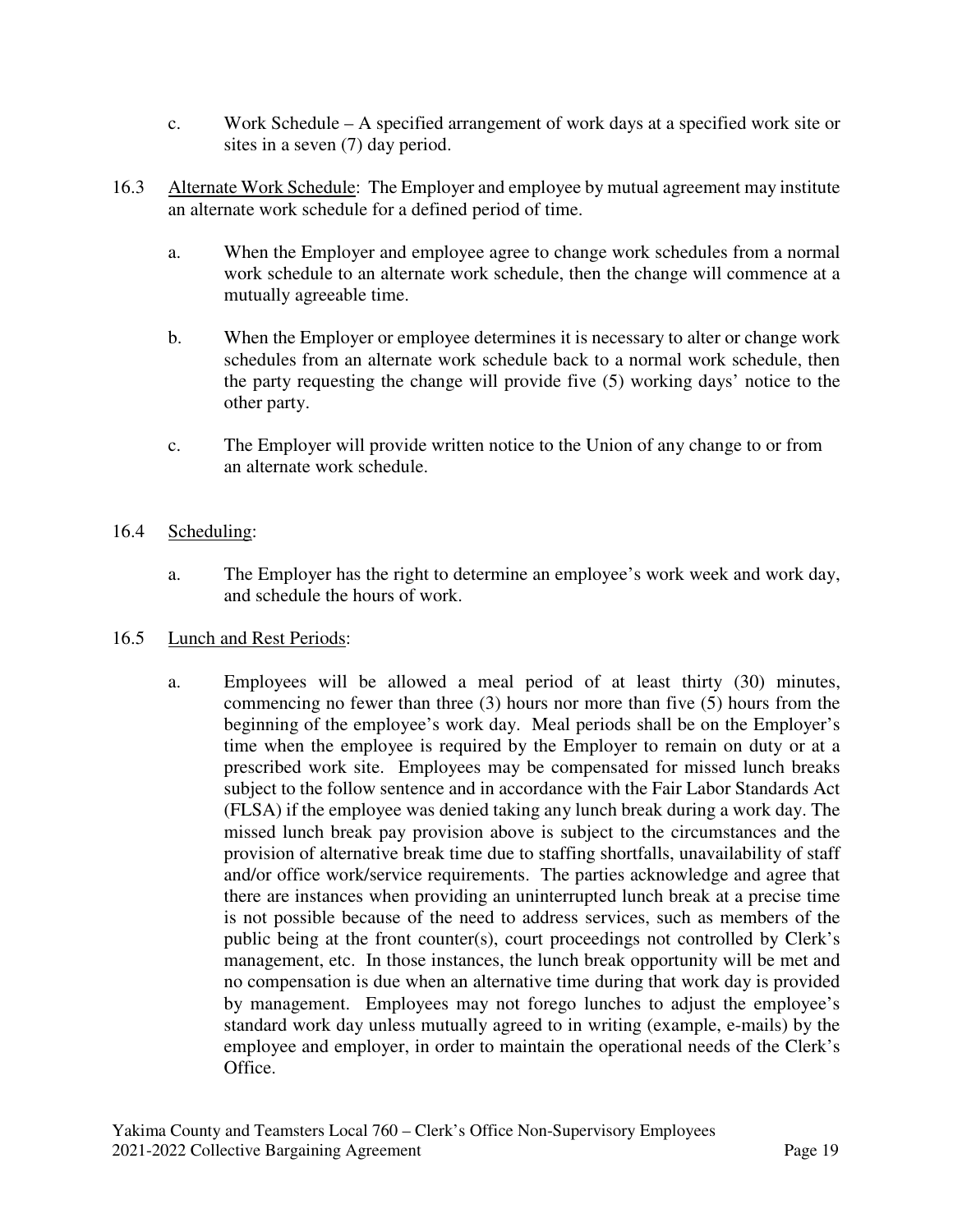c. Work Schedule – A specified arrangement of work days at a specified work site or sites in a seven (7) day period.

16.3 Alternate Work Schedule: The Employer and employee by mutual agreement may institute an alternate work schedule for a defined period of time.

a. When the Employer and employee agree to change work schedules from a normal work schedule to an alternate work schedule, then the change will commence at a mutually agreeable time.

b. When the Employer or employee determines it is necessary to alter or change work schedules from an alternate work schedule back to a normal work schedule, then the party requesting the change will provide five (5) working days' notice to the other party.

c. The Employer will provide written notice to the Union of any change to or from an alternate work schedule.

16.4 Scheduling:

a. The Employer has the right to determine an employee's work week and work day, and schedule the hours of work.

16.5 Lunch and Rest Periods:

a. Employees will be allowed a meal period of at least thirty (30) minutes, commencing no fewer than three (3) hours nor more than five (5) hours from the beginning of the employee's work day. Meal periods shall be on the Employer's time when the employee is required by the Employer to remain on duty or at a prescribed work site. Employees may be compensated for missed lunch breaks subject to the follow sentence and in accordance with the Fair Labor Standards Act (FLSA) if the employee was denied taking any lunch break during a work day. The missed lunch break pay provision above is subject to the circumstances and the provision of alternative break time due to staffing shortfalls, unavailability of staff and/or office work/service requirements. The parties acknowledge and agree that there are instances when providing an uninterrupted lunch break at a precise time is not possible because of the need to address services, such as members of the public being at the front counter(s), court proceedings not controlled by Clerk's management, etc. In those instances, the lunch break opportunity will be met and no compensation is due when an alternative time during that work day is provided by management. Employees may not forego lunches to adjust the employee's standard work day unless mutually agreed to in writing (example, e-mails) by the employee and employer, in order to maintain the operational needs of the Clerk's Office.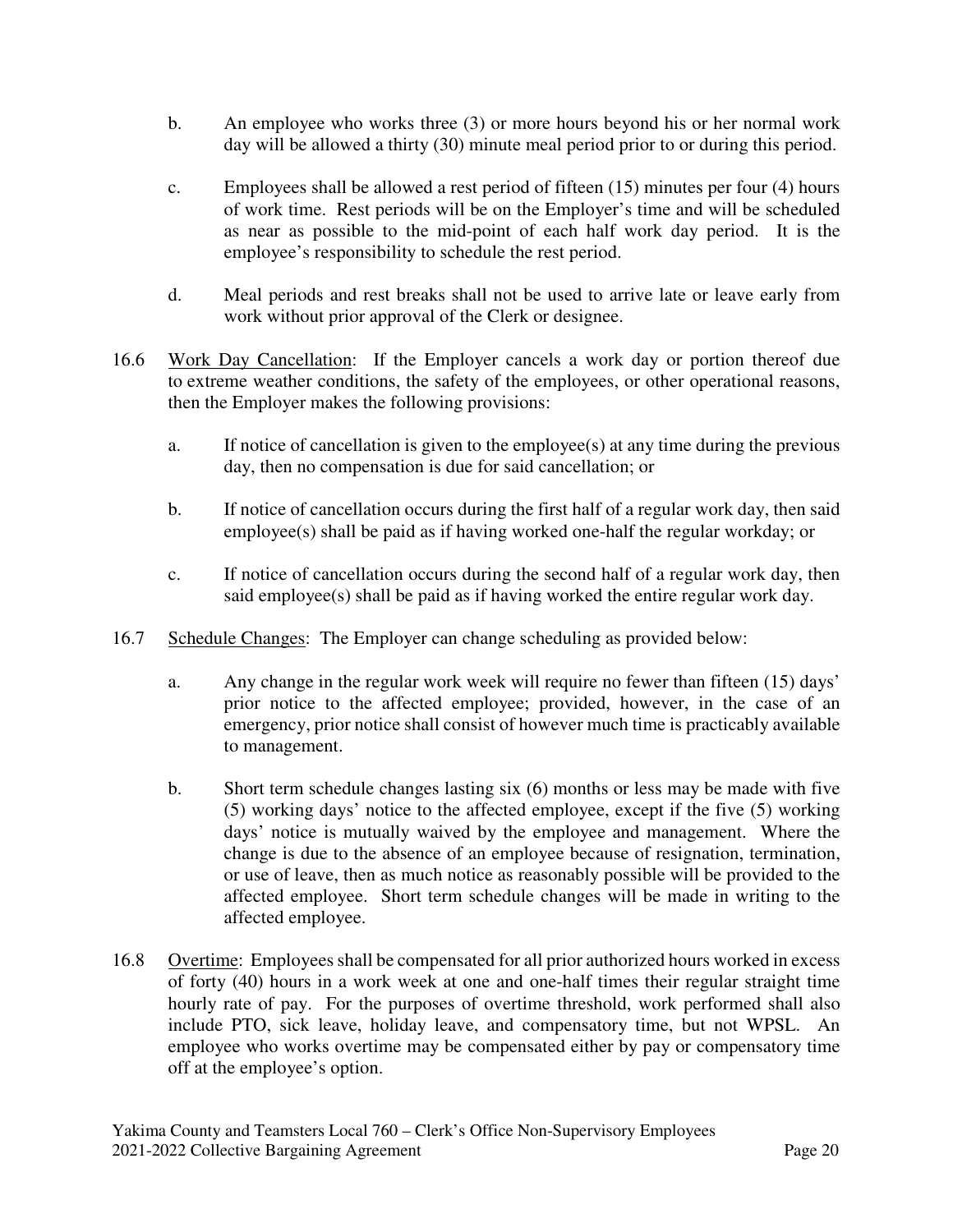b. An employee who works three (3) or more hours beyond his or her normal work day will be allowed a thirty (30) minute meal period prior to or during this period.

c. Employees shall be allowed a rest period of fifteen (15) minutes per four (4) hours of work time. Rest periods will be on the Employer's time and will be scheduled as near as possible to the mid-point of each half work day period. It is the employee's responsibility to schedule the rest period.

d. Meal periods and rest breaks shall not be used to arrive late or leave early from work without prior approval of the Clerk or designee.

16.6 Work Day Cancellation: If the Employer cancels a work day or portion thereof due to extreme weather conditions, the safety of the employees, or other operational reasons, then the Employer makes the following provisions:

a. If notice of cancellation is given to the employee(s) at any time during the previous day, then no compensation is due for said cancellation; or

b. If notice of cancellation occurs during the first half of a regular work day, then said employee(s) shall be paid as if having worked one-half the regular workday; or

c. If notice of cancellation occurs during the second half of a regular work day, then said employee(s) shall be paid as if having worked the entire regular work day.

16.7 Schedule Changes: The Employer can change scheduling as provided below:

a. Any change in the regular work week will require no fewer than fifteen (15) days' prior notice to the affected employee; provided, however, in the case of an emergency, prior notice shall consist of however much time is practicably available to management.

b. Short term schedule changes lasting six (6) months or less may be made with five (5) working days' notice to the affected employee, except if the five (5) working days' notice is mutually waived by the employee and management. Where the change is due to the absence of an employee because of resignation, termination, or use of leave, then as much notice as reasonably possible will be provided to the affected employee. Short term schedule changes will be made in writing to the affected employee.

16.8 Overtime: Employees shall be compensated for all prior authorized hours worked in excess of forty (40) hours in a work week at one and one-half times their regular straight time hourly rate of pay. For the purposes of overtime threshold, work performed shall also include PTO, sick leave, holiday leave, and compensatory time, but not WPSL. An employee who works overtime may be compensated either by pay or compensatory time off at the employee's option.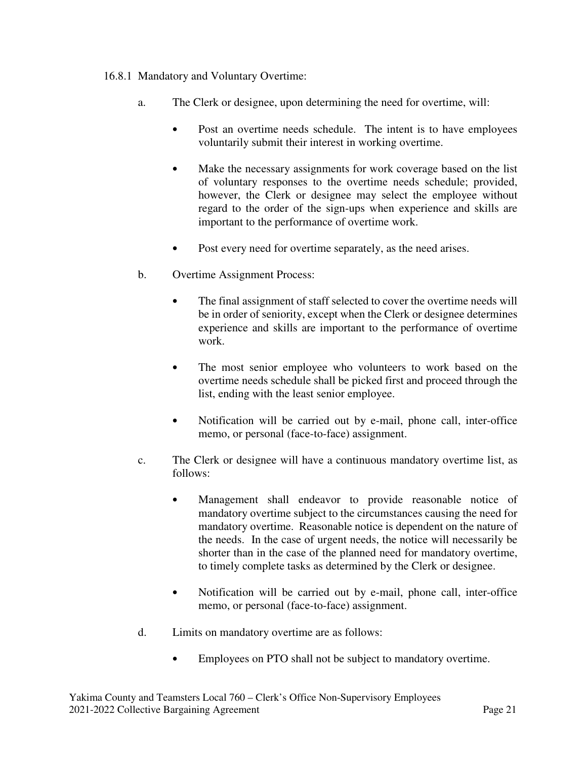16.8.1 Mandatory and Voluntary Overtime:

a. The Clerk or designee, upon determining the need for overtime, will:

- Post an overtime needs schedule. The intent is to have employees voluntarily submit their interest in working overtime.
- Make the necessary assignments for work coverage based on the list of voluntary responses to the overtime needs schedule; provided, however, the Clerk or designee may select the employee without regard to the order of the sign-ups when experience and skills are important to the performance of overtime work.
- Post every need for overtime separately, as the need arises.

b. Overtime Assignment Process:

- The final assignment of staff selected to cover the overtime needs will be in order of seniority, except when the Clerk or designee determines experience and skills are important to the performance of overtime work.
- The most senior employee who volunteers to work based on the overtime needs schedule shall be picked first and proceed through the list, ending with the least senior employee.
- Notification will be carried out by e-mail, phone call, inter-office memo, or personal (face-to-face) assignment.

c. The Clerk or designee will have a continuous mandatory overtime list, as follows:

- Management shall endeavor to provide reasonable notice of mandatory overtime subject to the circumstances causing the need for mandatory overtime. Reasonable notice is dependent on the nature of the needs. In the case of urgent needs, the notice will necessarily be shorter than in the case of the planned need for mandatory overtime, to timely complete tasks as determined by the Clerk or designee.
- Notification will be carried out by e-mail, phone call, inter-office memo, or personal (face-to-face) assignment.

d. Limits on mandatory overtime are as follows:

- Employees on PTO shall not be subject to mandatory overtime.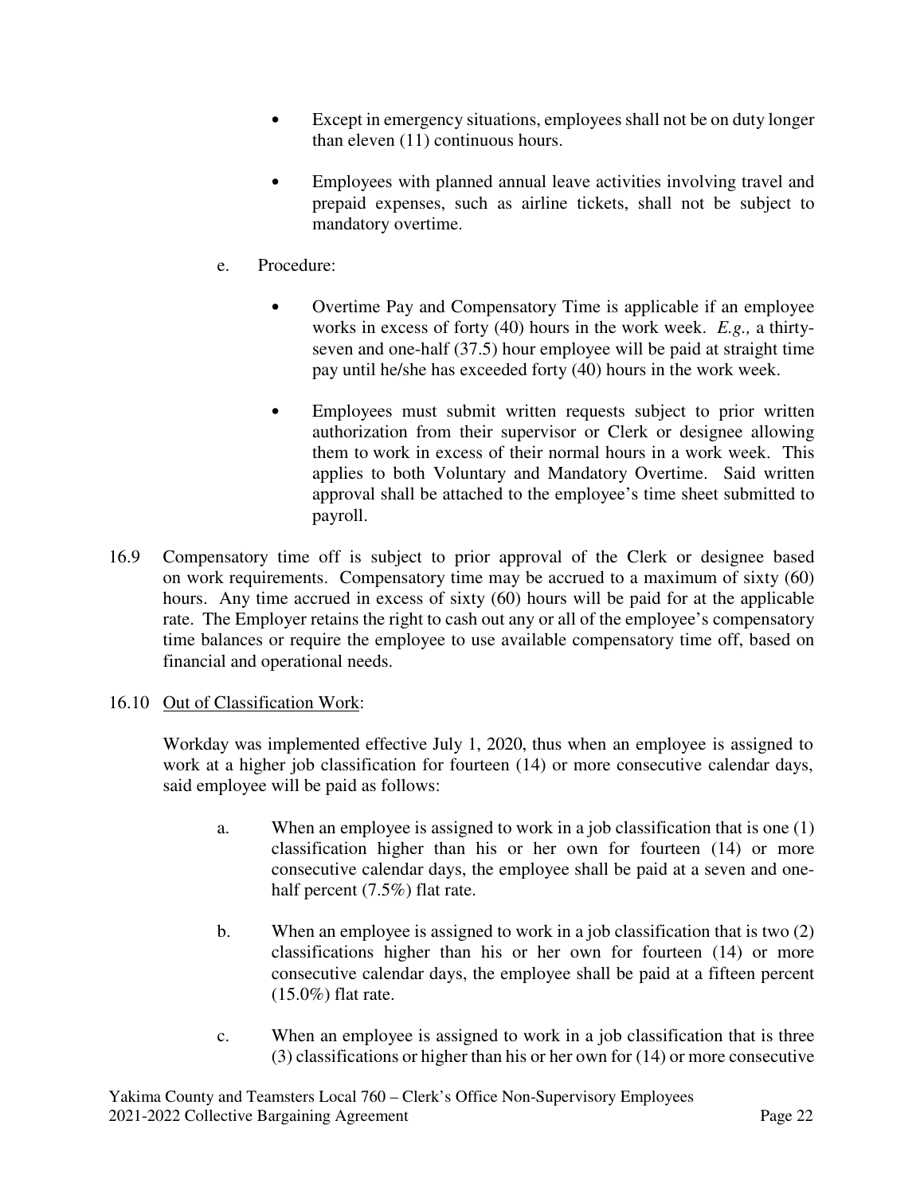- Except in emergency situations, employees shall not be on duty longer than eleven (11) continuous hours.

- Employees with planned annual leave activities involving travel and prepaid expenses, such as airline tickets, shall not be subject to mandatory overtime.

e. Procedure:

- Overtime Pay and Compensatory Time is applicable if an employee works in excess of forty (40) hours in the work week. *E.g.,* a thirty-seven and one-half (37.5) hour employee will be paid at straight time pay until he/she has exceeded forty (40) hours in the work week.

- Employees must submit written requests subject to prior written authorization from their supervisor or Clerk or designee allowing them to work in excess of their normal hours in a work week. This applies to both Voluntary and Mandatory Overtime. Said written approval shall be attached to the employee's time sheet submitted to payroll.

16.9 Compensatory time off is subject to prior approval of the Clerk or designee based on work requirements. Compensatory time may be accrued to a maximum of sixty (60) hours. Any time accrued in excess of sixty (60) hours will be paid for at the applicable rate. The Employer retains the right to cash out any or all of the employee's compensatory time balances or require the employee to use available compensatory time off, based on financial and operational needs.

16.10 <u>Out of Classification Work</u>:

Workday was implemented effective July 1, 2020, thus when an employee is assigned to work at a higher job classification for fourteen (14) or more consecutive calendar days, said employee will be paid as follows:

a. When an employee is assigned to work in a job classification that is one (1) classification higher than his or her own for fourteen (14) or more consecutive calendar days, the employee shall be paid at a seven and one-half percent (7.5%) flat rate.

b. When an employee is assigned to work in a job classification that is two (2) classifications higher than his or her own for fourteen (14) or more consecutive calendar days, the employee shall be paid at a fifteen percent (15.0%) flat rate.

c. When an employee is assigned to work in a job classification that is three (3) classifications or higher than his or her own for (14) or more consecutive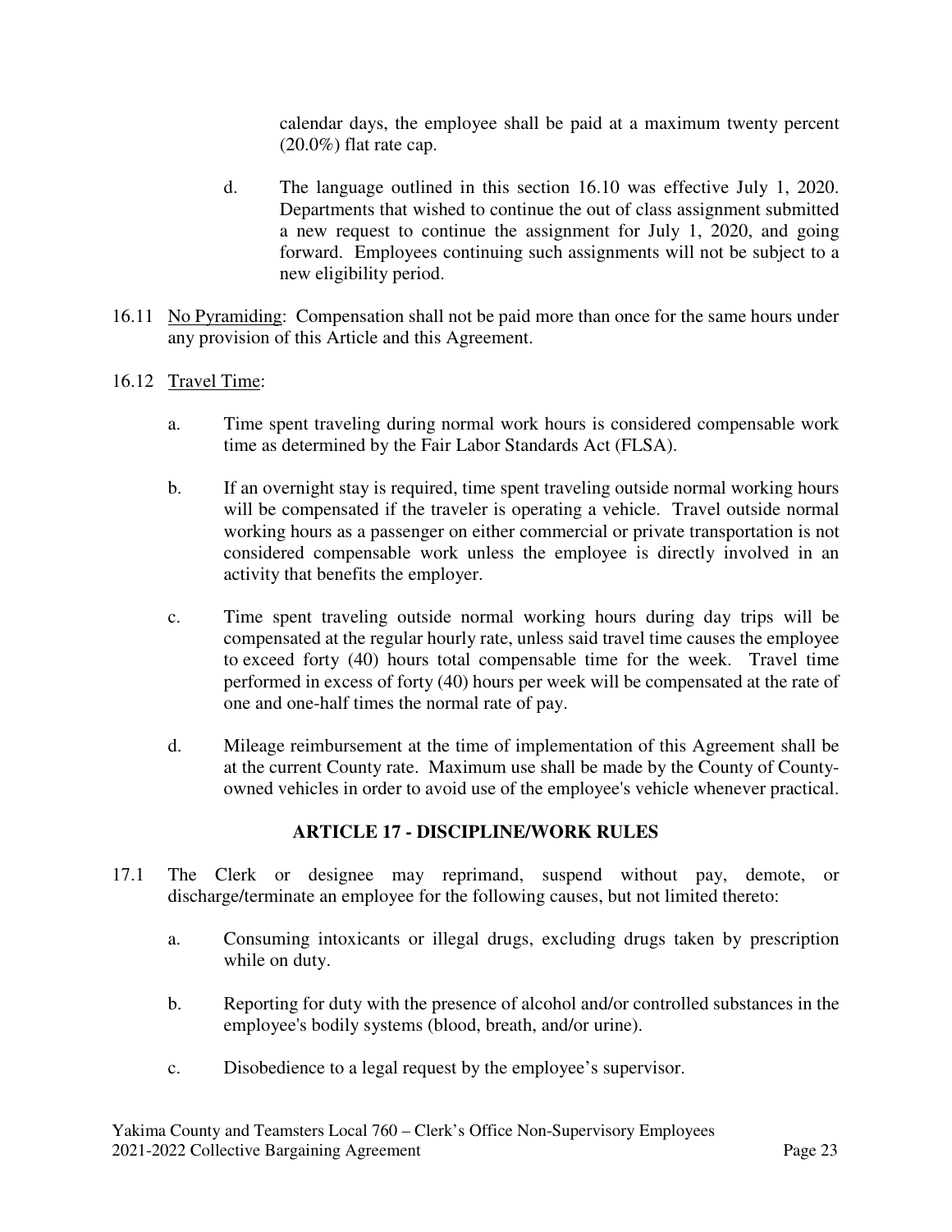calendar days, the employee shall be paid at a maximum twenty percent (20.0%) flat rate cap.

d. The language outlined in this section 16.10 was effective July 1, 2020. Departments that wished to continue the out of class assignment submitted a new request to continue the assignment for July 1, 2020, and going forward. Employees continuing such assignments will not be subject to a new eligibility period.

16.11 No Pyramiding: Compensation shall not be paid more than once for the same hours under any provision of this Article and this Agreement.

16.12 Travel Time:

a. Time spent traveling during normal work hours is considered compensable work time as determined by the Fair Labor Standards Act (FLSA).

b. If an overnight stay is required, time spent traveling outside normal working hours will be compensated if the traveler is operating a vehicle. Travel outside normal working hours as a passenger on either commercial or private transportation is not considered compensable work unless the employee is directly involved in an activity that benefits the employer.

c. Time spent traveling outside normal working hours during day trips will be compensated at the regular hourly rate, unless said travel time causes the employee to exceed forty (40) hours total compensable time for the week. Travel time performed in excess of forty (40) hours per week will be compensated at the rate of one and one-half times the normal rate of pay.

d. Mileage reimbursement at the time of implementation of this Agreement shall be at the current County rate. Maximum use shall be made by the County of County-owned vehicles in order to avoid use of the employee's vehicle whenever practical.

## ARTICLE 17 - DISCIPLINE/WORK RULES

17.1 The Clerk or designee may reprimand, suspend without pay, demote, or discharge/terminate an employee for the following causes, but not limited thereto:

a. Consuming intoxicants or illegal drugs, excluding drugs taken by prescription while on duty.

b. Reporting for duty with the presence of alcohol and/or controlled substances in the employee's bodily systems (blood, breath, and/or urine).

c. Disobedience to a legal request by the employee's supervisor.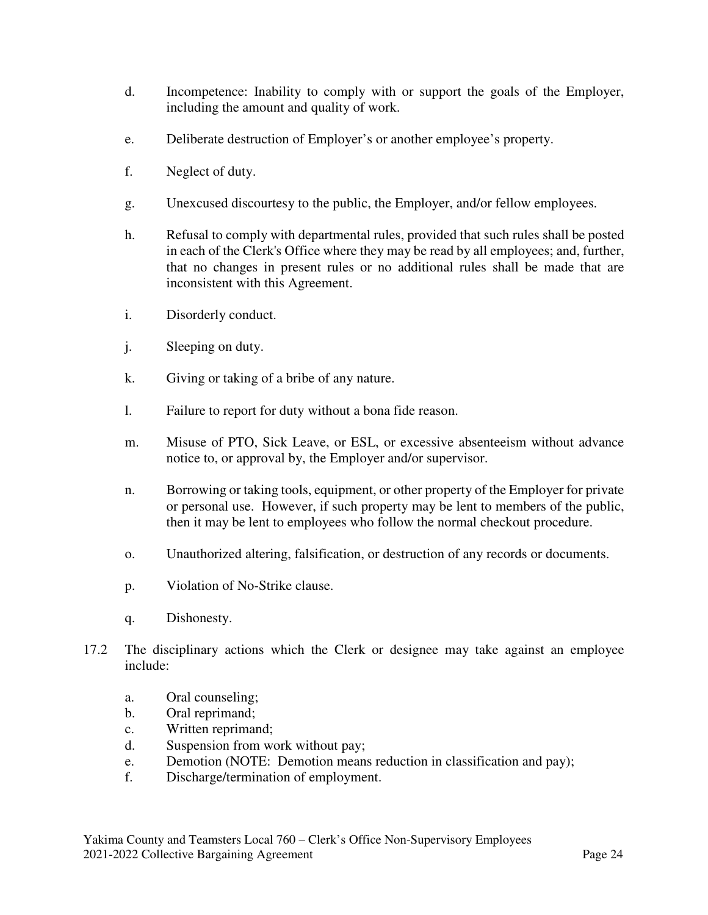d. Incompetence: Inability to comply with or support the goals of the Employer, including the amount and quality of work.

e. Deliberate destruction of Employer's or another employee's property.

f. Neglect of duty.

g. Unexcused discourtesy to the public, the Employer, and/or fellow employees.

h. Refusal to comply with departmental rules, provided that such rules shall be posted in each of the Clerk's Office where they may be read by all employees; and, further, that no changes in present rules or no additional rules shall be made that are inconsistent with this Agreement.

i. Disorderly conduct.

j. Sleeping on duty.

k. Giving or taking of a bribe of any nature.

l. Failure to report for duty without a bona fide reason.

m. Misuse of PTO, Sick Leave, or ESL, or excessive absenteeism without advance notice to, or approval by, the Employer and/or supervisor.

n. Borrowing or taking tools, equipment, or other property of the Employer for private or personal use. However, if such property may be lent to members of the public, then it may be lent to employees who follow the normal checkout procedure.

o. Unauthorized altering, falsification, or destruction of any records or documents.

p. Violation of No-Strike clause.

q. Dishonesty.

17.2 The disciplinary actions which the Clerk or designee may take against an employee include:

a. Oral counseling;
b. Oral reprimand;
c. Written reprimand;
d. Suspension from work without pay;
e. Demotion (NOTE: Demotion means reduction in classification and pay);
f. Discharge/termination of employment.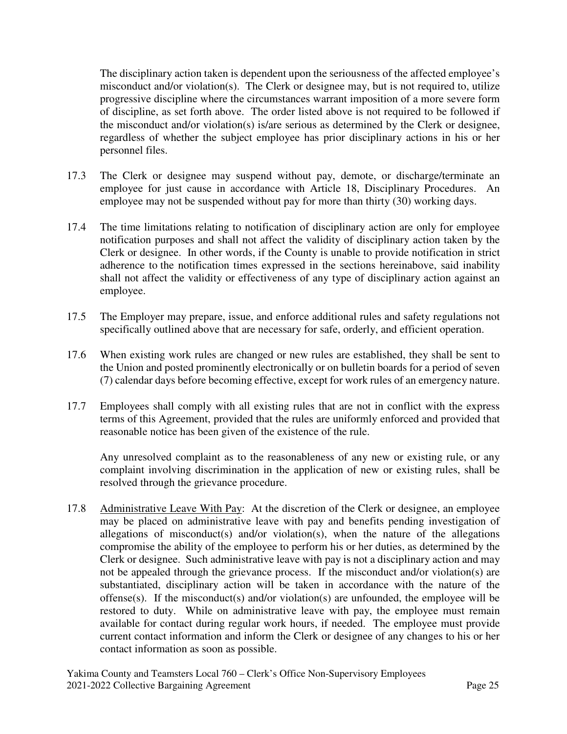The disciplinary action taken is dependent upon the seriousness of the affected employee's misconduct and/or violation(s). The Clerk or designee may, but is not required to, utilize progressive discipline where the circumstances warrant imposition of a more severe form of discipline, as set forth above. The order listed above is not required to be followed if the misconduct and/or violation(s) is/are serious as determined by the Clerk or designee, regardless of whether the subject employee has prior disciplinary actions in his or her personnel files.

17.3 The Clerk or designee may suspend without pay, demote, or discharge/terminate an employee for just cause in accordance with Article 18, Disciplinary Procedures. An employee may not be suspended without pay for more than thirty (30) working days.

17.4 The time limitations relating to notification of disciplinary action are only for employee notification purposes and shall not affect the validity of disciplinary action taken by the Clerk or designee. In other words, if the County is unable to provide notification in strict adherence to the notification times expressed in the sections hereinabove, said inability shall not affect the validity or effectiveness of any type of disciplinary action against an employee.

17.5 The Employer may prepare, issue, and enforce additional rules and safety regulations not specifically outlined above that are necessary for safe, orderly, and efficient operation.

17.6 When existing work rules are changed or new rules are established, they shall be sent to the Union and posted prominently electronically or on bulletin boards for a period of seven (7) calendar days before becoming effective, except for work rules of an emergency nature.

17.7 Employees shall comply with all existing rules that are not in conflict with the express terms of this Agreement, provided that the rules are uniformly enforced and provided that reasonable notice has been given of the existence of the rule.

Any unresolved complaint as to the reasonableness of any new or existing rule, or any complaint involving discrimination in the application of new or existing rules, shall be resolved through the grievance procedure.

17.8 Administrative Leave With Pay: At the discretion of the Clerk or designee, an employee may be placed on administrative leave with pay and benefits pending investigation of allegations of misconduct(s) and/or violation(s), when the nature of the allegations compromise the ability of the employee to perform his or her duties, as determined by the Clerk or designee. Such administrative leave with pay is not a disciplinary action and may not be appealed through the grievance process. If the misconduct and/or violation(s) are substantiated, disciplinary action will be taken in accordance with the nature of the offense(s). If the misconduct(s) and/or violation(s) are unfounded, the employee will be restored to duty. While on administrative leave with pay, the employee must remain available for contact during regular work hours, if needed. The employee must provide current contact information and inform the Clerk or designee of any changes to his or her contact information as soon as possible.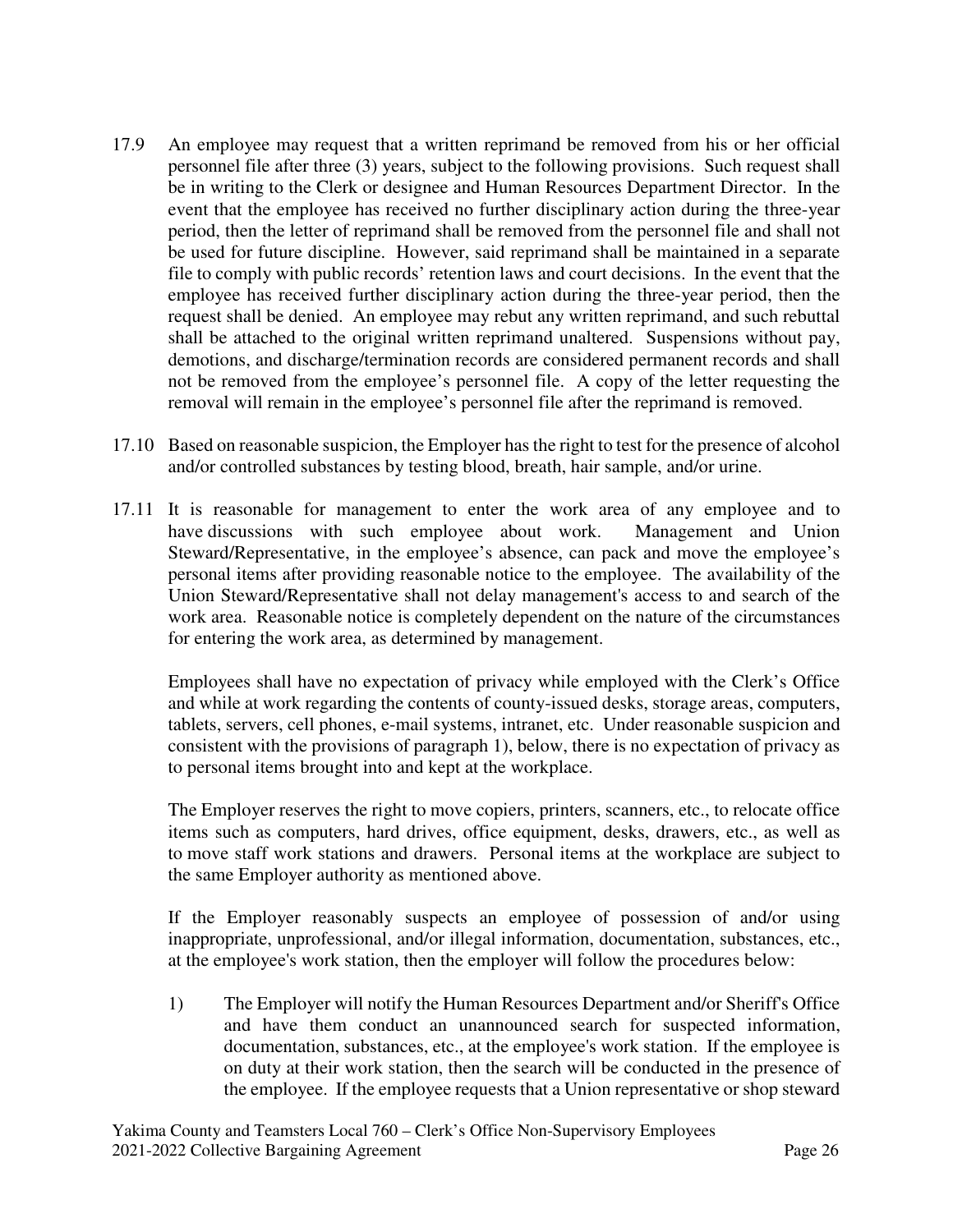17.9 An employee may request that a written reprimand be removed from his or her official personnel file after three (3) years, subject to the following provisions. Such request shall be in writing to the Clerk or designee and Human Resources Department Director. In the event that the employee has received no further disciplinary action during the three-year period, then the letter of reprimand shall be removed from the personnel file and shall not be used for future discipline. However, said reprimand shall be maintained in a separate file to comply with public records' retention laws and court decisions. In the event that the employee has received further disciplinary action during the three-year period, then the request shall be denied. An employee may rebut any written reprimand, and such rebuttal shall be attached to the original written reprimand unaltered. Suspensions without pay, demotions, and discharge/termination records are considered permanent records and shall not be removed from the employee's personnel file. A copy of the letter requesting the removal will remain in the employee's personnel file after the reprimand is removed.

17.10 Based on reasonable suspicion, the Employer has the right to test for the presence of alcohol and/or controlled substances by testing blood, breath, hair sample, and/or urine.

17.11 It is reasonable for management to enter the work area of any employee and to have discussions with such employee about work. Management and Union Steward/Representative, in the employee's absence, can pack and move the employee's personal items after providing reasonable notice to the employee. The availability of the Union Steward/Representative shall not delay management's access to and search of the work area. Reasonable notice is completely dependent on the nature of the circumstances for entering the work area, as determined by management.

Employees shall have no expectation of privacy while employed with the Clerk's Office and while at work regarding the contents of county-issued desks, storage areas, computers, tablets, servers, cell phones, e-mail systems, intranet, etc. Under reasonable suspicion and consistent with the provisions of paragraph 1), below, there is no expectation of privacy as to personal items brought into and kept at the workplace.

The Employer reserves the right to move copiers, printers, scanners, etc., to relocate office items such as computers, hard drives, office equipment, desks, drawers, etc., as well as to move staff work stations and drawers. Personal items at the workplace are subject to the same Employer authority as mentioned above.

If the Employer reasonably suspects an employee of possession of and/or using inappropriate, unprofessional, and/or illegal information, documentation, substances, etc., at the employee's work station, then the employer will follow the procedures below:

1) The Employer will notify the Human Resources Department and/or Sheriff's Office and have them conduct an unannounced search for suspected information, documentation, substances, etc., at the employee's work station. If the employee is on duty at their work station, then the search will be conducted in the presence of the employee. If the employee requests that a Union representative or shop steward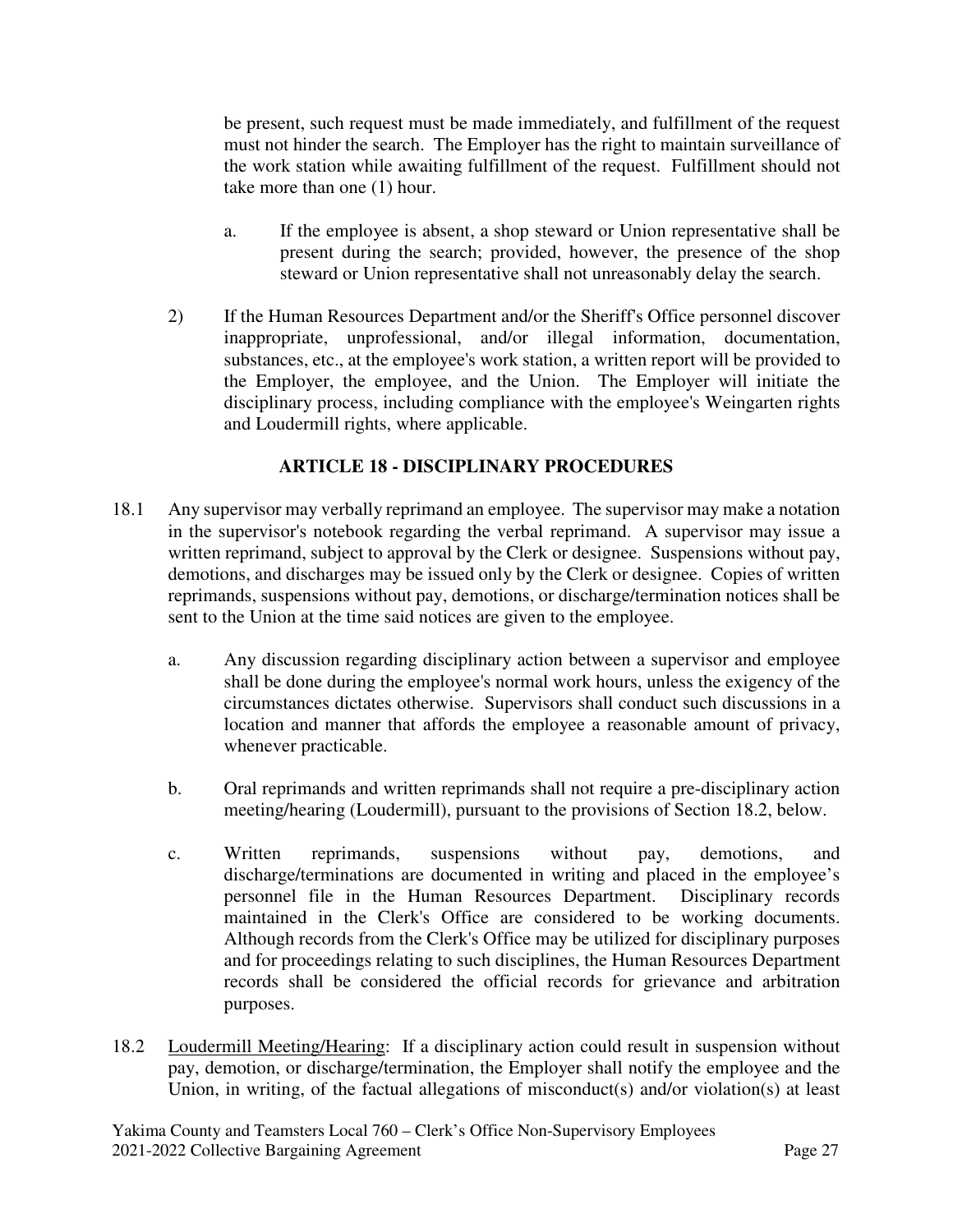be present, such request must be made immediately, and fulfillment of the request must not hinder the search. The Employer has the right to maintain surveillance of the work station while awaiting fulfillment of the request. Fulfillment should not take more than one (1) hour.

a. If the employee is absent, a shop steward or Union representative shall be present during the search; provided, however, the presence of the shop steward or Union representative shall not unreasonably delay the search.

2) If the Human Resources Department and/or the Sheriff's Office personnel discover inappropriate, unprofessional, and/or illegal information, documentation, substances, etc., at the employee's work station, a written report will be provided to the Employer, the employee, and the Union. The Employer will initiate the disciplinary process, including compliance with the employee's Weingarten rights and Loudermill rights, where applicable.

## ARTICLE 18 - DISCIPLINARY PROCEDURES

18.1 Any supervisor may verbally reprimand an employee. The supervisor may make a notation in the supervisor's notebook regarding the verbal reprimand. A supervisor may issue a written reprimand, subject to approval by the Clerk or designee. Suspensions without pay, demotions, and discharges may be issued only by the Clerk or designee. Copies of written reprimands, suspensions without pay, demotions, or discharge/termination notices shall be sent to the Union at the time said notices are given to the employee.

a. Any discussion regarding disciplinary action between a supervisor and employee shall be done during the employee's normal work hours, unless the exigency of the circumstances dictates otherwise. Supervisors shall conduct such discussions in a location and manner that affords the employee a reasonable amount of privacy, whenever practicable.

b. Oral reprimands and written reprimands shall not require a pre-disciplinary action meeting/hearing (Loudermill), pursuant to the provisions of Section 18.2, below.

c. Written reprimands, suspensions without pay, demotions, and discharge/terminations are documented in writing and placed in the employee's personnel file in the Human Resources Department. Disciplinary records maintained in the Clerk's Office are considered to be working documents. Although records from the Clerk's Office may be utilized for disciplinary purposes and for proceedings relating to such disciplines, the Human Resources Department records shall be considered the official records for grievance and arbitration purposes.

18.2 Loudermill Meeting/Hearing: If a disciplinary action could result in suspension without pay, demotion, or discharge/termination, the Employer shall notify the employee and the Union, in writing, of the factual allegations of misconduct(s) and/or violation(s) at least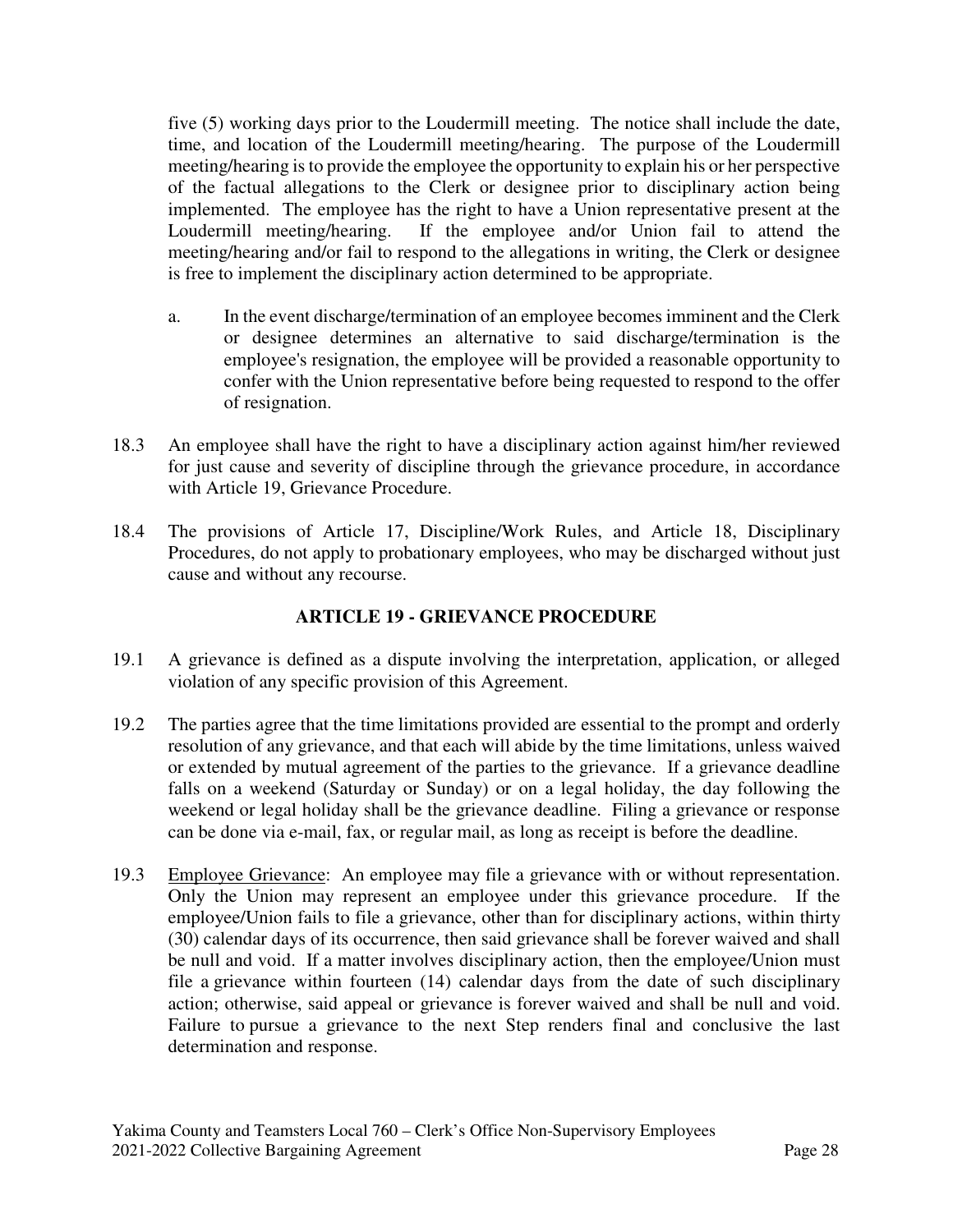five (5) working days prior to the Loudermill meeting. The notice shall include the date, time, and location of the Loudermill meeting/hearing. The purpose of the Loudermill meeting/hearing is to provide the employee the opportunity to explain his or her perspective of the factual allegations to the Clerk or designee prior to disciplinary action being implemented. The employee has the right to have a Union representative present at the Loudermill meeting/hearing. If the employee and/or Union fail to attend the meeting/hearing and/or fail to respond to the allegations in writing, the Clerk or designee is free to implement the disciplinary action determined to be appropriate.

a. In the event discharge/termination of an employee becomes imminent and the Clerk or designee determines an alternative to said discharge/termination is the employee's resignation, the employee will be provided a reasonable opportunity to confer with the Union representative before being requested to respond to the offer of resignation.

18.3 An employee shall have the right to have a disciplinary action against him/her reviewed for just cause and severity of discipline through the grievance procedure, in accordance with Article 19, Grievance Procedure.

18.4 The provisions of Article 17, Discipline/Work Rules, and Article 18, Disciplinary Procedures, do not apply to probationary employees, who may be discharged without just cause and without any recourse.

## ARTICLE 19 - GRIEVANCE PROCEDURE

19.1 A grievance is defined as a dispute involving the interpretation, application, or alleged violation of any specific provision of this Agreement.

19.2 The parties agree that the time limitations provided are essential to the prompt and orderly resolution of any grievance, and that each will abide by the time limitations, unless waived or extended by mutual agreement of the parties to the grievance. If a grievance deadline falls on a weekend (Saturday or Sunday) or on a legal holiday, the day following the weekend or legal holiday shall be the grievance deadline. Filing a grievance or response can be done via e-mail, fax, or regular mail, as long as receipt is before the deadline.

19.3 <u>Employee Grievance</u>: An employee may file a grievance with or without representation. Only the Union may represent an employee under this grievance procedure. If the employee/Union fails to file a grievance, other than for disciplinary actions, within thirty (30) calendar days of its occurrence, then said grievance shall be forever waived and shall be null and void. If a matter involves disciplinary action, then the employee/Union must file a grievance within fourteen (14) calendar days from the date of such disciplinary action; otherwise, said appeal or grievance is forever waived and shall be null and void. Failure to pursue a grievance to the next Step renders final and conclusive the last determination and response.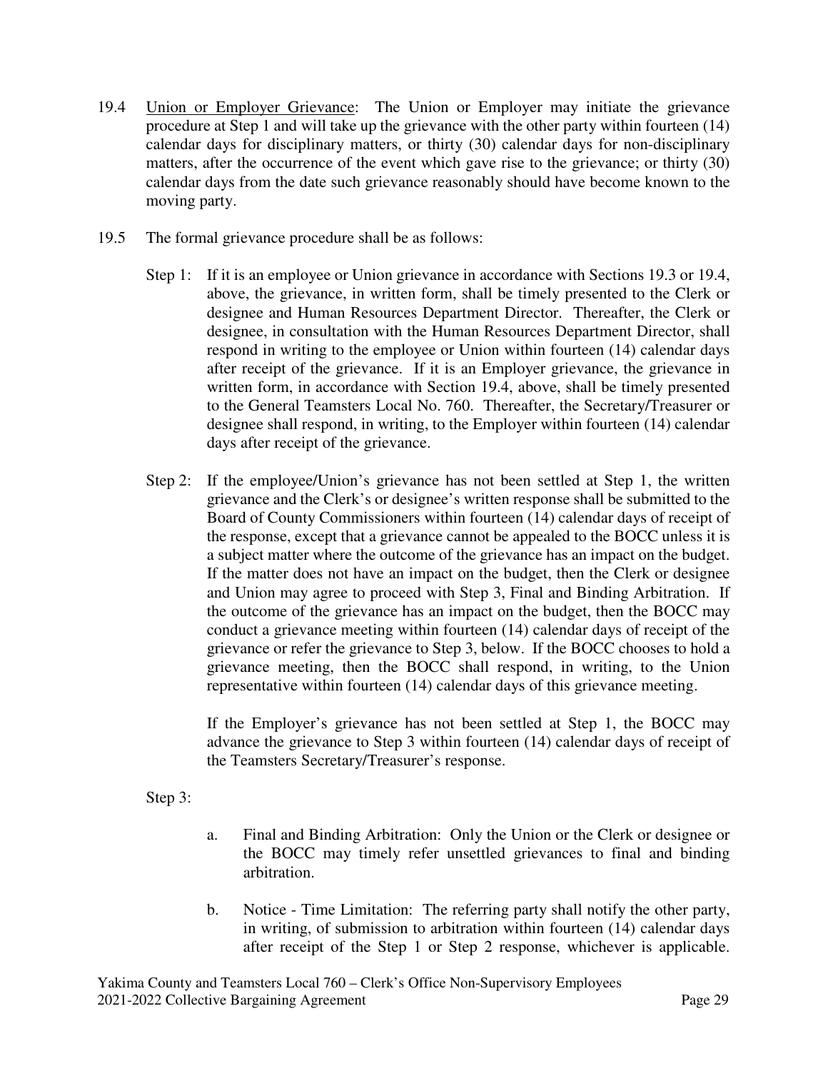19.4 Union or Employer Grievance: The Union or Employer may initiate the grievance procedure at Step 1 and will take up the grievance with the other party within fourteen (14) calendar days for disciplinary matters, or thirty (30) calendar days for non-disciplinary matters, after the occurrence of the event which gave rise to the grievance; or thirty (30) calendar days from the date such grievance reasonably should have become known to the moving party.

19.5 The formal grievance procedure shall be as follows:

Step 1: If it is an employee or Union grievance in accordance with Sections 19.3 or 19.4, above, the grievance, in written form, shall be timely presented to the Clerk or designee and Human Resources Department Director. Thereafter, the Clerk or designee, in consultation with the Human Resources Department Director, shall respond in writing to the employee or Union within fourteen (14) calendar days after receipt of the grievance. If it is an Employer grievance, the grievance in written form, in accordance with Section 19.4, above, shall be timely presented to the General Teamsters Local No. 760. Thereafter, the Secretary/Treasurer or designee shall respond, in writing, to the Employer within fourteen (14) calendar days after receipt of the grievance.

Step 2: If the employee/Union's grievance has not been settled at Step 1, the written grievance and the Clerk's or designee's written response shall be submitted to the Board of County Commissioners within fourteen (14) calendar days of receipt of the response, except that a grievance cannot be appealed to the BOCC unless it is a subject matter where the outcome of the grievance has an impact on the budget. If the matter does not have an impact on the budget, then the Clerk or designee and Union may agree to proceed with Step 3, Final and Binding Arbitration. If the outcome of the grievance has an impact on the budget, then the BOCC may conduct a grievance meeting within fourteen (14) calendar days of receipt of the grievance or refer the grievance to Step 3, below. If the BOCC chooses to hold a grievance meeting, then the BOCC shall respond, in writing, to the Union representative within fourteen (14) calendar days of this grievance meeting.

If the Employer's grievance has not been settled at Step 1, the BOCC may advance the grievance to Step 3 within fourteen (14) calendar days of receipt of the Teamsters Secretary/Treasurer's response.

Step 3:

a. Final and Binding Arbitration: Only the Union or the Clerk or designee or the BOCC may timely refer unsettled grievances to final and binding arbitration.

b. Notice - Time Limitation: The referring party shall notify the other party, in writing, of submission to arbitration within fourteen (14) calendar days after receipt of the Step 1 or Step 2 response, whichever is applicable.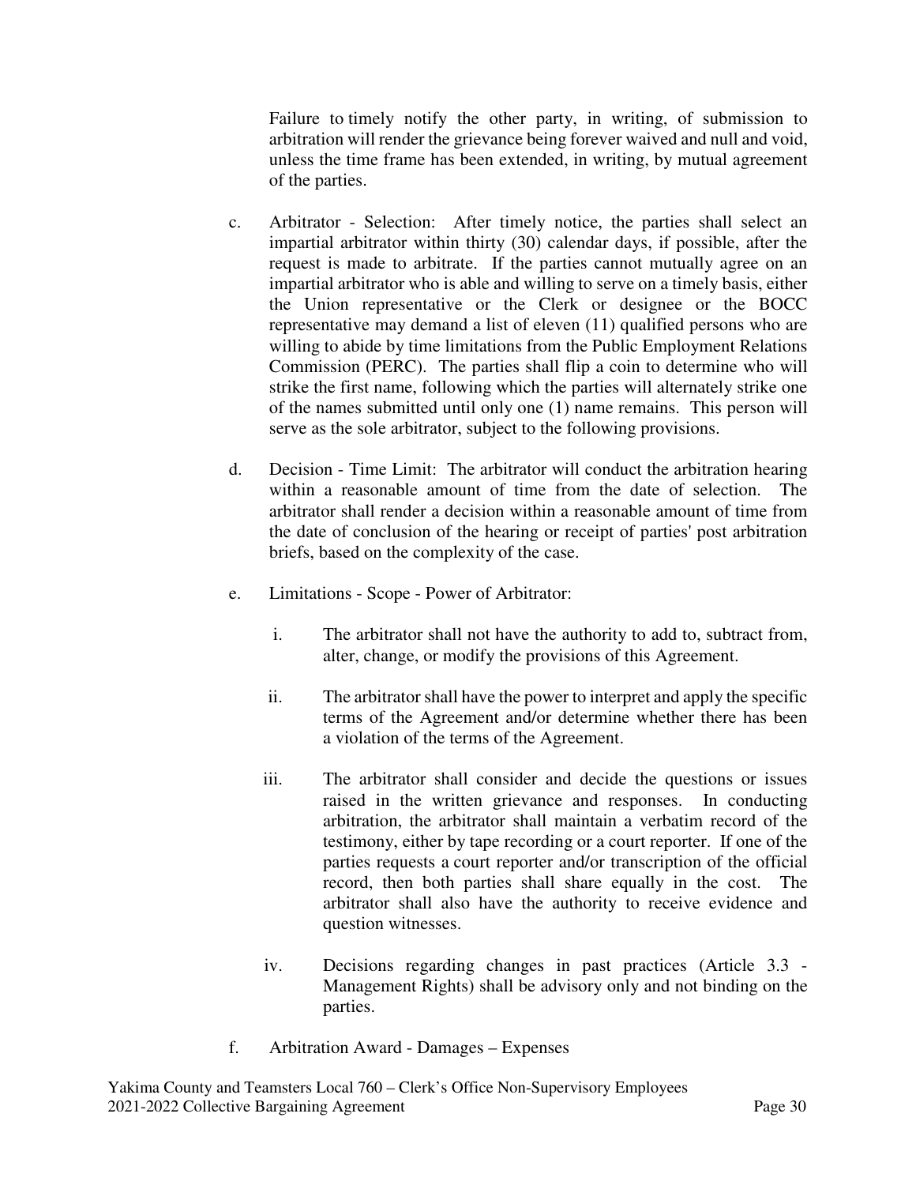Failure to timely notify the other party, in writing, of submission to arbitration will render the grievance being forever waived and null and void, unless the time frame has been extended, in writing, by mutual agreement of the parties.

c. Arbitrator - Selection: After timely notice, the parties shall select an impartial arbitrator within thirty (30) calendar days, if possible, after the request is made to arbitrate. If the parties cannot mutually agree on an impartial arbitrator who is able and willing to serve on a timely basis, either the Union representative or the Clerk or designee or the BOCC representative may demand a list of eleven (11) qualified persons who are willing to abide by time limitations from the Public Employment Relations Commission (PERC). The parties shall flip a coin to determine who will strike the first name, following which the parties will alternately strike one of the names submitted until only one (1) name remains. This person will serve as the sole arbitrator, subject to the following provisions.

d. Decision - Time Limit: The arbitrator will conduct the arbitration hearing within a reasonable amount of time from the date of selection. The arbitrator shall render a decision within a reasonable amount of time from the date of conclusion of the hearing or receipt of parties' post arbitration briefs, based on the complexity of the case.

e. Limitations - Scope - Power of Arbitrator:

i. The arbitrator shall not have the authority to add to, subtract from, alter, change, or modify the provisions of this Agreement.

ii. The arbitrator shall have the power to interpret and apply the specific terms of the Agreement and/or determine whether there has been a violation of the terms of the Agreement.

iii. The arbitrator shall consider and decide the questions or issues raised in the written grievance and responses. In conducting arbitration, the arbitrator shall maintain a verbatim record of the testimony, either by tape recording or a court reporter. If one of the parties requests a court reporter and/or transcription of the official record, then both parties shall share equally in the cost. The arbitrator shall also have the authority to receive evidence and question witnesses.

iv. Decisions regarding changes in past practices (Article 3.3 - Management Rights) shall be advisory only and not binding on the parties.

f. Arbitration Award - Damages – Expenses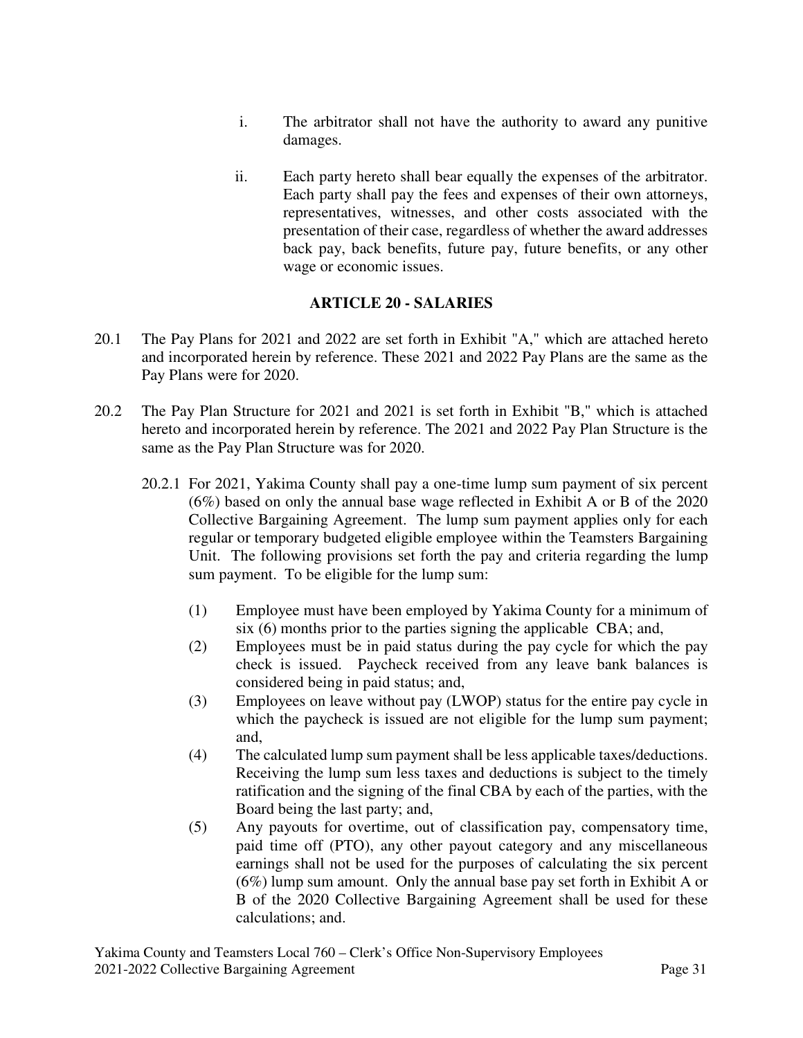i. The arbitrator shall not have the authority to award any punitive damages.

ii. Each party hereto shall bear equally the expenses of the arbitrator. Each party shall pay the fees and expenses of their own attorneys, representatives, witnesses, and other costs associated with the presentation of their case, regardless of whether the award addresses back pay, back benefits, future pay, future benefits, or any other wage or economic issues.

## ARTICLE 20 - SALARIES

20.1 The Pay Plans for 2021 and 2022 are set forth in Exhibit "A," which are attached hereto and incorporated herein by reference. These 2021 and 2022 Pay Plans are the same as the Pay Plans were for 2020.

20.2 The Pay Plan Structure for 2021 and 2021 is set forth in Exhibit "B," which is attached hereto and incorporated herein by reference. The 2021 and 2022 Pay Plan Structure is the same as the Pay Plan Structure was for 2020.

20.2.1 For 2021, Yakima County shall pay a one-time lump sum payment of six percent (6%) based on only the annual base wage reflected in Exhibit A or B of the 2020 Collective Bargaining Agreement. The lump sum payment applies only for each regular or temporary budgeted eligible employee within the Teamsters Bargaining Unit. The following provisions set forth the pay and criteria regarding the lump sum payment. To be eligible for the lump sum:

(1) Employee must have been employed by Yakima County for a minimum of six (6) months prior to the parties signing the applicable CBA; and,

(2) Employees must be in paid status during the pay cycle for which the pay check is issued. Paycheck received from any leave bank balances is considered being in paid status; and,

(3) Employees on leave without pay (LWOP) status for the entire pay cycle in which the paycheck is issued are not eligible for the lump sum payment; and,

(4) The calculated lump sum payment shall be less applicable taxes/deductions. Receiving the lump sum less taxes and deductions is subject to the timely ratification and the signing of the final CBA by each of the parties, with the Board being the last party; and,

(5) Any payouts for overtime, out of classification pay, compensatory time, paid time off (PTO), any other payout category and any miscellaneous earnings shall not be used for the purposes of calculating the six percent (6%) lump sum amount. Only the annual base pay set forth in Exhibit A or B of the 2020 Collective Bargaining Agreement shall be used for these calculations; and.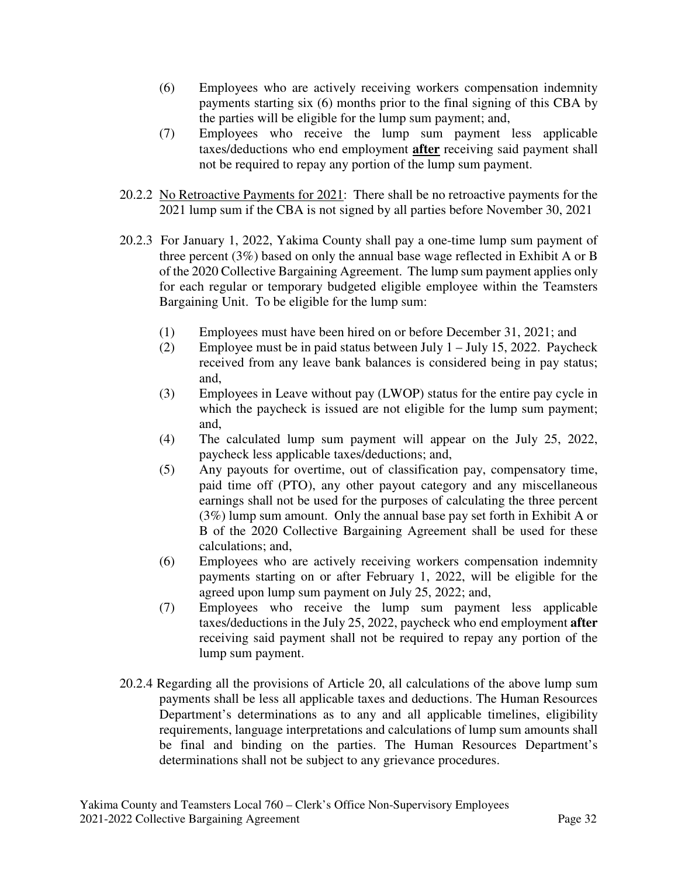(6) Employees who are actively receiving workers compensation indemnity payments starting six (6) months prior to the final signing of this CBA by the parties will be eligible for the lump sum payment; and,

(7) Employees who receive the lump sum payment less applicable taxes/deductions who end employment **after** receiving said payment shall not be required to repay any portion of the lump sum payment.

20.2.2 No Retroactive Payments for 2021: There shall be no retroactive payments for the 2021 lump sum if the CBA is not signed by all parties before November 30, 2021

20.2.3 For January 1, 2022, Yakima County shall pay a one-time lump sum payment of three percent (3%) based on only the annual base wage reflected in Exhibit A or B of the 2020 Collective Bargaining Agreement. The lump sum payment applies only for each regular or temporary budgeted eligible employee within the Teamsters Bargaining Unit. To be eligible for the lump sum:

(1) Employees must have been hired on or before December 31, 2021; and

(2) Employee must be in paid status between July 1 – July 15, 2022. Paycheck received from any leave bank balances is considered being in pay status; and,

(3) Employees in Leave without pay (LWOP) status for the entire pay cycle in which the paycheck is issued are not eligible for the lump sum payment; and,

(4) The calculated lump sum payment will appear on the July 25, 2022, paycheck less applicable taxes/deductions; and,

(5) Any payouts for overtime, out of classification pay, compensatory time, paid time off (PTO), any other payout category and any miscellaneous earnings shall not be used for the purposes of calculating the three percent (3%) lump sum amount. Only the annual base pay set forth in Exhibit A or B of the 2020 Collective Bargaining Agreement shall be used for these calculations; and,

(6) Employees who are actively receiving workers compensation indemnity payments starting on or after February 1, 2022, will be eligible for the agreed upon lump sum payment on July 25, 2022; and,

(7) Employees who receive the lump sum payment less applicable taxes/deductions in the July 25, 2022, paycheck who end employment **after** receiving said payment shall not be required to repay any portion of the lump sum payment.

20.2.4 Regarding all the provisions of Article 20, all calculations of the above lump sum payments shall be less all applicable taxes and deductions. The Human Resources Department's determinations as to any and all applicable timelines, eligibility requirements, language interpretations and calculations of lump sum amounts shall be final and binding on the parties. The Human Resources Department's determinations shall not be subject to any grievance procedures.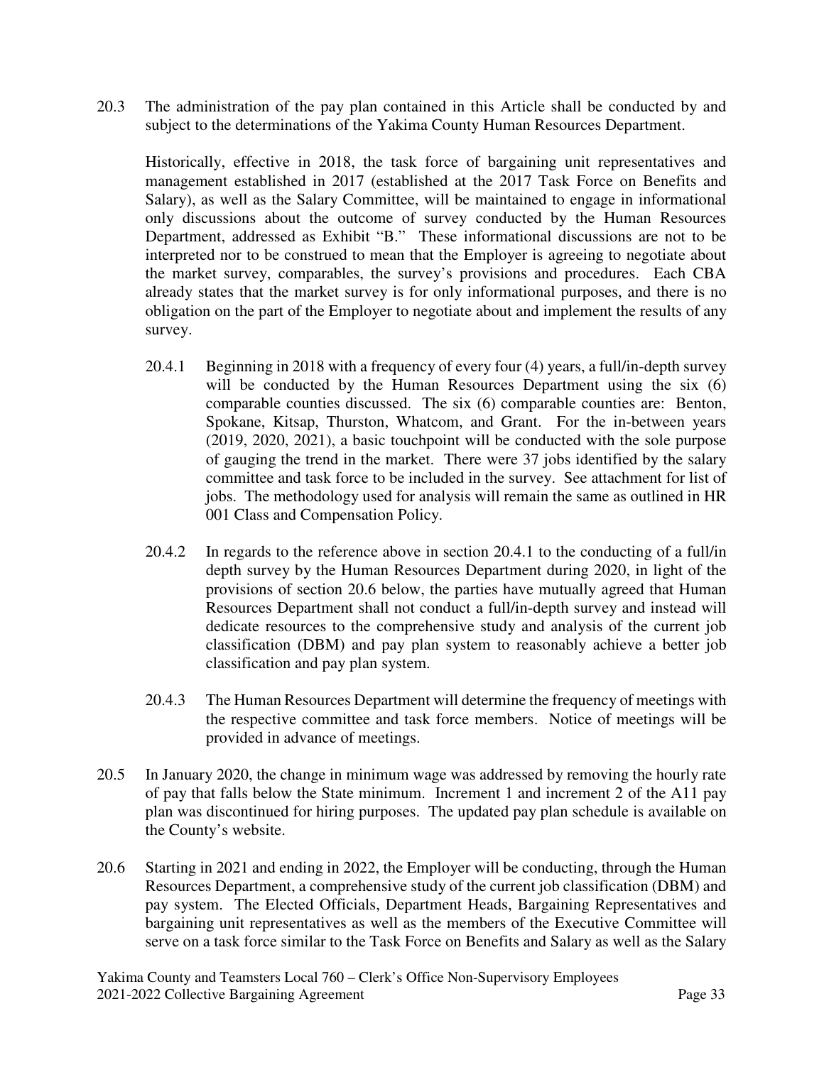20.3 The administration of the pay plan contained in this Article shall be conducted by and subject to the determinations of the Yakima County Human Resources Department.

Historically, effective in 2018, the task force of bargaining unit representatives and management established in 2017 (established at the 2017 Task Force on Benefits and Salary), as well as the Salary Committee, will be maintained to engage in informational only discussions about the outcome of survey conducted by the Human Resources Department, addressed as Exhibit "B." These informational discussions are not to be interpreted nor to be construed to mean that the Employer is agreeing to negotiate about the market survey, comparables, the survey's provisions and procedures. Each CBA already states that the market survey is for only informational purposes, and there is no obligation on the part of the Employer to negotiate about and implement the results of any survey.

20.4.1 Beginning in 2018 with a frequency of every four (4) years, a full/in-depth survey will be conducted by the Human Resources Department using the six (6) comparable counties discussed. The six (6) comparable counties are: Benton, Spokane, Kitsap, Thurston, Whatcom, and Grant. For the in-between years (2019, 2020, 2021), a basic touchpoint will be conducted with the sole purpose of gauging the trend in the market. There were 37 jobs identified by the salary committee and task force to be included in the survey. See attachment for list of jobs. The methodology used for analysis will remain the same as outlined in HR 001 Class and Compensation Policy.

20.4.2 In regards to the reference above in section 20.4.1 to the conducting of a full/in depth survey by the Human Resources Department during 2020, in light of the provisions of section 20.6 below, the parties have mutually agreed that Human Resources Department shall not conduct a full/in-depth survey and instead will dedicate resources to the comprehensive study and analysis of the current job classification (DBM) and pay plan system to reasonably achieve a better job classification and pay plan system.

20.4.3 The Human Resources Department will determine the frequency of meetings with the respective committee and task force members. Notice of meetings will be provided in advance of meetings.

20.5 In January 2020, the change in minimum wage was addressed by removing the hourly rate of pay that falls below the State minimum. Increment 1 and increment 2 of the A11 pay plan was discontinued for hiring purposes. The updated pay plan schedule is available on the County's website.

20.6 Starting in 2021 and ending in 2022, the Employer will be conducting, through the Human Resources Department, a comprehensive study of the current job classification (DBM) and pay system. The Elected Officials, Department Heads, Bargaining Representatives and bargaining unit representatives as well as the members of the Executive Committee will serve on a task force similar to the Task Force on Benefits and Salary as well as the Salary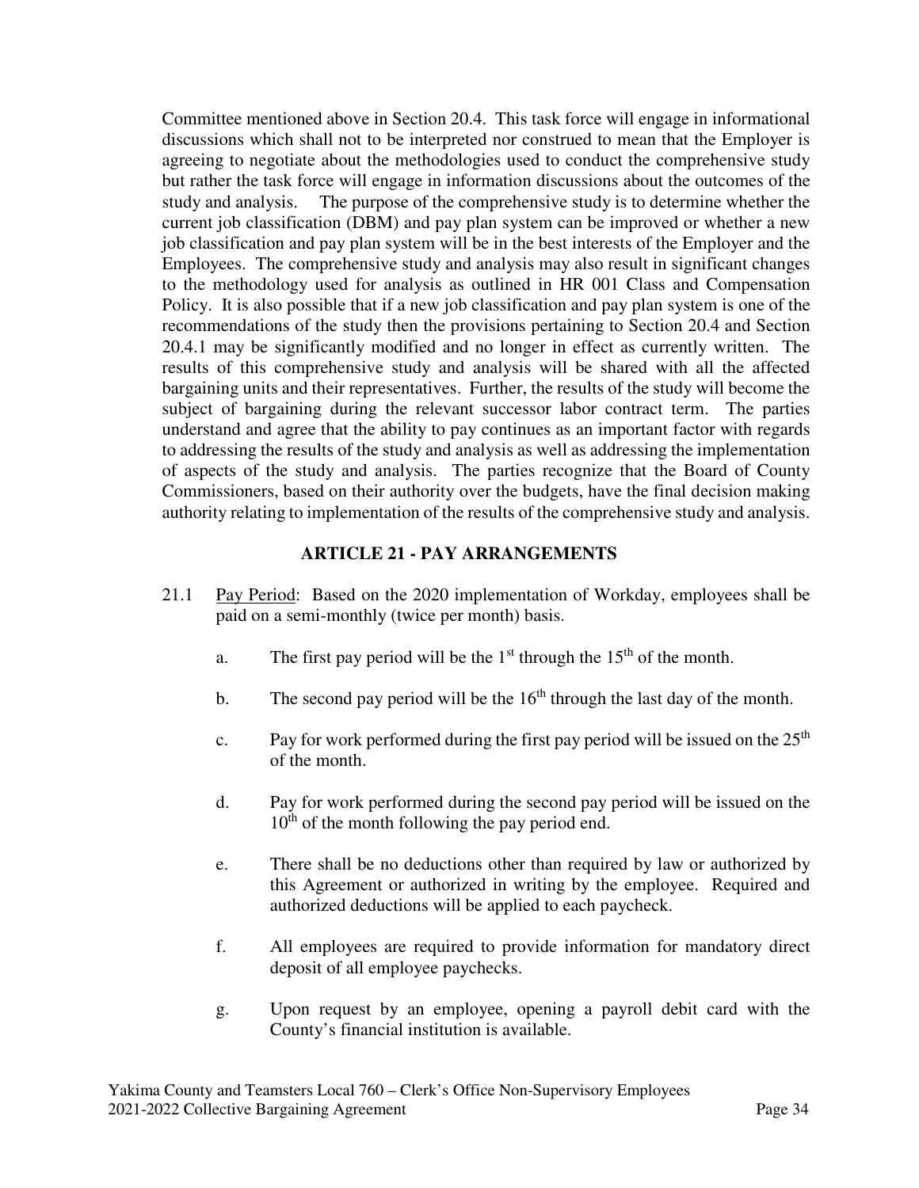Committee mentioned above in Section 20.4. This task force will engage in informational discussions which shall not to be interpreted nor construed to mean that the Employer is agreeing to negotiate about the methodologies used to conduct the comprehensive study but rather the task force will engage in information discussions about the outcomes of the study and analysis. The purpose of the comprehensive study is to determine whether the current job classification (DBM) and pay plan system can be improved or whether a new job classification and pay plan system will be in the best interests of the Employer and the Employees. The comprehensive study and analysis may also result in significant changes to the methodology used for analysis as outlined in HR 001 Class and Compensation Policy. It is also possible that if a new job classification and pay plan system is one of the recommendations of the study then the provisions pertaining to Section 20.4 and Section 20.4.1 may be significantly modified and no longer in effect as currently written. The results of this comprehensive study and analysis will be shared with all the affected bargaining units and their representatives. Further, the results of the study will become the subject of bargaining during the relevant successor labor contract term. The parties understand and agree that the ability to pay continues as an important factor with regards to addressing the results of the study and analysis as well as addressing the implementation of aspects of the study and analysis. The parties recognize that the Board of County Commissioners, based on their authority over the budgets, have the final decision making authority relating to implementation of the results of the comprehensive study and analysis.

## ARTICLE 21 - PAY ARRANGEMENTS

21.1 Pay Period: Based on the 2020 implementation of Workday, employees shall be paid on a semi-monthly (twice per month) basis.

a. The first pay period will be the 1st through the 15th of the month.

b. The second pay period will be the 16th through the last day of the month.

c. Pay for work performed during the first pay period will be issued on the 25th of the month.

d. Pay for work performed during the second pay period will be issued on the 10th of the month following the pay period end.

e. There shall be no deductions other than required by law or authorized by this Agreement or authorized in writing by the employee. Required and authorized deductions will be applied to each paycheck.

f. All employees are required to provide information for mandatory direct deposit of all employee paychecks.

g. Upon request by an employee, opening a payroll debit card with the County's financial institution is available.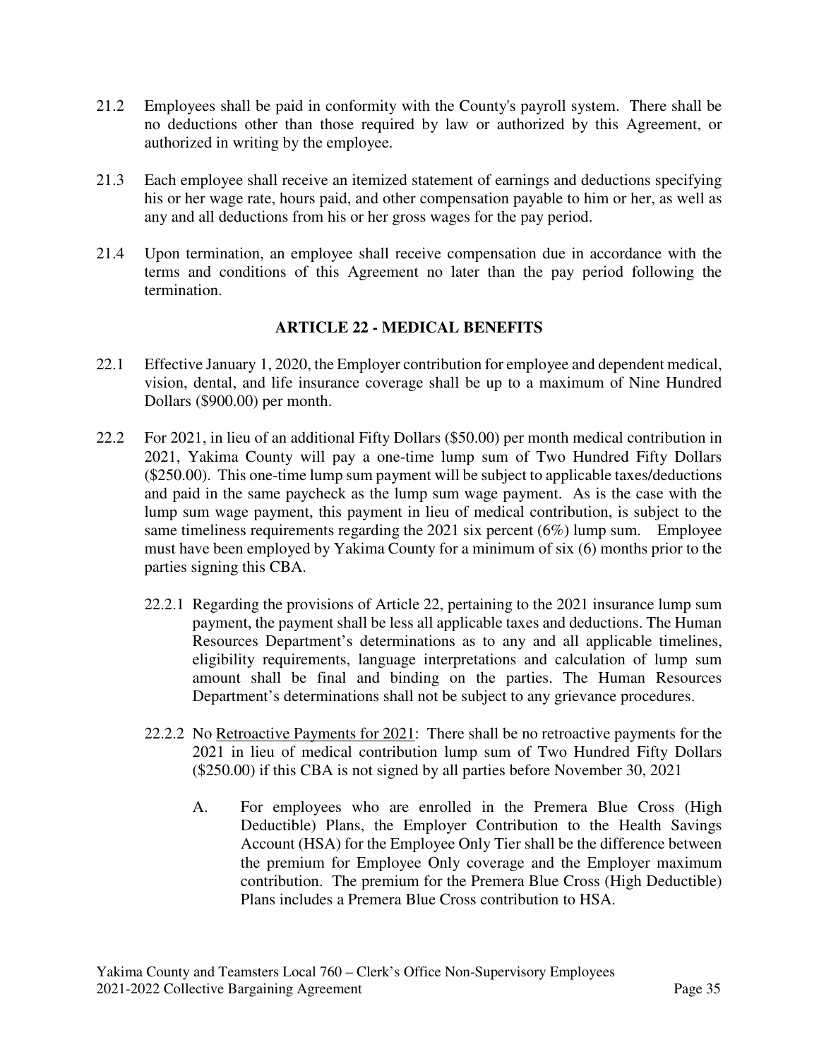21.2 Employees shall be paid in conformity with the County's payroll system. There shall be no deductions other than those required by law or authorized by this Agreement, or authorized in writing by the employee.

21.3 Each employee shall receive an itemized statement of earnings and deductions specifying his or her wage rate, hours paid, and other compensation payable to him or her, as well as any and all deductions from his or her gross wages for the pay period.

21.4 Upon termination, an employee shall receive compensation due in accordance with the terms and conditions of this Agreement no later than the pay period following the termination.

## ARTICLE 22 - MEDICAL BENEFITS

22.1 Effective January 1, 2020, the Employer contribution for employee and dependent medical, vision, dental, and life insurance coverage shall be up to a maximum of Nine Hundred Dollars ($900.00) per month.

22.2 For 2021, in lieu of an additional Fifty Dollars ($50.00) per month medical contribution in 2021, Yakima County will pay a one-time lump sum of Two Hundred Fifty Dollars ($250.00). This one-time lump sum payment will be subject to applicable taxes/deductions and paid in the same paycheck as the lump sum wage payment. As is the case with the lump sum wage payment, this payment in lieu of medical contribution, is subject to the same timeliness requirements regarding the 2021 six percent (6%) lump sum. Employee must have been employed by Yakima County for a minimum of six (6) months prior to the parties signing this CBA.

22.2.1 Regarding the provisions of Article 22, pertaining to the 2021 insurance lump sum payment, the payment shall be less all applicable taxes and deductions. The Human Resources Department's determinations as to any and all applicable timelines, eligibility requirements, language interpretations and calculation of lump sum amount shall be final and binding on the parties. The Human Resources Department's determinations shall not be subject to any grievance procedures.

22.2.2 No Retroactive Payments for 2021: There shall be no retroactive payments for the 2021 in lieu of medical contribution lump sum of Two Hundred Fifty Dollars ($250.00) if this CBA is not signed by all parties before November 30, 2021

A. For employees who are enrolled in the Premera Blue Cross (High Deductible) Plans, the Employer Contribution to the Health Savings Account (HSA) for the Employee Only Tier shall be the difference between the premium for Employee Only coverage and the Employer maximum contribution. The premium for the Premera Blue Cross (High Deductible) Plans includes a Premera Blue Cross contribution to HSA.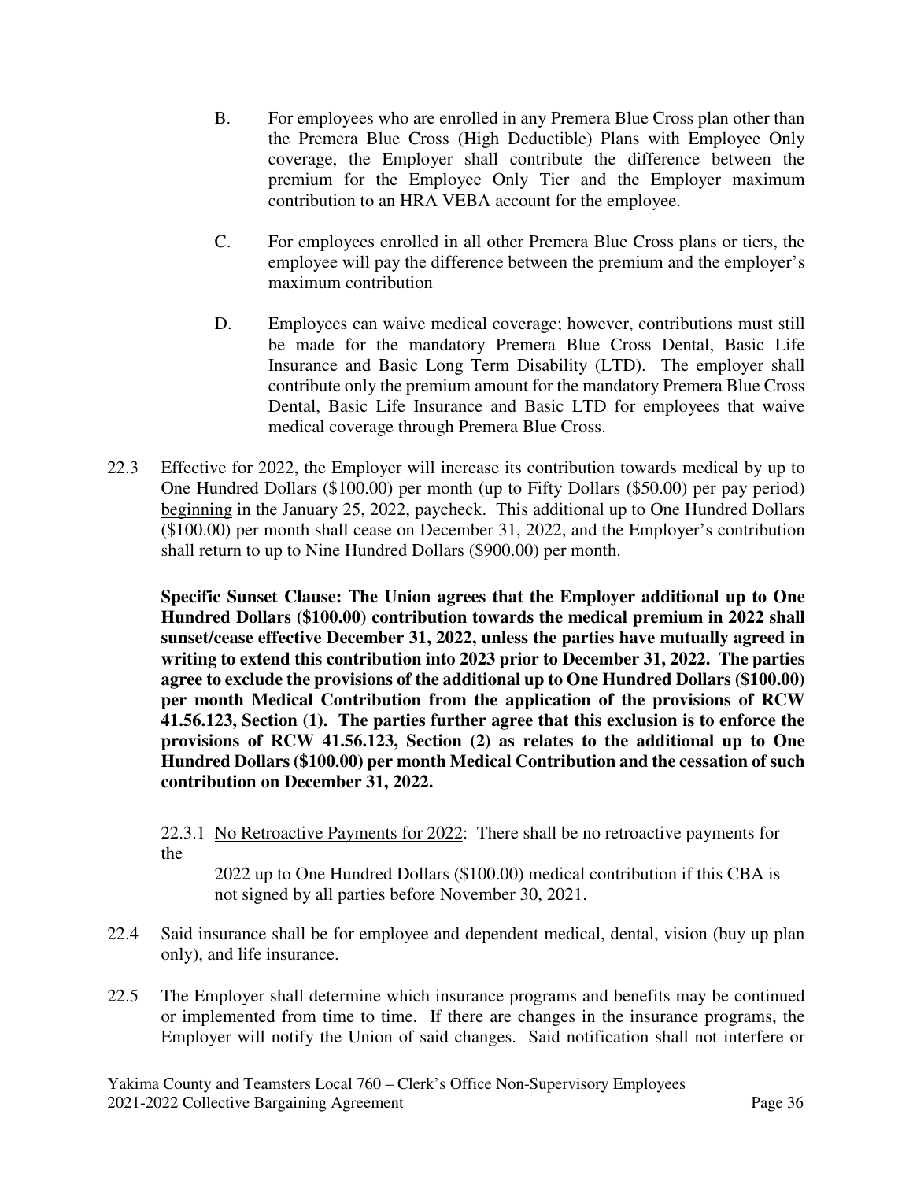B. For employees who are enrolled in any Premera Blue Cross plan other than the Premera Blue Cross (High Deductible) Plans with Employee Only coverage, the Employer shall contribute the difference between the premium for the Employee Only Tier and the Employer maximum contribution to an HRA VEBA account for the employee.

C. For employees enrolled in all other Premera Blue Cross plans or tiers, the employee will pay the difference between the premium and the employer's maximum contribution

D. Employees can waive medical coverage; however, contributions must still be made for the mandatory Premera Blue Cross Dental, Basic Life Insurance and Basic Long Term Disability (LTD). The employer shall contribute only the premium amount for the mandatory Premera Blue Cross Dental, Basic Life Insurance and Basic LTD for employees that waive medical coverage through Premera Blue Cross.

22.3 Effective for 2022, the Employer will increase its contribution towards medical by up to One Hundred Dollars ($100.00) per month (up to Fifty Dollars ($50.00) per pay period) <u>beginning</u> in the January 25, 2022, paycheck. This additional up to One Hundred Dollars ($100.00) per month shall cease on December 31, 2022, and the Employer's contribution shall return to up to Nine Hundred Dollars ($900.00) per month.

**Specific Sunset Clause: The Union agrees that the Employer additional up to One Hundred Dollars ($100.00) contribution towards the medical premium in 2022 shall sunset/cease effective December 31, 2022, unless the parties have mutually agreed in writing to extend this contribution into 2023 prior to December 31, 2022. The parties agree to exclude the provisions of the additional up to One Hundred Dollars ($100.00) per month Medical Contribution from the application of the provisions of RCW 41.56.123, Section (1). The parties further agree that this exclusion is to enforce the provisions of RCW 41.56.123, Section (2) as relates to the additional up to One Hundred Dollars ($100.00) per month Medical Contribution and the cessation of such contribution on December 31, 2022.**

22.3.1 <u>No Retroactive Payments for 2022</u>: There shall be no retroactive payments for the 2022 up to One Hundred Dollars ($100.00) medical contribution if this CBA is not signed by all parties before November 30, 2021.

22.4 Said insurance shall be for employee and dependent medical, dental, vision (buy up plan only), and life insurance.

22.5 The Employer shall determine which insurance programs and benefits may be continued or implemented from time to time. If there are changes in the insurance programs, the Employer will notify the Union of said changes. Said notification shall not interfere or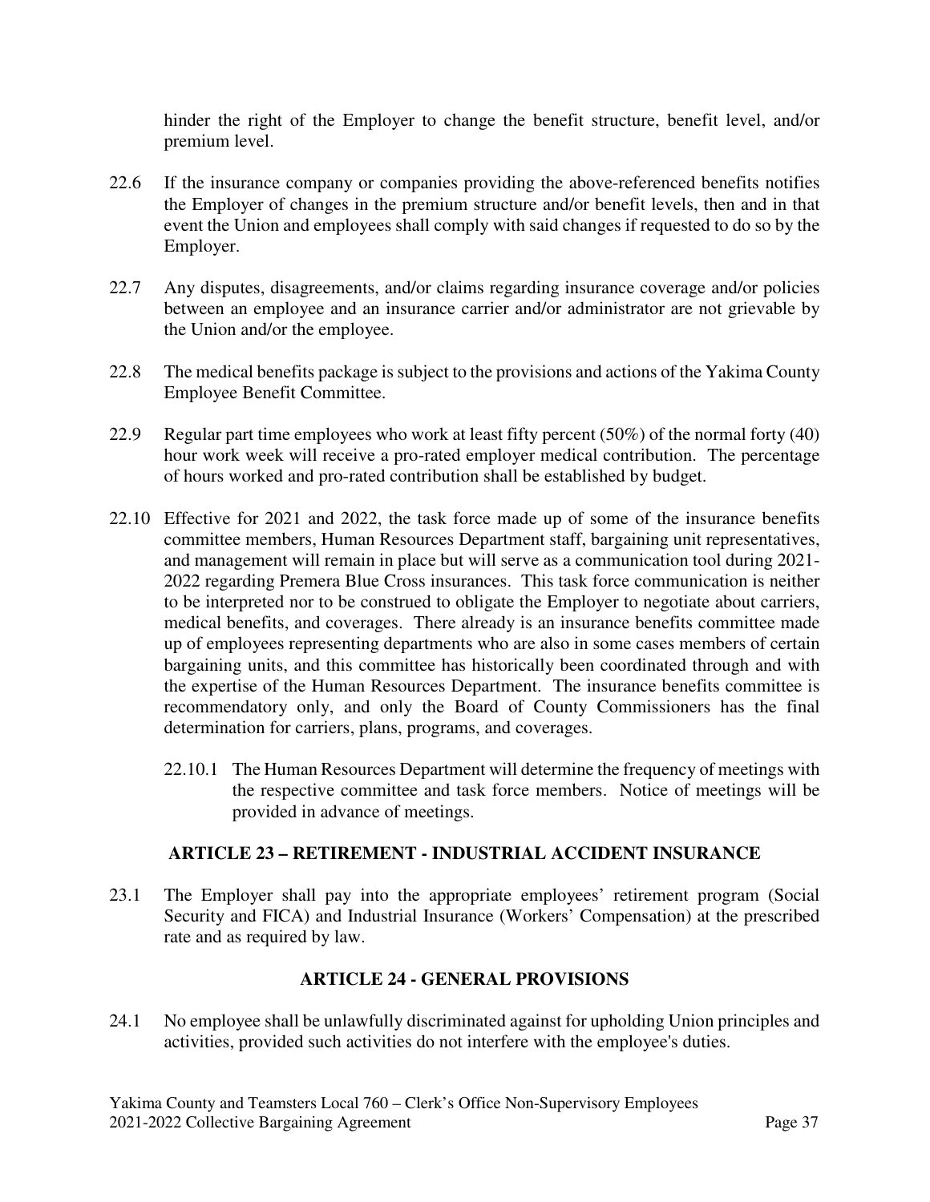hinder the right of the Employer to change the benefit structure, benefit level, and/or premium level.

22.6 If the insurance company or companies providing the above-referenced benefits notifies the Employer of changes in the premium structure and/or benefit levels, then and in that event the Union and employees shall comply with said changes if requested to do so by the Employer.

22.7 Any disputes, disagreements, and/or claims regarding insurance coverage and/or policies between an employee and an insurance carrier and/or administrator are not grievable by the Union and/or the employee.

22.8 The medical benefits package is subject to the provisions and actions of the Yakima County Employee Benefit Committee.

22.9 Regular part time employees who work at least fifty percent (50%) of the normal forty (40) hour work week will receive a pro-rated employer medical contribution. The percentage of hours worked and pro-rated contribution shall be established by budget.

22.10 Effective for 2021 and 2022, the task force made up of some of the insurance benefits committee members, Human Resources Department staff, bargaining unit representatives, and management will remain in place but will serve as a communication tool during 2021-2022 regarding Premera Blue Cross insurances. This task force communication is neither to be interpreted nor to be construed to obligate the Employer to negotiate about carriers, medical benefits, and coverages. There already is an insurance benefits committee made up of employees representing departments who are also in some cases members of certain bargaining units, and this committee has historically been coordinated through and with the expertise of the Human Resources Department. The insurance benefits committee is recommendatory only, and only the Board of County Commissioners has the final determination for carriers, plans, programs, and coverages.

22.10.1 The Human Resources Department will determine the frequency of meetings with the respective committee and task force members. Notice of meetings will be provided in advance of meetings.

## ARTICLE 23 – RETIREMENT - INDUSTRIAL ACCIDENT INSURANCE

23.1 The Employer shall pay into the appropriate employees' retirement program (Social Security and FICA) and Industrial Insurance (Workers' Compensation) at the prescribed rate and as required by law.

## ARTICLE 24 - GENERAL PROVISIONS

24.1 No employee shall be unlawfully discriminated against for upholding Union principles and activities, provided such activities do not interfere with the employee's duties.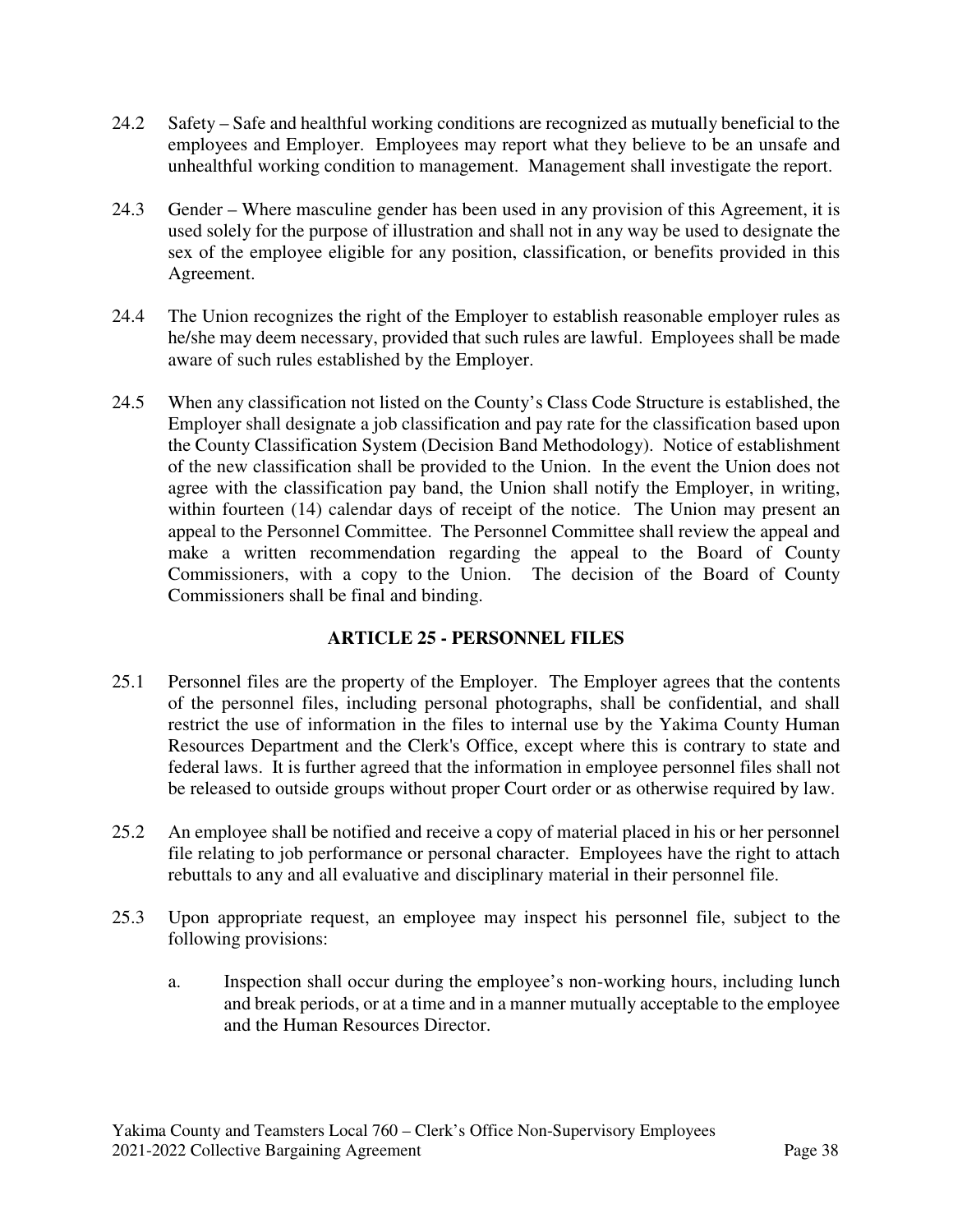24.2 Safety – Safe and healthful working conditions are recognized as mutually beneficial to the employees and Employer. Employees may report what they believe to be an unsafe and unhealthful working condition to management. Management shall investigate the report.

24.3 Gender – Where masculine gender has been used in any provision of this Agreement, it is used solely for the purpose of illustration and shall not in any way be used to designate the sex of the employee eligible for any position, classification, or benefits provided in this Agreement.

24.4 The Union recognizes the right of the Employer to establish reasonable employer rules as he/she may deem necessary, provided that such rules are lawful. Employees shall be made aware of such rules established by the Employer.

24.5 When any classification not listed on the County's Class Code Structure is established, the Employer shall designate a job classification and pay rate for the classification based upon the County Classification System (Decision Band Methodology). Notice of establishment of the new classification shall be provided to the Union. In the event the Union does not agree with the classification pay band, the Union shall notify the Employer, in writing, within fourteen (14) calendar days of receipt of the notice. The Union may present an appeal to the Personnel Committee. The Personnel Committee shall review the appeal and make a written recommendation regarding the appeal to the Board of County Commissioners, with a copy to the Union. The decision of the Board of County Commissioners shall be final and binding.

## ARTICLE 25 - PERSONNEL FILES

25.1 Personnel files are the property of the Employer. The Employer agrees that the contents of the personnel files, including personal photographs, shall be confidential, and shall restrict the use of information in the files to internal use by the Yakima County Human Resources Department and the Clerk's Office, except where this is contrary to state and federal laws. It is further agreed that the information in employee personnel files shall not be released to outside groups without proper Court order or as otherwise required by law.

25.2 An employee shall be notified and receive a copy of material placed in his or her personnel file relating to job performance or personal character. Employees have the right to attach rebuttals to any and all evaluative and disciplinary material in their personnel file.

25.3 Upon appropriate request, an employee may inspect his personnel file, subject to the following provisions:

a. Inspection shall occur during the employee's non-working hours, including lunch and break periods, or at a time and in a manner mutually acceptable to the employee and the Human Resources Director.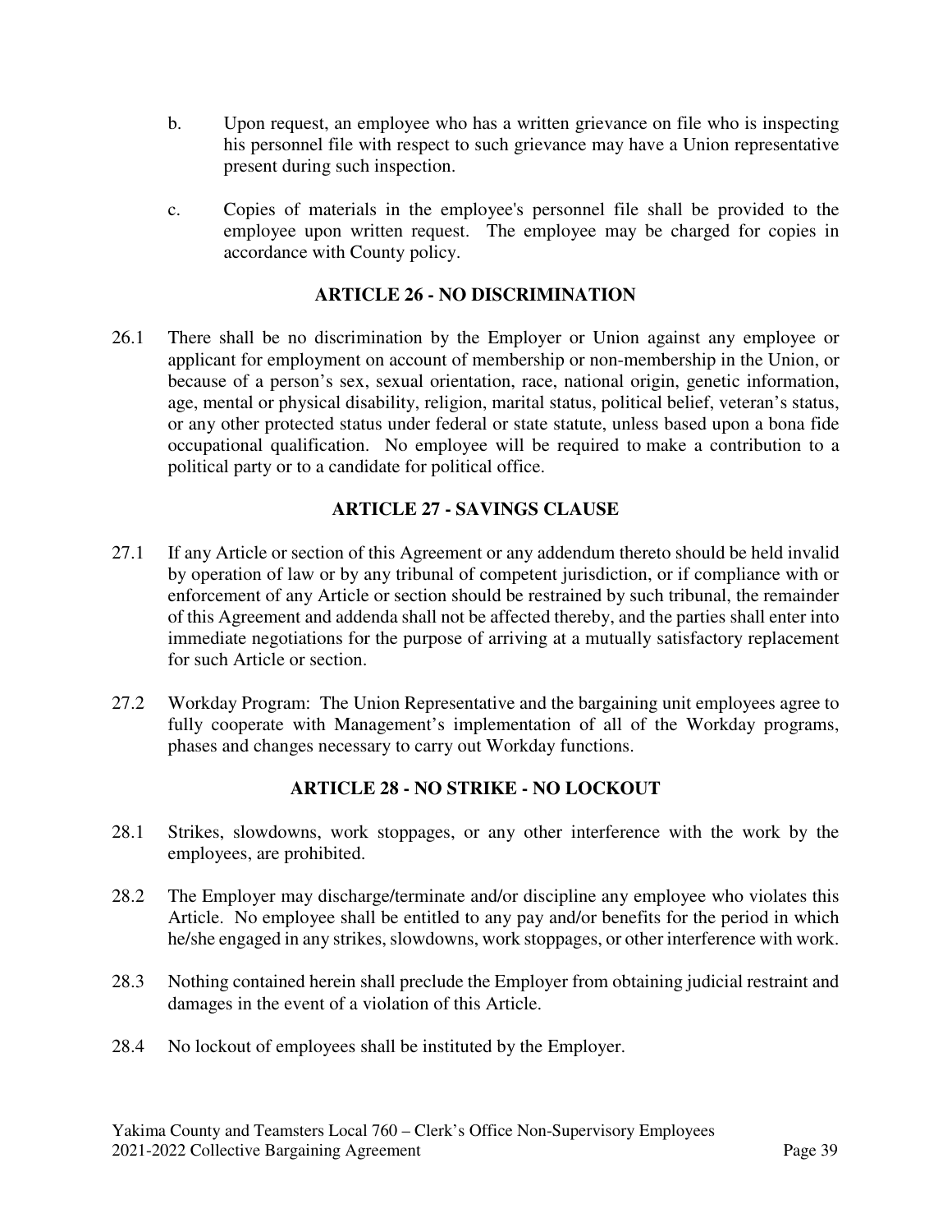b. Upon request, an employee who has a written grievance on file who is inspecting his personnel file with respect to such grievance may have a Union representative present during such inspection.

c. Copies of materials in the employee's personnel file shall be provided to the employee upon written request. The employee may be charged for copies in accordance with County policy.

## ARTICLE 26 - NO DISCRIMINATION

26.1 There shall be no discrimination by the Employer or Union against any employee or applicant for employment on account of membership or non-membership in the Union, or because of a person's sex, sexual orientation, race, national origin, genetic information, age, mental or physical disability, religion, marital status, political belief, veteran's status, or any other protected status under federal or state statute, unless based upon a bona fide occupational qualification. No employee will be required to make a contribution to a political party or to a candidate for political office.

## ARTICLE 27 - SAVINGS CLAUSE

27.1 If any Article or section of this Agreement or any addendum thereto should be held invalid by operation of law or by any tribunal of competent jurisdiction, or if compliance with or enforcement of any Article or section should be restrained by such tribunal, the remainder of this Agreement and addenda shall not be affected thereby, and the parties shall enter into immediate negotiations for the purpose of arriving at a mutually satisfactory replacement for such Article or section.

27.2 Workday Program: The Union Representative and the bargaining unit employees agree to fully cooperate with Management's implementation of all of the Workday programs, phases and changes necessary to carry out Workday functions.

## ARTICLE 28 - NO STRIKE - NO LOCKOUT

28.1 Strikes, slowdowns, work stoppages, or any other interference with the work by the employees, are prohibited.

28.2 The Employer may discharge/terminate and/or discipline any employee who violates this Article. No employee shall be entitled to any pay and/or benefits for the period in which he/she engaged in any strikes, slowdowns, work stoppages, or other interference with work.

28.3 Nothing contained herein shall preclude the Employer from obtaining judicial restraint and damages in the event of a violation of this Article.

28.4 No lockout of employees shall be instituted by the Employer.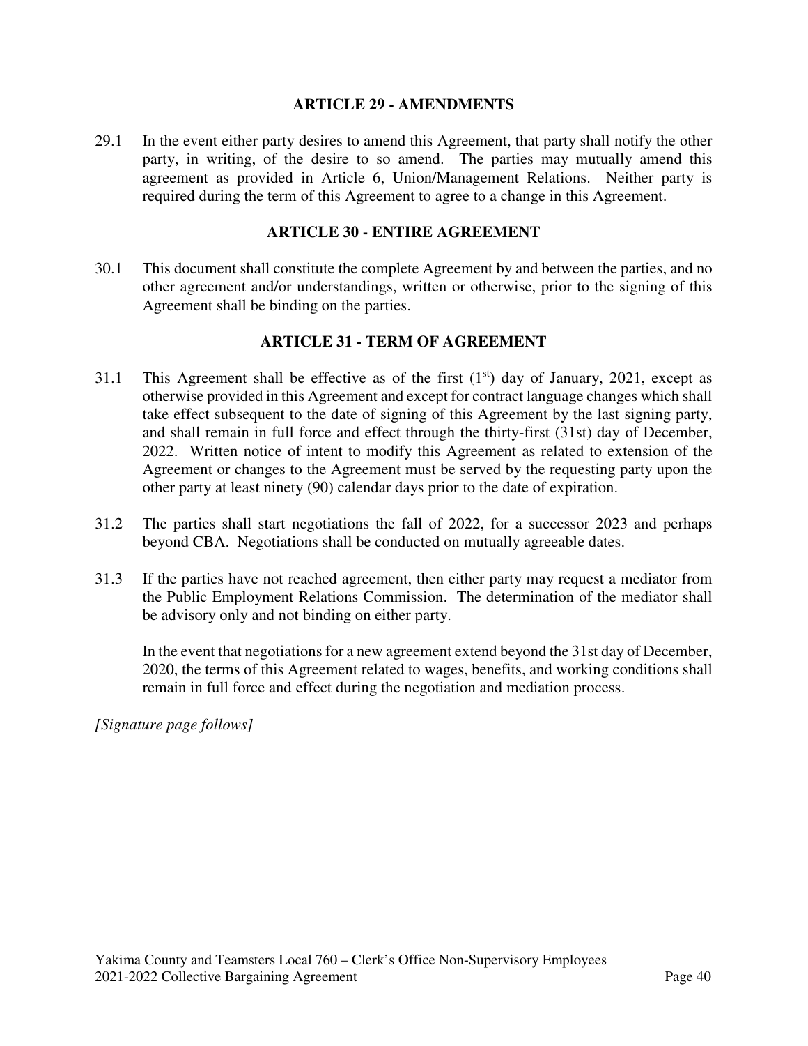## ARTICLE 29 - AMENDMENTS

29.1 In the event either party desires to amend this Agreement, that party shall notify the other party, in writing, of the desire to so amend. The parties may mutually amend this agreement as provided in Article 6, Union/Management Relations. Neither party is required during the term of this Agreement to agree to a change in this Agreement.

## ARTICLE 30 - ENTIRE AGREEMENT

30.1 This document shall constitute the complete Agreement by and between the parties, and no other agreement and/or understandings, written or otherwise, prior to the signing of this Agreement shall be binding on the parties.

## ARTICLE 31 - TERM OF AGREEMENT

31.1 This Agreement shall be effective as of the first (1st) day of January, 2021, except as otherwise provided in this Agreement and except for contract language changes which shall take effect subsequent to the date of signing of this Agreement by the last signing party, and shall remain in full force and effect through the thirty-first (31st) day of December, 2022. Written notice of intent to modify this Agreement as related to extension of the Agreement or changes to the Agreement must be served by the requesting party upon the other party at least ninety (90) calendar days prior to the date of expiration.

31.2 The parties shall start negotiations the fall of 2022, for a successor 2023 and perhaps beyond CBA. Negotiations shall be conducted on mutually agreeable dates.

31.3 If the parties have not reached agreement, then either party may request a mediator from the Public Employment Relations Commission. The determination of the mediator shall be advisory only and not binding on either party.

In the event that negotiations for a new agreement extend beyond the 31st day of December, 2020, the terms of this Agreement related to wages, benefits, and working conditions shall remain in full force and effect during the negotiation and mediation process.

*[Signature page follows]*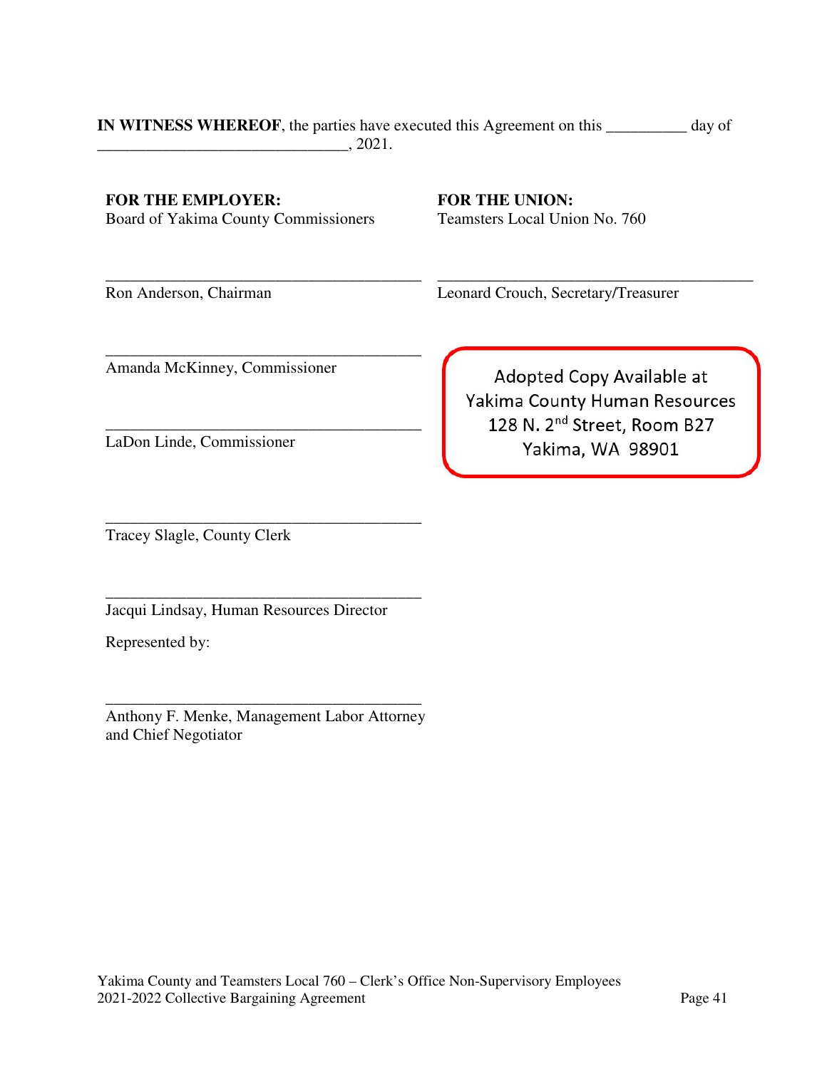**IN WITNESS WHEREOF**, the parties have executed this Agreement on this __________ day of _______________________________, 2021.

**FOR THE EMPLOYER:**
Board of Yakima County Commissioners

________________________________________
Ron Anderson, Chairman

________________________________________
Amanda McKinney, Commissioner

________________________________________
LaDon Linde, Commissioner

________________________________________
Tracey Slagle, County Clerk

________________________________________
Jacqui Lindsay, Human Resources Director

Represented by:

________________________________________
Anthony F. Menke, Management Labor Attorney and Chief Negotiator

**FOR THE UNION:**
Teamsters Local Union No. 760

________________________________________
Leonard Crouch, Secretary/Treasurer

Adopted Copy Available at
Yakima County Human Resources
128 N. 2nd Street, Room B27
Yakima, WA 98901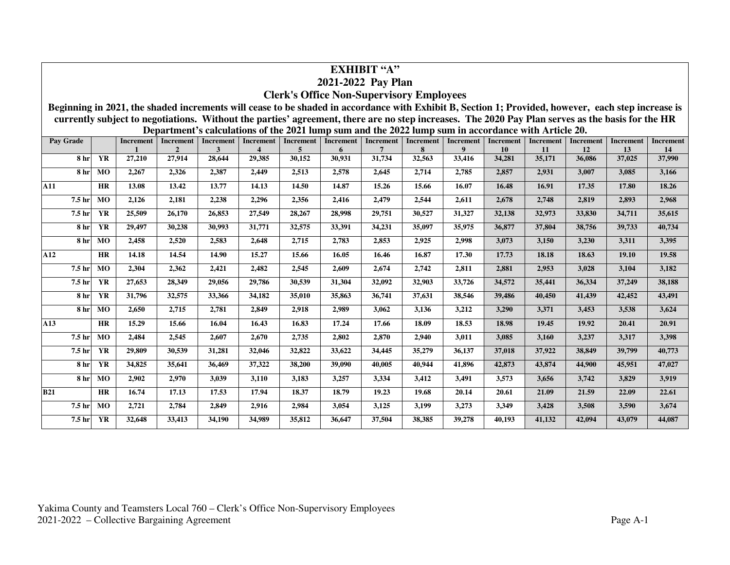# EXHIBIT "A"

## 2021-2022 Pay Plan

## Clerk's Office Non-Supervisory Employees

**Beginning in 2021, the shaded increments will cease to be shaded in accordance with Exhibit B, Section 1; Provided, however, each step increase is currently subject to negotiations. Without the parties' agreement, there are no step increases. The 2020 Pay Plan serves as the basis for the HR Department's calculations of the 2021 lump sum and the 2022 lump sum in accordance with Article 20.**

| Pay Grade | | Increment 1 | Increment 2 | Increment 3 | Increment 4 | Increment 5 | Increment 6 | Increment 7 | Increment 8 | Increment 9 | Increment 10 | Increment 11 | Increment 12 | Increment 13 | Increment 14 |
|---|---|---|---|---|---|---|---|---|---|---|---|---|---|---|---|
| 8 hr | YR | 27,210 | 27,914 | 28,644 | 29,385 | 30,152 | 30,931 | 31,734 | 32,563 | 33,416 | 34,281 | 35,171 | 36,086 | 37,025 | 37,990 |
| 8 hr | MO | 2,267 | 2,326 | 2,387 | 2,449 | 2,513 | 2,578 | 2,645 | 2,714 | 2,785 | 2,857 | 2,931 | 3,007 | 3,085 | 3,166 |
| A11 | HR | 13.08 | 13.42 | 13.77 | 14.13 | 14.50 | 14.87 | 15.26 | 15.66 | 16.07 | 16.48 | 16.91 | 17.35 | 17.80 | 18.26 |
| 7.5 hr | MO | 2,126 | 2,181 | 2,238 | 2,296 | 2,356 | 2,416 | 2,479 | 2,544 | 2,611 | 2,678 | 2,748 | 2,819 | 2,893 | 2,968 |
| 7.5 hr | YR | 25,509 | 26,170 | 26,853 | 27,549 | 28,267 | 28,998 | 29,751 | 30,527 | 31,327 | 32,138 | 32,973 | 33,830 | 34,711 | 35,615 |
| 8 hr | YR | 29,497 | 30,238 | 30,993 | 31,771 | 32,575 | 33,391 | 34,231 | 35,097 | 35,975 | 36,877 | 37,804 | 38,756 | 39,733 | 40,734 |
| 8 hr | MO | 2,458 | 2,520 | 2,583 | 2,648 | 2,715 | 2,783 | 2,853 | 2,925 | 2,998 | 3,073 | 3,150 | 3,230 | 3,311 | 3,395 |
| A12 | HR | 14.18 | 14.54 | 14.90 | 15.27 | 15.66 | 16.05 | 16.46 | 16.87 | 17.30 | 17.73 | 18.18 | 18.63 | 19.10 | 19.58 |
| 7.5 hr | MO | 2,304 | 2,362 | 2,421 | 2,482 | 2,545 | 2,609 | 2,674 | 2,742 | 2,811 | 2,881 | 2,953 | 3,028 | 3,104 | 3,182 |
| 7.5 hr | YR | 27,653 | 28,349 | 29,056 | 29,786 | 30,539 | 31,304 | 32,092 | 32,903 | 33,726 | 34,572 | 35,441 | 36,334 | 37,249 | 38,188 |
| 8 hr | YR | 31,796 | 32,575 | 33,366 | 34,182 | 35,010 | 35,863 | 36,741 | 37,631 | 38,546 | 39,486 | 40,450 | 41,439 | 42,452 | 43,491 |
| 8 hr | MO | 2,650 | 2,715 | 2,781 | 2,849 | 2,918 | 2,989 | 3,062 | 3,136 | 3,212 | 3,290 | 3,371 | 3,453 | 3,538 | 3,624 |
| A13 | HR | 15.29 | 15.66 | 16.04 | 16.43 | 16.83 | 17.24 | 17.66 | 18.09 | 18.53 | 18.98 | 19.45 | 19.92 | 20.41 | 20.91 |
| 7.5 hr | MO | 2,484 | 2,545 | 2,607 | 2,670 | 2,735 | 2,802 | 2,870 | 2,940 | 3,011 | 3,085 | 3,160 | 3,237 | 3,317 | 3,398 |
| 7.5 hr | YR | 29,809 | 30,539 | 31,281 | 32,046 | 32,822 | 33,622 | 34,445 | 35,279 | 36,137 | 37,018 | 37,922 | 38,849 | 39,799 | 40,773 |
| 8 hr | YR | 34,825 | 35,641 | 36,469 | 37,322 | 38,200 | 39,090 | 40,005 | 40,944 | 41,896 | 42,873 | 43,874 | 44,900 | 45,951 | 47,027 |
| 8 hr | MO | 2,902 | 2,970 | 3,039 | 3,110 | 3,183 | 3,257 | 3,334 | 3,412 | 3,491 | 3,573 | 3,656 | 3,742 | 3,829 | 3,919 |
| B21 | HR | 16.74 | 17.13 | 17.53 | 17.94 | 18.37 | 18.79 | 19.23 | 19.68 | 20.14 | 20.61 | 21.09 | 21.59 | 22.09 | 22.61 |
| 7.5 hr | MO | 2,721 | 2,784 | 2,849 | 2,916 | 2,984 | 3,054 | 3,125 | 3,199 | 3,273 | 3,349 | 3,428 | 3,508 | 3,590 | 3,674 |
| 7.5 hr | YR | 32,648 | 33,413 | 34,190 | 34,989 | 35,812 | 36,647 | 37,504 | 38,385 | 39,278 | 40,193 | 41,132 | 42,094 | 43,079 | 44,087 |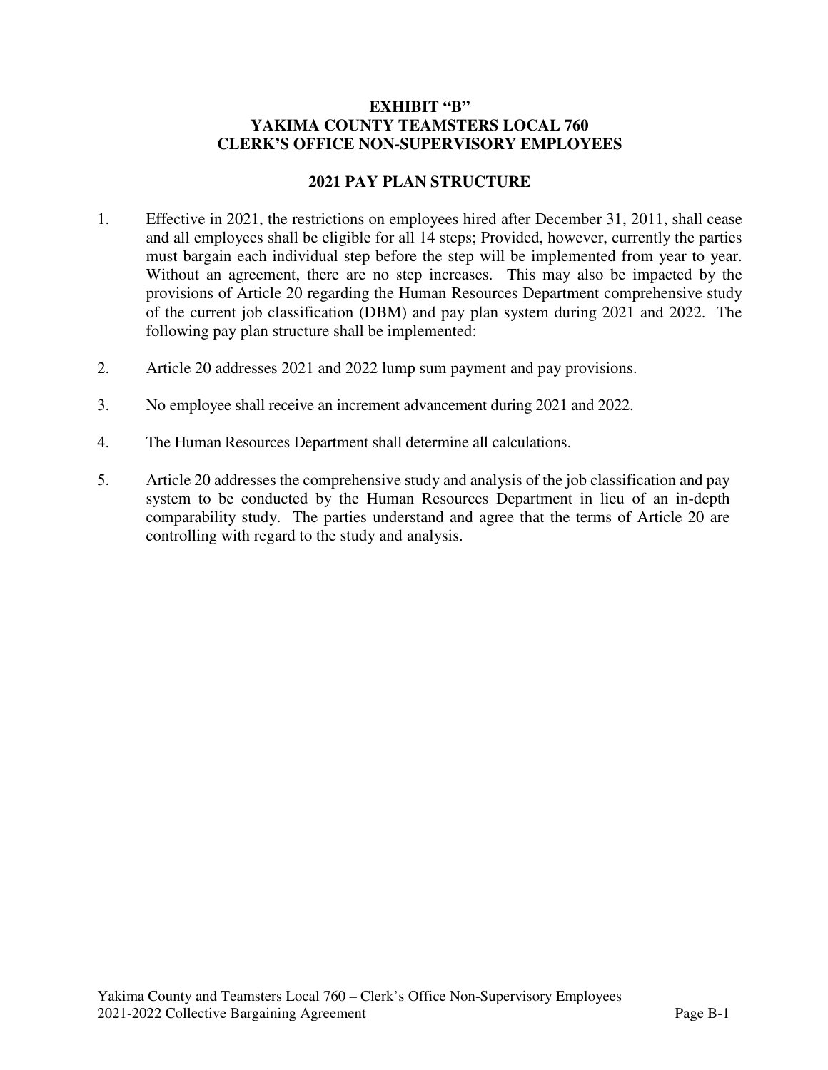# EXHIBIT "B"
# YAKIMA COUNTY TEAMSTERS LOCAL 760
# CLERK'S OFFICE NON-SUPERVISORY EMPLOYEES

## 2021 PAY PLAN STRUCTURE

1. Effective in 2021, the restrictions on employees hired after December 31, 2011, shall cease and all employees shall be eligible for all 14 steps; Provided, however, currently the parties must bargain each individual step before the step will be implemented from year to year. Without an agreement, there are no step increases. This may also be impacted by the provisions of Article 20 regarding the Human Resources Department comprehensive study of the current job classification (DBM) and pay plan system during 2021 and 2022. The following pay plan structure shall be implemented:

2. Article 20 addresses 2021 and 2022 lump sum payment and pay provisions.

3. No employee shall receive an increment advancement during 2021 and 2022.

4. The Human Resources Department shall determine all calculations.

5. Article 20 addresses the comprehensive study and analysis of the job classification and pay system to be conducted by the Human Resources Department in lieu of an in-depth comparability study. The parties understand and agree that the terms of Article 20 are controlling with regard to the study and analysis.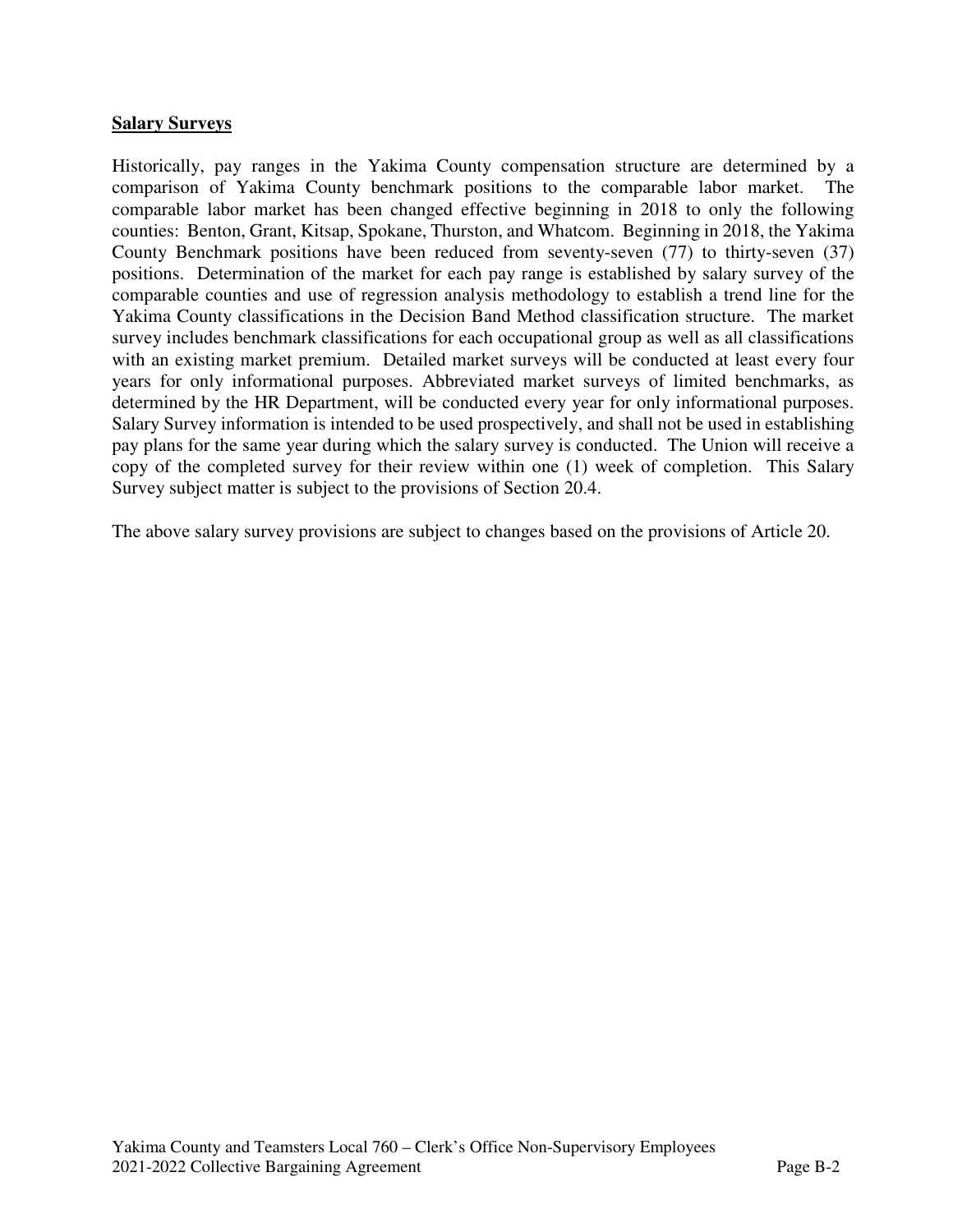**Salary Surveys**

Historically, pay ranges in the Yakima County compensation structure are determined by a comparison of Yakima County benchmark positions to the comparable labor market. The comparable labor market has been changed effective beginning in 2018 to only the following counties: Benton, Grant, Kitsap, Spokane, Thurston, and Whatcom. Beginning in 2018, the Yakima County Benchmark positions have been reduced from seventy-seven (77) to thirty-seven (37) positions. Determination of the market for each pay range is established by salary survey of the comparable counties and use of regression analysis methodology to establish a trend line for the Yakima County classifications in the Decision Band Method classification structure. The market survey includes benchmark classifications for each occupational group as well as all classifications with an existing market premium. Detailed market surveys will be conducted at least every four years for only informational purposes. Abbreviated market surveys of limited benchmarks, as determined by the HR Department, will be conducted every year for only informational purposes. Salary Survey information is intended to be used prospectively, and shall not be used in establishing pay plans for the same year during which the salary survey is conducted. The Union will receive a copy of the completed survey for their review within one (1) week of completion. This Salary Survey subject matter is subject to the provisions of Section 20.4.

The above salary survey provisions are subject to changes based on the provisions of Article 20.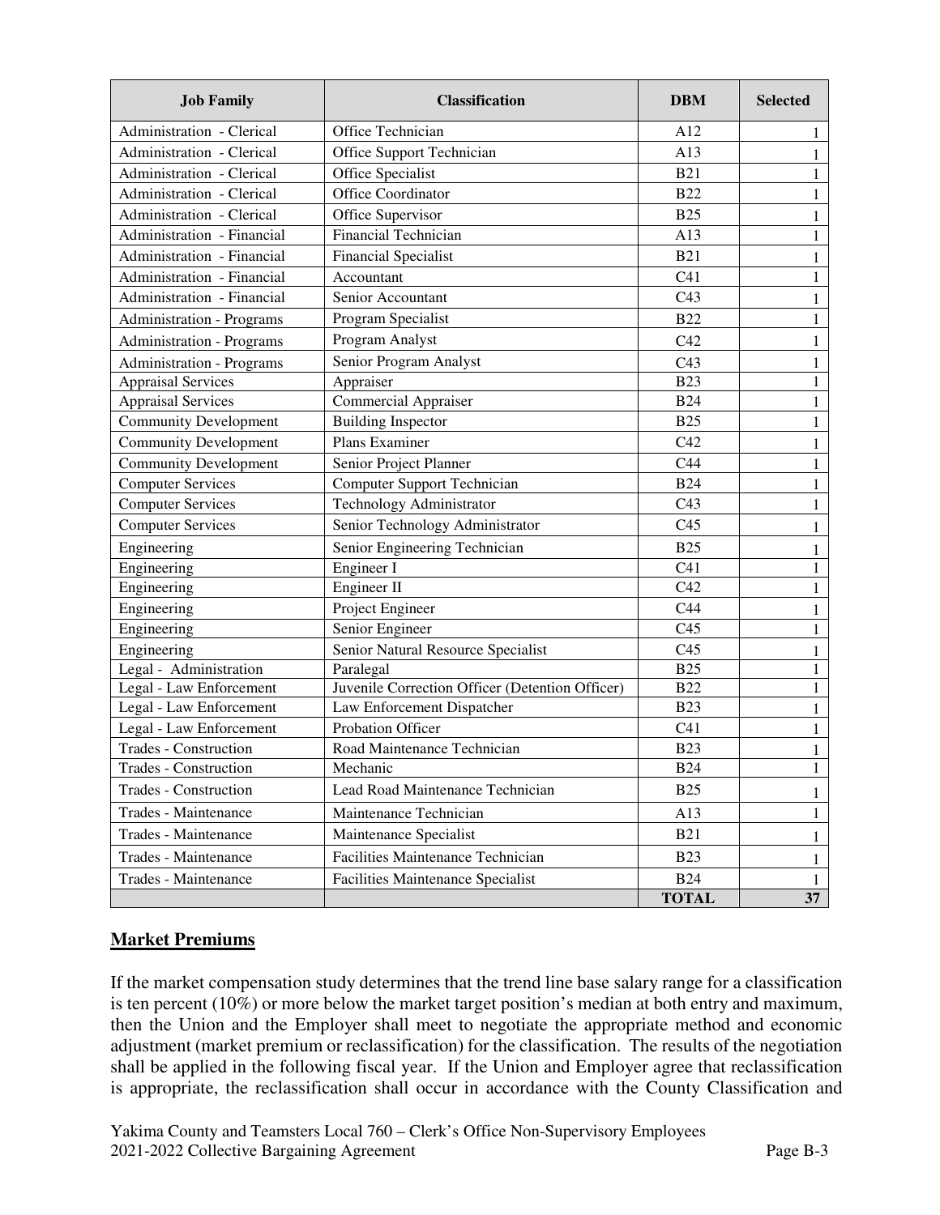| Job Family | Classification | DBM | Selected |
|---|---|---|---|
| Administration - Clerical | Office Technician | A12 | 1 |
| Administration - Clerical | Office Support Technician | A13 | 1 |
| Administration - Clerical | Office Specialist | B21 | 1 |
| Administration - Clerical | Office Coordinator | B22 | 1 |
| Administration - Clerical | Office Supervisor | B25 | 1 |
| Administration - Financial | Financial Technician | A13 | 1 |
| Administration - Financial | Financial Specialist | B21 | 1 |
| Administration - Financial | Accountant | C41 | 1 |
| Administration - Financial | Senior Accountant | C43 | 1 |
| Administration - Programs | Program Specialist | B22 | 1 |
| Administration - Programs | Program Analyst | C42 | 1 |
| Administration - Programs | Senior Program Analyst | C43 | 1 |
| Appraisal Services | Appraiser | B23 | 1 |
| Appraisal Services | Commercial Appraiser | B24 | 1 |
| Community Development | Building Inspector | B25 | 1 |
| Community Development | Plans Examiner | C42 | 1 |
| Community Development | Senior Project Planner | C44 | 1 |
| Computer Services | Computer Support Technician | B24 | 1 |
| Computer Services | Technology Administrator | C43 | 1 |
| Computer Services | Senior Technology Administrator | C45 | 1 |
| Engineering | Senior Engineering Technician | B25 | 1 |
| Engineering | Engineer I | C41 | 1 |
| Engineering | Engineer II | C42 | 1 |
| Engineering | Project Engineer | C44 | 1 |
| Engineering | Senior Engineer | C45 | 1 |
| Engineering | Senior Natural Resource Specialist | C45 | 1 |
| Legal - Administration | Paralegal | B25 | 1 |
| Legal - Law Enforcement | Juvenile Correction Officer (Detention Officer) | B22 | 1 |
| Legal - Law Enforcement | Law Enforcement Dispatcher | B23 | 1 |
| Legal - Law Enforcement | Probation Officer | C41 | 1 |
| Trades - Construction | Road Maintenance Technician | B23 | 1 |
| Trades - Construction | Mechanic | B24 | 1 |
| Trades - Construction | Lead Road Maintenance Technician | B25 | 1 |
| Trades - Maintenance | Maintenance Technician | A13 | 1 |
| Trades - Maintenance | Maintenance Specialist | B21 | 1 |
| Trades - Maintenance | Facilities Maintenance Technician | B23 | 1 |
| Trades - Maintenance | Facilities Maintenance Specialist | B24 | 1 |
| | | **TOTAL** | **37** |

## Market Premiums

If the market compensation study determines that the trend line base salary range for a classification is ten percent (10%) or more below the market target position's median at both entry and maximum, then the Union and the Employer shall meet to negotiate the appropriate method and economic adjustment (market premium or reclassification) for the classification. The results of the negotiation shall be applied in the following fiscal year. If the Union and Employer agree that reclassification is appropriate, the reclassification shall occur in accordance with the County Classification and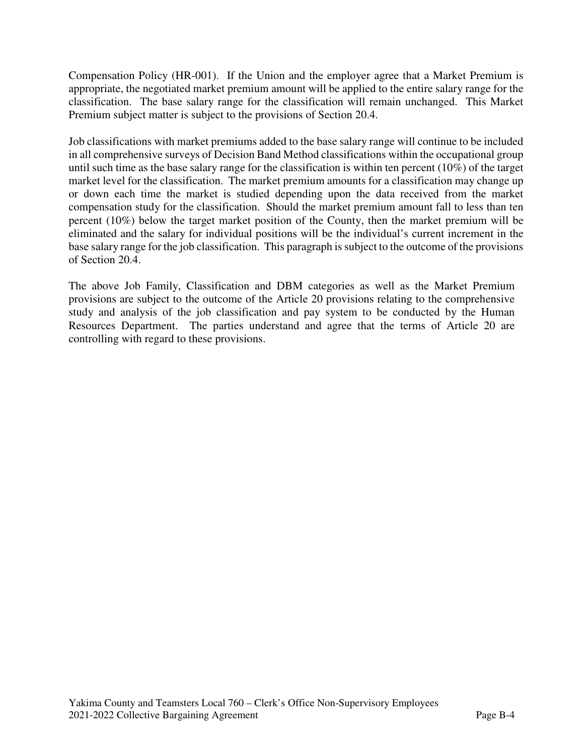Compensation Policy (HR-001). If the Union and the employer agree that a Market Premium is appropriate, the negotiated market premium amount will be applied to the entire salary range for the classification. The base salary range for the classification will remain unchanged. This Market Premium subject matter is subject to the provisions of Section 20.4.

Job classifications with market premiums added to the base salary range will continue to be included in all comprehensive surveys of Decision Band Method classifications within the occupational group until such time as the base salary range for the classification is within ten percent (10%) of the target market level for the classification. The market premium amounts for a classification may change up or down each time the market is studied depending upon the data received from the market compensation study for the classification. Should the market premium amount fall to less than ten percent (10%) below the target market position of the County, then the market premium will be eliminated and the salary for individual positions will be the individual's current increment in the base salary range for the job classification. This paragraph is subject to the outcome of the provisions of Section 20.4.

The above Job Family, Classification and DBM categories as well as the Market Premium provisions are subject to the outcome of the Article 20 provisions relating to the comprehensive study and analysis of the job classification and pay system to be conducted by the Human Resources Department. The parties understand and agree that the terms of Article 20 are controlling with regard to these provisions.